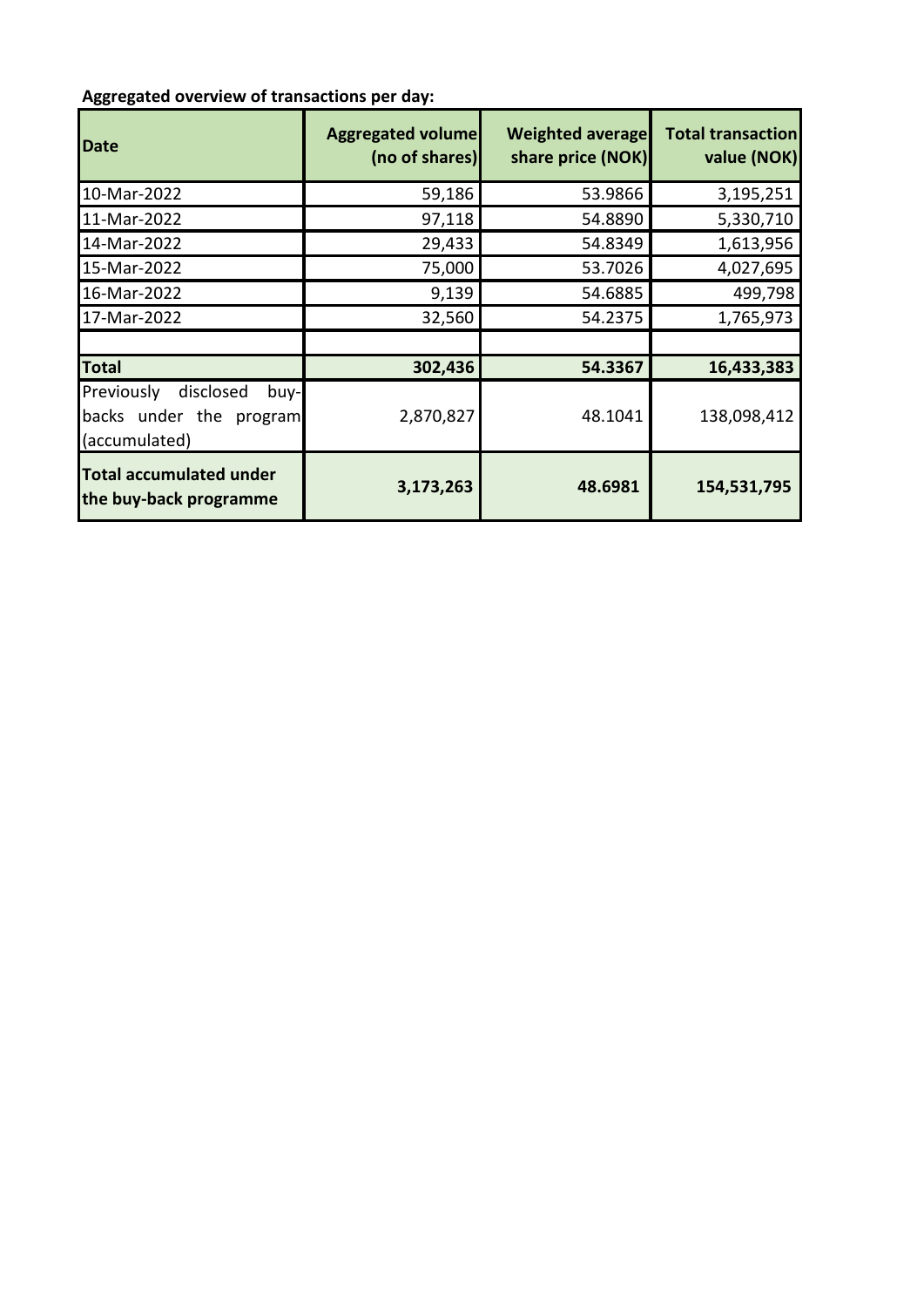**Aggregated overview of transactions per day:**

| Date | Aggregated volume (no of shares) | Weighted average share price (NOK) | Total transaction value (NOK) |
|---|---|---|---|
| 10-Mar-2022 | 59,186 | 53.9866 | 3,195,251 |
| 11-Mar-2022 | 97,118 | 54.8890 | 5,330,710 |
| 14-Mar-2022 | 29,433 | 54.8349 | 1,613,956 |
| 15-Mar-2022 | 75,000 | 53.7026 | 4,027,695 |
| 16-Mar-2022 | 9,139 | 54.6885 | 499,798 |
| 17-Mar-2022 | 32,560 | 54.2375 | 1,765,973 |
| | | | |
| **Total** | **302,436** | **54.3367** | **16,433,383** |
| Previously disclosed buy-backs under the program (accumulated) | 2,870,827 | 48.1041 | 138,098,412 |
| **Total accumulated under the buy-back programme** | **3,173,263** | **48.6981** | **154,531,795** |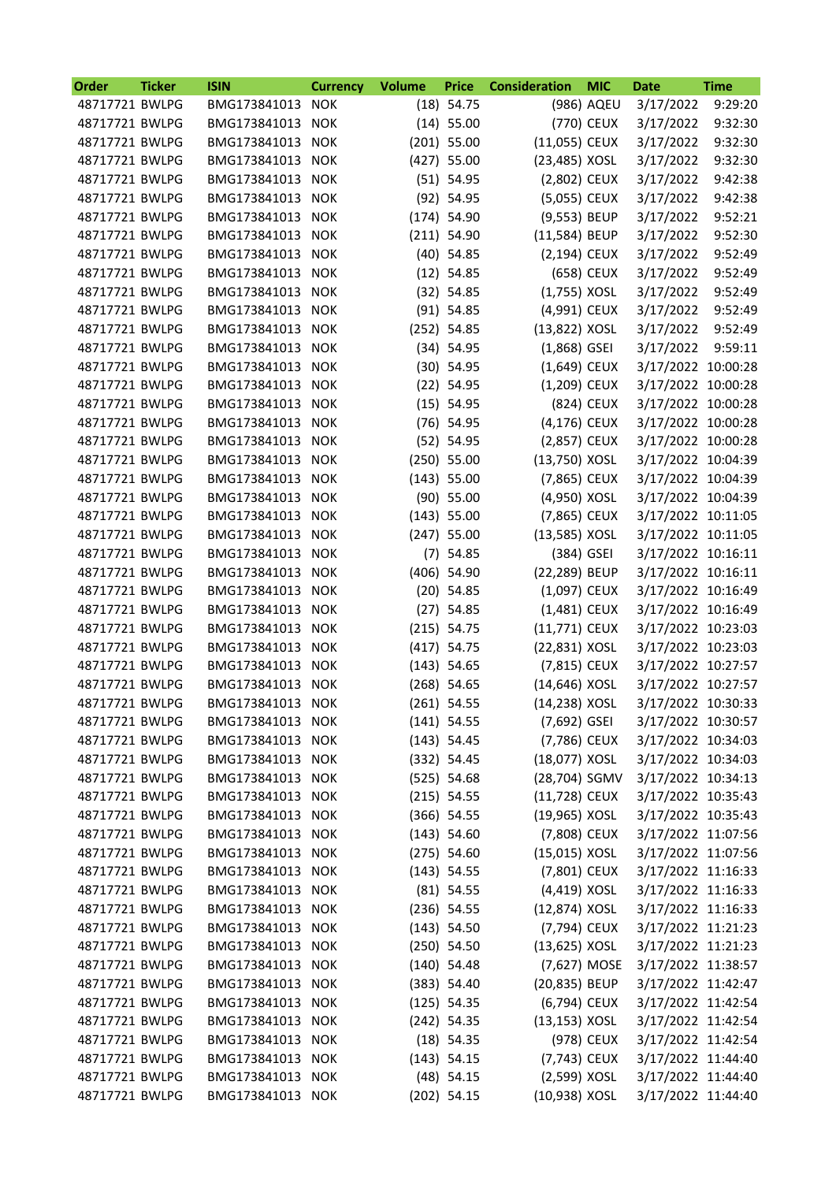| Order | Ticker | ISIN | Currency | Volume | Price | Consideration | MIC | Date | Time |
|---|---|---|---|---|---|---|---|---|---|
| 48717721 | BWLPG | BMG173841013 | NOK | (18) | 54.75 | (986) | AQEU | 3/17/2022 | 9:29:20 |
| 48717721 | BWLPG | BMG173841013 | NOK | (14) | 55.00 | (770) | CEUX | 3/17/2022 | 9:32:30 |
| 48717721 | BWLPG | BMG173841013 | NOK | (201) | 55.00 | (11,055) | CEUX | 3/17/2022 | 9:32:30 |
| 48717721 | BWLPG | BMG173841013 | NOK | (427) | 55.00 | (23,485) | XOSL | 3/17/2022 | 9:32:30 |
| 48717721 | BWLPG | BMG173841013 | NOK | (51) | 54.95 | (2,802) | CEUX | 3/17/2022 | 9:42:38 |
| 48717721 | BWLPG | BMG173841013 | NOK | (92) | 54.95 | (5,055) | CEUX | 3/17/2022 | 9:42:38 |
| 48717721 | BWLPG | BMG173841013 | NOK | (174) | 54.90 | (9,553) | BEUP | 3/17/2022 | 9:52:21 |
| 48717721 | BWLPG | BMG173841013 | NOK | (211) | 54.90 | (11,584) | BEUP | 3/17/2022 | 9:52:30 |
| 48717721 | BWLPG | BMG173841013 | NOK | (40) | 54.85 | (2,194) | CEUX | 3/17/2022 | 9:52:49 |
| 48717721 | BWLPG | BMG173841013 | NOK | (12) | 54.85 | (658) | CEUX | 3/17/2022 | 9:52:49 |
| 48717721 | BWLPG | BMG173841013 | NOK | (32) | 54.85 | (1,755) | XOSL | 3/17/2022 | 9:52:49 |
| 48717721 | BWLPG | BMG173841013 | NOK | (91) | 54.85 | (4,991) | CEUX | 3/17/2022 | 9:52:49 |
| 48717721 | BWLPG | BMG173841013 | NOK | (252) | 54.85 | (13,822) | XOSL | 3/17/2022 | 9:52:49 |
| 48717721 | BWLPG | BMG173841013 | NOK | (34) | 54.95 | (1,868) | GSEI | 3/17/2022 | 9:59:11 |
| 48717721 | BWLPG | BMG173841013 | NOK | (30) | 54.95 | (1,649) | CEUX | 3/17/2022 | 10:00:28 |
| 48717721 | BWLPG | BMG173841013 | NOK | (22) | 54.95 | (1,209) | CEUX | 3/17/2022 | 10:00:28 |
| 48717721 | BWLPG | BMG173841013 | NOK | (15) | 54.95 | (824) | CEUX | 3/17/2022 | 10:00:28 |
| 48717721 | BWLPG | BMG173841013 | NOK | (76) | 54.95 | (4,176) | CEUX | 3/17/2022 | 10:00:28 |
| 48717721 | BWLPG | BMG173841013 | NOK | (52) | 54.95 | (2,857) | CEUX | 3/17/2022 | 10:00:28 |
| 48717721 | BWLPG | BMG173841013 | NOK | (250) | 55.00 | (13,750) | XOSL | 3/17/2022 | 10:04:39 |
| 48717721 | BWLPG | BMG173841013 | NOK | (143) | 55.00 | (7,865) | CEUX | 3/17/2022 | 10:04:39 |
| 48717721 | BWLPG | BMG173841013 | NOK | (90) | 55.00 | (4,950) | XOSL | 3/17/2022 | 10:04:39 |
| 48717721 | BWLPG | BMG173841013 | NOK | (143) | 55.00 | (7,865) | CEUX | 3/17/2022 | 10:11:05 |
| 48717721 | BWLPG | BMG173841013 | NOK | (247) | 55.00 | (13,585) | XOSL | 3/17/2022 | 10:11:05 |
| 48717721 | BWLPG | BMG173841013 | NOK | (7) | 54.85 | (384) | GSEI | 3/17/2022 | 10:16:11 |
| 48717721 | BWLPG | BMG173841013 | NOK | (406) | 54.90 | (22,289) | BEUP | 3/17/2022 | 10:16:11 |
| 48717721 | BWLPG | BMG173841013 | NOK | (20) | 54.85 | (1,097) | CEUX | 3/17/2022 | 10:16:49 |
| 48717721 | BWLPG | BMG173841013 | NOK | (27) | 54.85 | (1,481) | CEUX | 3/17/2022 | 10:16:49 |
| 48717721 | BWLPG | BMG173841013 | NOK | (215) | 54.75 | (11,771) | CEUX | 3/17/2022 | 10:23:03 |
| 48717721 | BWLPG | BMG173841013 | NOK | (417) | 54.75 | (22,831) | XOSL | 3/17/2022 | 10:23:03 |
| 48717721 | BWLPG | BMG173841013 | NOK | (143) | 54.65 | (7,815) | CEUX | 3/17/2022 | 10:27:57 |
| 48717721 | BWLPG | BMG173841013 | NOK | (268) | 54.65 | (14,646) | XOSL | 3/17/2022 | 10:27:57 |
| 48717721 | BWLPG | BMG173841013 | NOK | (261) | 54.55 | (14,238) | XOSL | 3/17/2022 | 10:30:33 |
| 48717721 | BWLPG | BMG173841013 | NOK | (141) | 54.55 | (7,692) | GSEI | 3/17/2022 | 10:30:57 |
| 48717721 | BWLPG | BMG173841013 | NOK | (143) | 54.45 | (7,786) | CEUX | 3/17/2022 | 10:34:03 |
| 48717721 | BWLPG | BMG173841013 | NOK | (332) | 54.45 | (18,077) | XOSL | 3/17/2022 | 10:34:03 |
| 48717721 | BWLPG | BMG173841013 | NOK | (525) | 54.68 | (28,704) | SGMV | 3/17/2022 | 10:34:13 |
| 48717721 | BWLPG | BMG173841013 | NOK | (215) | 54.55 | (11,728) | CEUX | 3/17/2022 | 10:35:43 |
| 48717721 | BWLPG | BMG173841013 | NOK | (366) | 54.55 | (19,965) | XOSL | 3/17/2022 | 10:35:43 |
| 48717721 | BWLPG | BMG173841013 | NOK | (143) | 54.60 | (7,808) | CEUX | 3/17/2022 | 11:07:56 |
| 48717721 | BWLPG | BMG173841013 | NOK | (275) | 54.60 | (15,015) | XOSL | 3/17/2022 | 11:07:56 |
| 48717721 | BWLPG | BMG173841013 | NOK | (143) | 54.55 | (7,801) | CEUX | 3/17/2022 | 11:16:33 |
| 48717721 | BWLPG | BMG173841013 | NOK | (81) | 54.55 | (4,419) | XOSL | 3/17/2022 | 11:16:33 |
| 48717721 | BWLPG | BMG173841013 | NOK | (236) | 54.55 | (12,874) | XOSL | 3/17/2022 | 11:16:33 |
| 48717721 | BWLPG | BMG173841013 | NOK | (143) | 54.50 | (7,794) | CEUX | 3/17/2022 | 11:21:23 |
| 48717721 | BWLPG | BMG173841013 | NOK | (250) | 54.50 | (13,625) | XOSL | 3/17/2022 | 11:21:23 |
| 48717721 | BWLPG | BMG173841013 | NOK | (140) | 54.48 | (7,627) | MOSE | 3/17/2022 | 11:38:57 |
| 48717721 | BWLPG | BMG173841013 | NOK | (383) | 54.40 | (20,835) | BEUP | 3/17/2022 | 11:42:47 |
| 48717721 | BWLPG | BMG173841013 | NOK | (125) | 54.35 | (6,794) | CEUX | 3/17/2022 | 11:42:54 |
| 48717721 | BWLPG | BMG173841013 | NOK | (242) | 54.35 | (13,153) | XOSL | 3/17/2022 | 11:42:54 |
| 48717721 | BWLPG | BMG173841013 | NOK | (18) | 54.35 | (978) | CEUX | 3/17/2022 | 11:42:54 |
| 48717721 | BWLPG | BMG173841013 | NOK | (143) | 54.15 | (7,743) | CEUX | 3/17/2022 | 11:44:40 |
| 48717721 | BWLPG | BMG173841013 | NOK | (48) | 54.15 | (2,599) | XOSL | 3/17/2022 | 11:44:40 |
| 48717721 | BWLPG | BMG173841013 | NOK | (202) | 54.15 | (10,938) | XOSL | 3/17/2022 | 11:44:40 |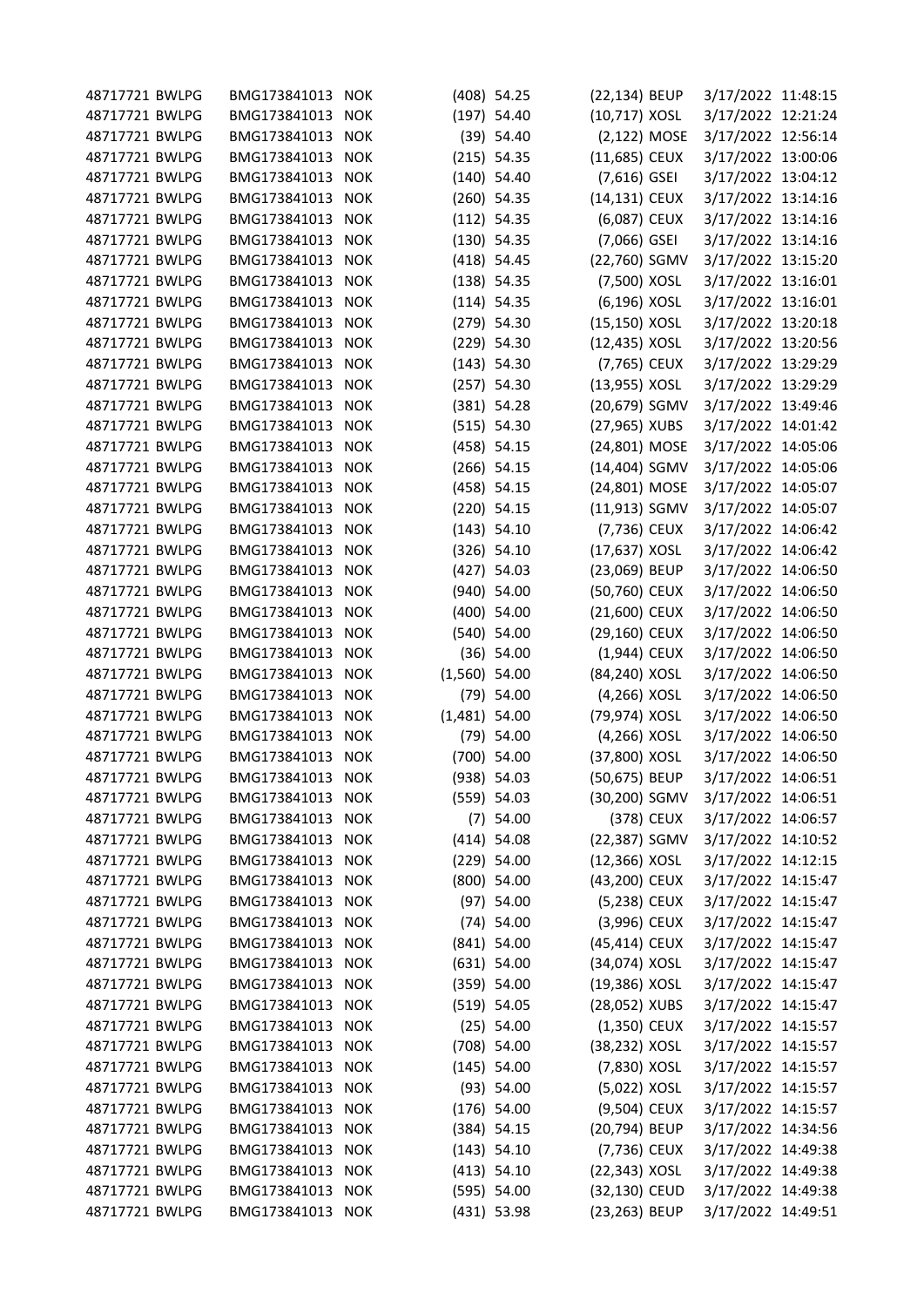| | | | | | | | | | |
|---|---|---|---|---|---|---|---|---|---|
| 48717721 | BWLPG | BMG173841013 | NOK | (408) | 54.25 | (22,134) | BEUP | 3/17/2022 | 11:48:15 |
| 48717721 | BWLPG | BMG173841013 | NOK | (197) | 54.40 | (10,717) | XOSL | 3/17/2022 | 12:21:24 |
| 48717721 | BWLPG | BMG173841013 | NOK | (39) | 54.40 | (2,122) | MOSE | 3/17/2022 | 12:56:14 |
| 48717721 | BWLPG | BMG173841013 | NOK | (215) | 54.35 | (11,685) | CEUX | 3/17/2022 | 13:00:06 |
| 48717721 | BWLPG | BMG173841013 | NOK | (140) | 54.40 | (7,616) | GSEI | 3/17/2022 | 13:04:12 |
| 48717721 | BWLPG | BMG173841013 | NOK | (260) | 54.35 | (14,131) | CEUX | 3/17/2022 | 13:14:16 |
| 48717721 | BWLPG | BMG173841013 | NOK | (112) | 54.35 | (6,087) | CEUX | 3/17/2022 | 13:14:16 |
| 48717721 | BWLPG | BMG173841013 | NOK | (130) | 54.35 | (7,066) | GSEI | 3/17/2022 | 13:14:16 |
| 48717721 | BWLPG | BMG173841013 | NOK | (418) | 54.45 | (22,760) | SGMV | 3/17/2022 | 13:15:20 |
| 48717721 | BWLPG | BMG173841013 | NOK | (138) | 54.35 | (7,500) | XOSL | 3/17/2022 | 13:16:01 |
| 48717721 | BWLPG | BMG173841013 | NOK | (114) | 54.35 | (6,196) | XOSL | 3/17/2022 | 13:16:01 |
| 48717721 | BWLPG | BMG173841013 | NOK | (279) | 54.30 | (15,150) | XOSL | 3/17/2022 | 13:20:18 |
| 48717721 | BWLPG | BMG173841013 | NOK | (229) | 54.30 | (12,435) | XOSL | 3/17/2022 | 13:20:56 |
| 48717721 | BWLPG | BMG173841013 | NOK | (143) | 54.30 | (7,765) | CEUX | 3/17/2022 | 13:29:29 |
| 48717721 | BWLPG | BMG173841013 | NOK | (257) | 54.30 | (13,955) | XOSL | 3/17/2022 | 13:29:29 |
| 48717721 | BWLPG | BMG173841013 | NOK | (381) | 54.28 | (20,679) | SGMV | 3/17/2022 | 13:49:46 |
| 48717721 | BWLPG | BMG173841013 | NOK | (515) | 54.30 | (27,965) | XUBS | 3/17/2022 | 14:01:42 |
| 48717721 | BWLPG | BMG173841013 | NOK | (458) | 54.15 | (24,801) | MOSE | 3/17/2022 | 14:05:06 |
| 48717721 | BWLPG | BMG173841013 | NOK | (266) | 54.15 | (14,404) | SGMV | 3/17/2022 | 14:05:06 |
| 48717721 | BWLPG | BMG173841013 | NOK | (458) | 54.15 | (24,801) | MOSE | 3/17/2022 | 14:05:07 |
| 48717721 | BWLPG | BMG173841013 | NOK | (220) | 54.15 | (11,913) | SGMV | 3/17/2022 | 14:05:07 |
| 48717721 | BWLPG | BMG173841013 | NOK | (143) | 54.10 | (7,736) | CEUX | 3/17/2022 | 14:06:42 |
| 48717721 | BWLPG | BMG173841013 | NOK | (326) | 54.10 | (17,637) | XOSL | 3/17/2022 | 14:06:42 |
| 48717721 | BWLPG | BMG173841013 | NOK | (427) | 54.03 | (23,069) | BEUP | 3/17/2022 | 14:06:50 |
| 48717721 | BWLPG | BMG173841013 | NOK | (940) | 54.00 | (50,760) | CEUX | 3/17/2022 | 14:06:50 |
| 48717721 | BWLPG | BMG173841013 | NOK | (400) | 54.00 | (21,600) | CEUX | 3/17/2022 | 14:06:50 |
| 48717721 | BWLPG | BMG173841013 | NOK | (540) | 54.00 | (29,160) | CEUX | 3/17/2022 | 14:06:50 |
| 48717721 | BWLPG | BMG173841013 | NOK | (36) | 54.00 | (1,944) | CEUX | 3/17/2022 | 14:06:50 |
| 48717721 | BWLPG | BMG173841013 | NOK | (1,560) | 54.00 | (84,240) | XOSL | 3/17/2022 | 14:06:50 |
| 48717721 | BWLPG | BMG173841013 | NOK | (79) | 54.00 | (4,266) | XOSL | 3/17/2022 | 14:06:50 |
| 48717721 | BWLPG | BMG173841013 | NOK | (1,481) | 54.00 | (79,974) | XOSL | 3/17/2022 | 14:06:50 |
| 48717721 | BWLPG | BMG173841013 | NOK | (79) | 54.00 | (4,266) | XOSL | 3/17/2022 | 14:06:50 |
| 48717721 | BWLPG | BMG173841013 | NOK | (700) | 54.00 | (37,800) | XOSL | 3/17/2022 | 14:06:50 |
| 48717721 | BWLPG | BMG173841013 | NOK | (938) | 54.03 | (50,675) | BEUP | 3/17/2022 | 14:06:51 |
| 48717721 | BWLPG | BMG173841013 | NOK | (559) | 54.03 | (30,200) | SGMV | 3/17/2022 | 14:06:51 |
| 48717721 | BWLPG | BMG173841013 | NOK | (7) | 54.00 | (378) | CEUX | 3/17/2022 | 14:06:57 |
| 48717721 | BWLPG | BMG173841013 | NOK | (414) | 54.08 | (22,387) | SGMV | 3/17/2022 | 14:10:52 |
| 48717721 | BWLPG | BMG173841013 | NOK | (229) | 54.00 | (12,366) | XOSL | 3/17/2022 | 14:12:15 |
| 48717721 | BWLPG | BMG173841013 | NOK | (800) | 54.00 | (43,200) | CEUX | 3/17/2022 | 14:15:47 |
| 48717721 | BWLPG | BMG173841013 | NOK | (97) | 54.00 | (5,238) | CEUX | 3/17/2022 | 14:15:47 |
| 48717721 | BWLPG | BMG173841013 | NOK | (74) | 54.00 | (3,996) | CEUX | 3/17/2022 | 14:15:47 |
| 48717721 | BWLPG | BMG173841013 | NOK | (841) | 54.00 | (45,414) | CEUX | 3/17/2022 | 14:15:47 |
| 48717721 | BWLPG | BMG173841013 | NOK | (631) | 54.00 | (34,074) | XOSL | 3/17/2022 | 14:15:47 |
| 48717721 | BWLPG | BMG173841013 | NOK | (359) | 54.00 | (19,386) | XOSL | 3/17/2022 | 14:15:47 |
| 48717721 | BWLPG | BMG173841013 | NOK | (519) | 54.05 | (28,052) | XUBS | 3/17/2022 | 14:15:47 |
| 48717721 | BWLPG | BMG173841013 | NOK | (25) | 54.00 | (1,350) | CEUX | 3/17/2022 | 14:15:57 |
| 48717721 | BWLPG | BMG173841013 | NOK | (708) | 54.00 | (38,232) | XOSL | 3/17/2022 | 14:15:57 |
| 48717721 | BWLPG | BMG173841013 | NOK | (145) | 54.00 | (7,830) | XOSL | 3/17/2022 | 14:15:57 |
| 48717721 | BWLPG | BMG173841013 | NOK | (93) | 54.00 | (5,022) | XOSL | 3/17/2022 | 14:15:57 |
| 48717721 | BWLPG | BMG173841013 | NOK | (176) | 54.00 | (9,504) | CEUX | 3/17/2022 | 14:15:57 |
| 48717721 | BWLPG | BMG173841013 | NOK | (384) | 54.15 | (20,794) | BEUP | 3/17/2022 | 14:34:56 |
| 48717721 | BWLPG | BMG173841013 | NOK | (143) | 54.10 | (7,736) | CEUX | 3/17/2022 | 14:49:38 |
| 48717721 | BWLPG | BMG173841013 | NOK | (413) | 54.10 | (22,343) | XOSL | 3/17/2022 | 14:49:38 |
| 48717721 | BWLPG | BMG173841013 | NOK | (595) | 54.00 | (32,130) | CEUD | 3/17/2022 | 14:49:38 |
| 48717721 | BWLPG | BMG173841013 | NOK | (431) | 53.98 | (23,263) | BEUP | 3/17/2022 | 14:49:51 |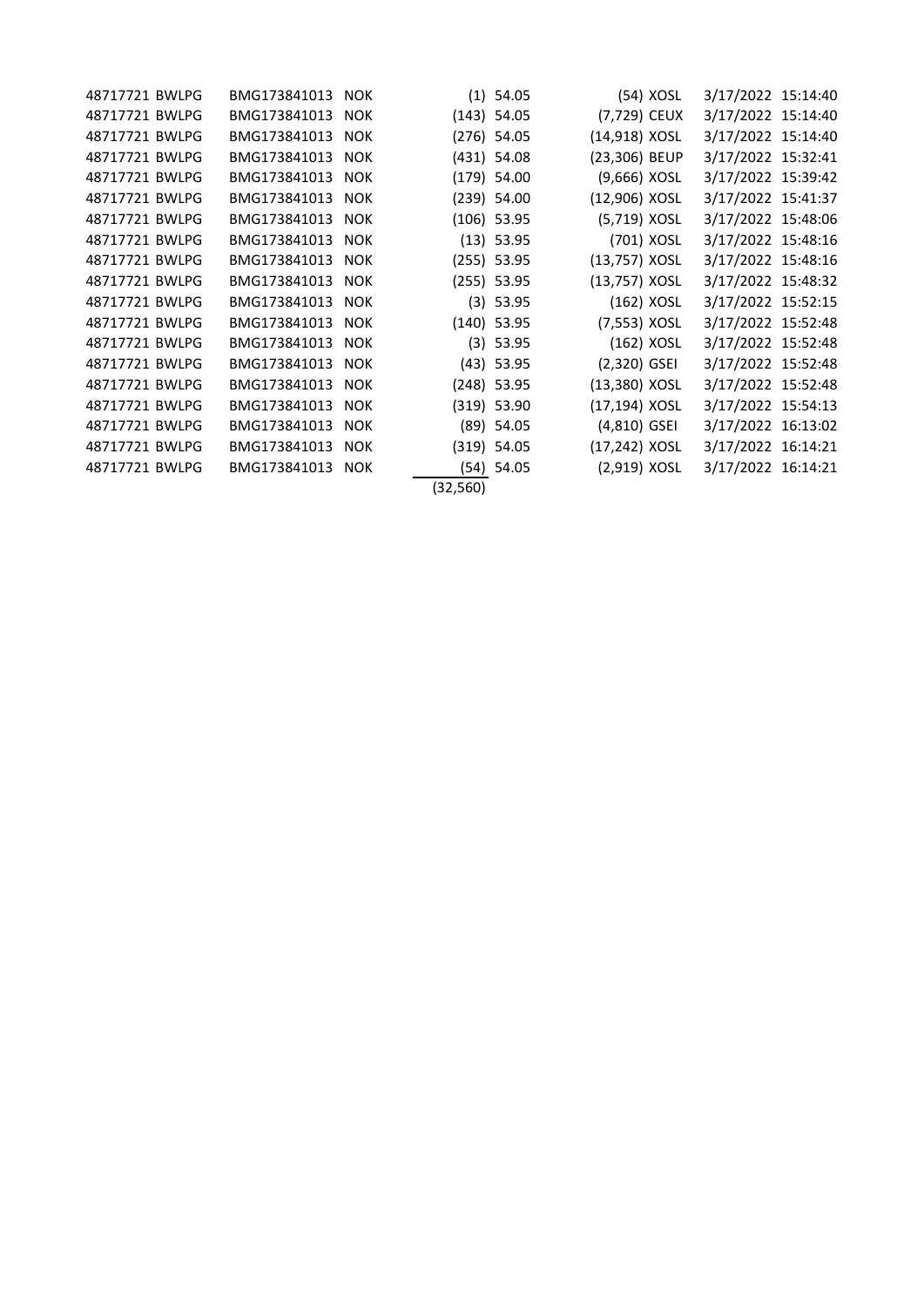| | | | | | | | | | |
|---|---|---|---|---|---|---|---|---|---|
| 48717721 | BWLPG | BMG173841013 | NOK | (1) | 54.05 | (54) | XOSL | 3/17/2022 | 15:14:40 |
| 48717721 | BWLPG | BMG173841013 | NOK | (143) | 54.05 | (7,729) | CEUX | 3/17/2022 | 15:14:40 |
| 48717721 | BWLPG | BMG173841013 | NOK | (276) | 54.05 | (14,918) | XOSL | 3/17/2022 | 15:14:40 |
| 48717721 | BWLPG | BMG173841013 | NOK | (431) | 54.08 | (23,306) | BEUP | 3/17/2022 | 15:32:41 |
| 48717721 | BWLPG | BMG173841013 | NOK | (179) | 54.00 | (9,666) | XOSL | 3/17/2022 | 15:39:42 |
| 48717721 | BWLPG | BMG173841013 | NOK | (239) | 54.00 | (12,906) | XOSL | 3/17/2022 | 15:41:37 |
| 48717721 | BWLPG | BMG173841013 | NOK | (106) | 53.95 | (5,719) | XOSL | 3/17/2022 | 15:48:06 |
| 48717721 | BWLPG | BMG173841013 | NOK | (13) | 53.95 | (701) | XOSL | 3/17/2022 | 15:48:16 |
| 48717721 | BWLPG | BMG173841013 | NOK | (255) | 53.95 | (13,757) | XOSL | 3/17/2022 | 15:48:16 |
| 48717721 | BWLPG | BMG173841013 | NOK | (255) | 53.95 | (13,757) | XOSL | 3/17/2022 | 15:48:32 |
| 48717721 | BWLPG | BMG173841013 | NOK | (3) | 53.95 | (162) | XOSL | 3/17/2022 | 15:52:15 |
| 48717721 | BWLPG | BMG173841013 | NOK | (140) | 53.95 | (7,553) | XOSL | 3/17/2022 | 15:52:48 |
| 48717721 | BWLPG | BMG173841013 | NOK | (3) | 53.95 | (162) | XOSL | 3/17/2022 | 15:52:48 |
| 48717721 | BWLPG | BMG173841013 | NOK | (43) | 53.95 | (2,320) | GSEI | 3/17/2022 | 15:52:48 |
| 48717721 | BWLPG | BMG173841013 | NOK | (248) | 53.95 | (13,380) | XOSL | 3/17/2022 | 15:52:48 |
| 48717721 | BWLPG | BMG173841013 | NOK | (319) | 53.90 | (17,194) | XOSL | 3/17/2022 | 15:54:13 |
| 48717721 | BWLPG | BMG173841013 | NOK | (89) | 54.05 | (4,810) | GSEI | 3/17/2022 | 16:13:02 |
| 48717721 | BWLPG | BMG173841013 | NOK | (319) | 54.05 | (17,242) | XOSL | 3/17/2022 | 16:14:21 |
| 48717721 | BWLPG | BMG173841013 | NOK | (54) | 54.05 | (2,919) | XOSL | 3/17/2022 | 16:14:21 |
| | | | | (32,560) | | | | | |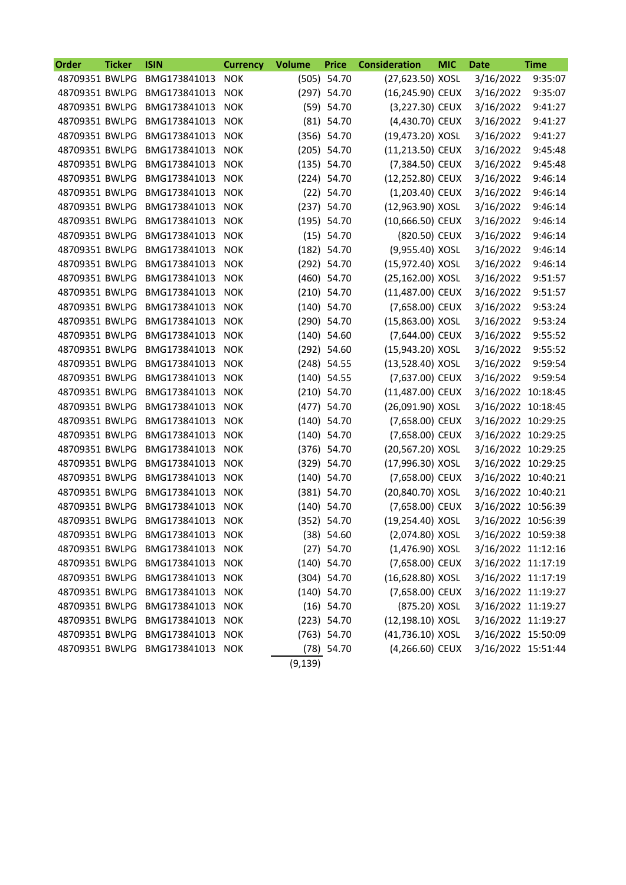| Order | Ticker | ISIN | Currency | Volume | Price | Consideration | MIC | Date | Time |
|---|---|---|---|---|---|---|---|---|---|
| 48709351 | BWLPG | BMG173841013 | NOK | (505) | 54.70 | (27,623.50) | XOSL | 3/16/2022 | 9:35:07 |
| 48709351 | BWLPG | BMG173841013 | NOK | (297) | 54.70 | (16,245.90) | CEUX | 3/16/2022 | 9:35:07 |
| 48709351 | BWLPG | BMG173841013 | NOK | (59) | 54.70 | (3,227.30) | CEUX | 3/16/2022 | 9:41:27 |
| 48709351 | BWLPG | BMG173841013 | NOK | (81) | 54.70 | (4,430.70) | CEUX | 3/16/2022 | 9:41:27 |
| 48709351 | BWLPG | BMG173841013 | NOK | (356) | 54.70 | (19,473.20) | XOSL | 3/16/2022 | 9:41:27 |
| 48709351 | BWLPG | BMG173841013 | NOK | (205) | 54.70 | (11,213.50) | CEUX | 3/16/2022 | 9:45:48 |
| 48709351 | BWLPG | BMG173841013 | NOK | (135) | 54.70 | (7,384.50) | CEUX | 3/16/2022 | 9:45:48 |
| 48709351 | BWLPG | BMG173841013 | NOK | (224) | 54.70 | (12,252.80) | CEUX | 3/16/2022 | 9:46:14 |
| 48709351 | BWLPG | BMG173841013 | NOK | (22) | 54.70 | (1,203.40) | CEUX | 3/16/2022 | 9:46:14 |
| 48709351 | BWLPG | BMG173841013 | NOK | (237) | 54.70 | (12,963.90) | XOSL | 3/16/2022 | 9:46:14 |
| 48709351 | BWLPG | BMG173841013 | NOK | (195) | 54.70 | (10,666.50) | CEUX | 3/16/2022 | 9:46:14 |
| 48709351 | BWLPG | BMG173841013 | NOK | (15) | 54.70 | (820.50) | CEUX | 3/16/2022 | 9:46:14 |
| 48709351 | BWLPG | BMG173841013 | NOK | (182) | 54.70 | (9,955.40) | XOSL | 3/16/2022 | 9:46:14 |
| 48709351 | BWLPG | BMG173841013 | NOK | (292) | 54.70 | (15,972.40) | XOSL | 3/16/2022 | 9:46:14 |
| 48709351 | BWLPG | BMG173841013 | NOK | (460) | 54.70 | (25,162.00) | XOSL | 3/16/2022 | 9:51:57 |
| 48709351 | BWLPG | BMG173841013 | NOK | (210) | 54.70 | (11,487.00) | CEUX | 3/16/2022 | 9:51:57 |
| 48709351 | BWLPG | BMG173841013 | NOK | (140) | 54.70 | (7,658.00) | CEUX | 3/16/2022 | 9:53:24 |
| 48709351 | BWLPG | BMG173841013 | NOK | (290) | 54.70 | (15,863.00) | XOSL | 3/16/2022 | 9:53:24 |
| 48709351 | BWLPG | BMG173841013 | NOK | (140) | 54.60 | (7,644.00) | CEUX | 3/16/2022 | 9:55:52 |
| 48709351 | BWLPG | BMG173841013 | NOK | (292) | 54.60 | (15,943.20) | XOSL | 3/16/2022 | 9:55:52 |
| 48709351 | BWLPG | BMG173841013 | NOK | (248) | 54.55 | (13,528.40) | XOSL | 3/16/2022 | 9:59:54 |
| 48709351 | BWLPG | BMG173841013 | NOK | (140) | 54.55 | (7,637.00) | CEUX | 3/16/2022 | 9:59:54 |
| 48709351 | BWLPG | BMG173841013 | NOK | (210) | 54.70 | (11,487.00) | CEUX | 3/16/2022 | 10:18:45 |
| 48709351 | BWLPG | BMG173841013 | NOK | (477) | 54.70 | (26,091.90) | XOSL | 3/16/2022 | 10:18:45 |
| 48709351 | BWLPG | BMG173841013 | NOK | (140) | 54.70 | (7,658.00) | CEUX | 3/16/2022 | 10:29:25 |
| 48709351 | BWLPG | BMG173841013 | NOK | (140) | 54.70 | (7,658.00) | CEUX | 3/16/2022 | 10:29:25 |
| 48709351 | BWLPG | BMG173841013 | NOK | (376) | 54.70 | (20,567.20) | XOSL | 3/16/2022 | 10:29:25 |
| 48709351 | BWLPG | BMG173841013 | NOK | (329) | 54.70 | (17,996.30) | XOSL | 3/16/2022 | 10:29:25 |
| 48709351 | BWLPG | BMG173841013 | NOK | (140) | 54.70 | (7,658.00) | CEUX | 3/16/2022 | 10:40:21 |
| 48709351 | BWLPG | BMG173841013 | NOK | (381) | 54.70 | (20,840.70) | XOSL | 3/16/2022 | 10:40:21 |
| 48709351 | BWLPG | BMG173841013 | NOK | (140) | 54.70 | (7,658.00) | CEUX | 3/16/2022 | 10:56:39 |
| 48709351 | BWLPG | BMG173841013 | NOK | (352) | 54.70 | (19,254.40) | XOSL | 3/16/2022 | 10:56:39 |
| 48709351 | BWLPG | BMG173841013 | NOK | (38) | 54.60 | (2,074.80) | XOSL | 3/16/2022 | 10:59:38 |
| 48709351 | BWLPG | BMG173841013 | NOK | (27) | 54.70 | (1,476.90) | XOSL | 3/16/2022 | 11:12:16 |
| 48709351 | BWLPG | BMG173841013 | NOK | (140) | 54.70 | (7,658.00) | CEUX | 3/16/2022 | 11:17:19 |
| 48709351 | BWLPG | BMG173841013 | NOK | (304) | 54.70 | (16,628.80) | XOSL | 3/16/2022 | 11:17:19 |
| 48709351 | BWLPG | BMG173841013 | NOK | (140) | 54.70 | (7,658.00) | CEUX | 3/16/2022 | 11:19:27 |
| 48709351 | BWLPG | BMG173841013 | NOK | (16) | 54.70 | (875.20) | XOSL | 3/16/2022 | 11:19:27 |
| 48709351 | BWLPG | BMG173841013 | NOK | (223) | 54.70 | (12,198.10) | XOSL | 3/16/2022 | 11:19:27 |
| 48709351 | BWLPG | BMG173841013 | NOK | (763) | 54.70 | (41,736.10) | XOSL | 3/16/2022 | 15:50:09 |
| 48709351 | BWLPG | BMG173841013 | NOK | (78) | 54.70 | (4,266.60) | CEUX | 3/16/2022 | 15:51:44 |
| | | | | (9,139) | | | | | |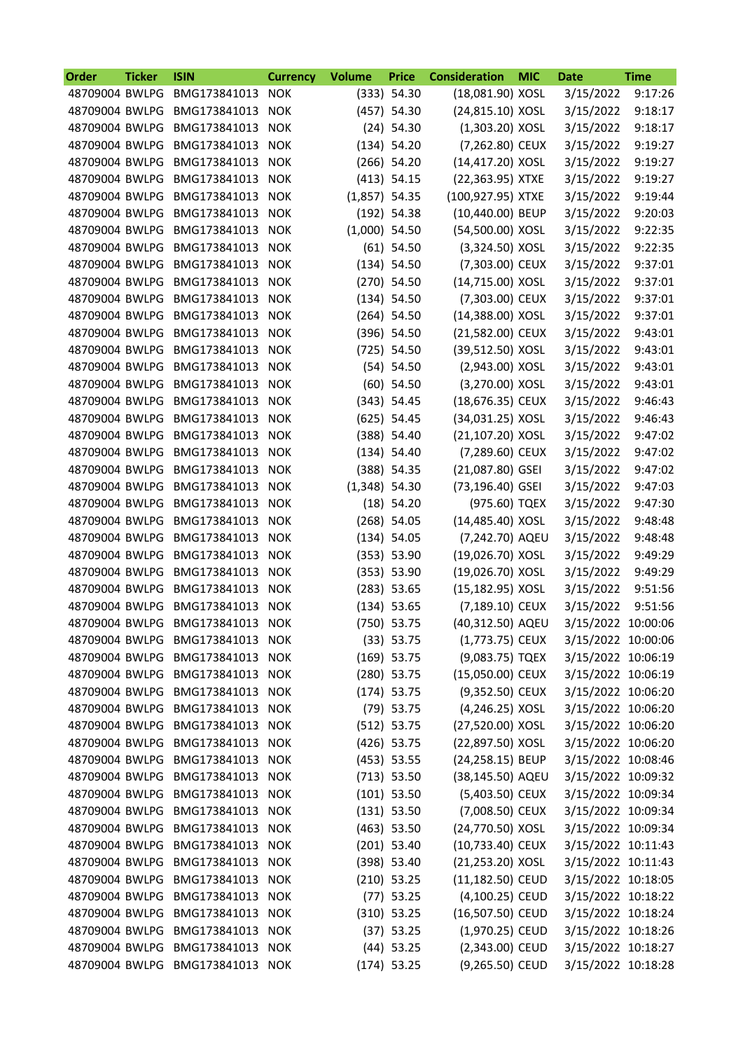| Order | Ticker | ISIN | Currency | Volume | Price | Consideration | MIC | Date | Time |
|---|---|---|---|---|---|---|---|---|---|
| 48709004 | BWLPG | BMG173841013 | NOK | (333) | 54.30 | (18,081.90) | XOSL | 3/15/2022 | 9:17:26 |
| 48709004 | BWLPG | BMG173841013 | NOK | (457) | 54.30 | (24,815.10) | XOSL | 3/15/2022 | 9:18:17 |
| 48709004 | BWLPG | BMG173841013 | NOK | (24) | 54.30 | (1,303.20) | XOSL | 3/15/2022 | 9:18:17 |
| 48709004 | BWLPG | BMG173841013 | NOK | (134) | 54.20 | (7,262.80) | CEUX | 3/15/2022 | 9:19:27 |
| 48709004 | BWLPG | BMG173841013 | NOK | (266) | 54.20 | (14,417.20) | XOSL | 3/15/2022 | 9:19:27 |
| 48709004 | BWLPG | BMG173841013 | NOK | (413) | 54.15 | (22,363.95) | XTXE | 3/15/2022 | 9:19:27 |
| 48709004 | BWLPG | BMG173841013 | NOK | (1,857) | 54.35 | (100,927.95) | XTXE | 3/15/2022 | 9:19:44 |
| 48709004 | BWLPG | BMG173841013 | NOK | (192) | 54.38 | (10,440.00) | BEUP | 3/15/2022 | 9:20:03 |
| 48709004 | BWLPG | BMG173841013 | NOK | (1,000) | 54.50 | (54,500.00) | XOSL | 3/15/2022 | 9:22:35 |
| 48709004 | BWLPG | BMG173841013 | NOK | (61) | 54.50 | (3,324.50) | XOSL | 3/15/2022 | 9:22:35 |
| 48709004 | BWLPG | BMG173841013 | NOK | (134) | 54.50 | (7,303.00) | CEUX | 3/15/2022 | 9:37:01 |
| 48709004 | BWLPG | BMG173841013 | NOK | (270) | 54.50 | (14,715.00) | XOSL | 3/15/2022 | 9:37:01 |
| 48709004 | BWLPG | BMG173841013 | NOK | (134) | 54.50 | (7,303.00) | CEUX | 3/15/2022 | 9:37:01 |
| 48709004 | BWLPG | BMG173841013 | NOK | (264) | 54.50 | (14,388.00) | XOSL | 3/15/2022 | 9:37:01 |
| 48709004 | BWLPG | BMG173841013 | NOK | (396) | 54.50 | (21,582.00) | CEUX | 3/15/2022 | 9:43:01 |
| 48709004 | BWLPG | BMG173841013 | NOK | (725) | 54.50 | (39,512.50) | XOSL | 3/15/2022 | 9:43:01 |
| 48709004 | BWLPG | BMG173841013 | NOK | (54) | 54.50 | (2,943.00) | XOSL | 3/15/2022 | 9:43:01 |
| 48709004 | BWLPG | BMG173841013 | NOK | (60) | 54.50 | (3,270.00) | XOSL | 3/15/2022 | 9:43:01 |
| 48709004 | BWLPG | BMG173841013 | NOK | (343) | 54.45 | (18,676.35) | CEUX | 3/15/2022 | 9:46:43 |
| 48709004 | BWLPG | BMG173841013 | NOK | (625) | 54.45 | (34,031.25) | XOSL | 3/15/2022 | 9:46:43 |
| 48709004 | BWLPG | BMG173841013 | NOK | (388) | 54.40 | (21,107.20) | XOSL | 3/15/2022 | 9:47:02 |
| 48709004 | BWLPG | BMG173841013 | NOK | (134) | 54.40 | (7,289.60) | CEUX | 3/15/2022 | 9:47:02 |
| 48709004 | BWLPG | BMG173841013 | NOK | (388) | 54.35 | (21,087.80) | GSEI | 3/15/2022 | 9:47:02 |
| 48709004 | BWLPG | BMG173841013 | NOK | (1,348) | 54.30 | (73,196.40) | GSEI | 3/15/2022 | 9:47:03 |
| 48709004 | BWLPG | BMG173841013 | NOK | (18) | 54.20 | (975.60) | TQEX | 3/15/2022 | 9:47:30 |
| 48709004 | BWLPG | BMG173841013 | NOK | (268) | 54.05 | (14,485.40) | XOSL | 3/15/2022 | 9:48:48 |
| 48709004 | BWLPG | BMG173841013 | NOK | (134) | 54.05 | (7,242.70) | AQEU | 3/15/2022 | 9:48:48 |
| 48709004 | BWLPG | BMG173841013 | NOK | (353) | 53.90 | (19,026.70) | XOSL | 3/15/2022 | 9:49:29 |
| 48709004 | BWLPG | BMG173841013 | NOK | (353) | 53.90 | (19,026.70) | XOSL | 3/15/2022 | 9:49:29 |
| 48709004 | BWLPG | BMG173841013 | NOK | (283) | 53.65 | (15,182.95) | XOSL | 3/15/2022 | 9:51:56 |
| 48709004 | BWLPG | BMG173841013 | NOK | (134) | 53.65 | (7,189.10) | CEUX | 3/15/2022 | 9:51:56 |
| 48709004 | BWLPG | BMG173841013 | NOK | (750) | 53.75 | (40,312.50) | AQEU | 3/15/2022 | 10:00:06 |
| 48709004 | BWLPG | BMG173841013 | NOK | (33) | 53.75 | (1,773.75) | CEUX | 3/15/2022 | 10:00:06 |
| 48709004 | BWLPG | BMG173841013 | NOK | (169) | 53.75 | (9,083.75) | TQEX | 3/15/2022 | 10:06:19 |
| 48709004 | BWLPG | BMG173841013 | NOK | (280) | 53.75 | (15,050.00) | CEUX | 3/15/2022 | 10:06:19 |
| 48709004 | BWLPG | BMG173841013 | NOK | (174) | 53.75 | (9,352.50) | CEUX | 3/15/2022 | 10:06:20 |
| 48709004 | BWLPG | BMG173841013 | NOK | (79) | 53.75 | (4,246.25) | XOSL | 3/15/2022 | 10:06:20 |
| 48709004 | BWLPG | BMG173841013 | NOK | (512) | 53.75 | (27,520.00) | XOSL | 3/15/2022 | 10:06:20 |
| 48709004 | BWLPG | BMG173841013 | NOK | (426) | 53.75 | (22,897.50) | XOSL | 3/15/2022 | 10:06:20 |
| 48709004 | BWLPG | BMG173841013 | NOK | (453) | 53.55 | (24,258.15) | BEUP | 3/15/2022 | 10:08:46 |
| 48709004 | BWLPG | BMG173841013 | NOK | (713) | 53.50 | (38,145.50) | AQEU | 3/15/2022 | 10:09:32 |
| 48709004 | BWLPG | BMG173841013 | NOK | (101) | 53.50 | (5,403.50) | CEUX | 3/15/2022 | 10:09:34 |
| 48709004 | BWLPG | BMG173841013 | NOK | (131) | 53.50 | (7,008.50) | CEUX | 3/15/2022 | 10:09:34 |
| 48709004 | BWLPG | BMG173841013 | NOK | (463) | 53.50 | (24,770.50) | XOSL | 3/15/2022 | 10:09:34 |
| 48709004 | BWLPG | BMG173841013 | NOK | (201) | 53.40 | (10,733.40) | CEUX | 3/15/2022 | 10:11:43 |
| 48709004 | BWLPG | BMG173841013 | NOK | (398) | 53.40 | (21,253.20) | XOSL | 3/15/2022 | 10:11:43 |
| 48709004 | BWLPG | BMG173841013 | NOK | (210) | 53.25 | (11,182.50) | CEUD | 3/15/2022 | 10:18:05 |
| 48709004 | BWLPG | BMG173841013 | NOK | (77) | 53.25 | (4,100.25) | CEUD | 3/15/2022 | 10:18:22 |
| 48709004 | BWLPG | BMG173841013 | NOK | (310) | 53.25 | (16,507.50) | CEUD | 3/15/2022 | 10:18:24 |
| 48709004 | BWLPG | BMG173841013 | NOK | (37) | 53.25 | (1,970.25) | CEUD | 3/15/2022 | 10:18:26 |
| 48709004 | BWLPG | BMG173841013 | NOK | (44) | 53.25 | (2,343.00) | CEUD | 3/15/2022 | 10:18:27 |
| 48709004 | BWLPG | BMG173841013 | NOK | (174) | 53.25 | (9,265.50) | CEUD | 3/15/2022 | 10:18:28 |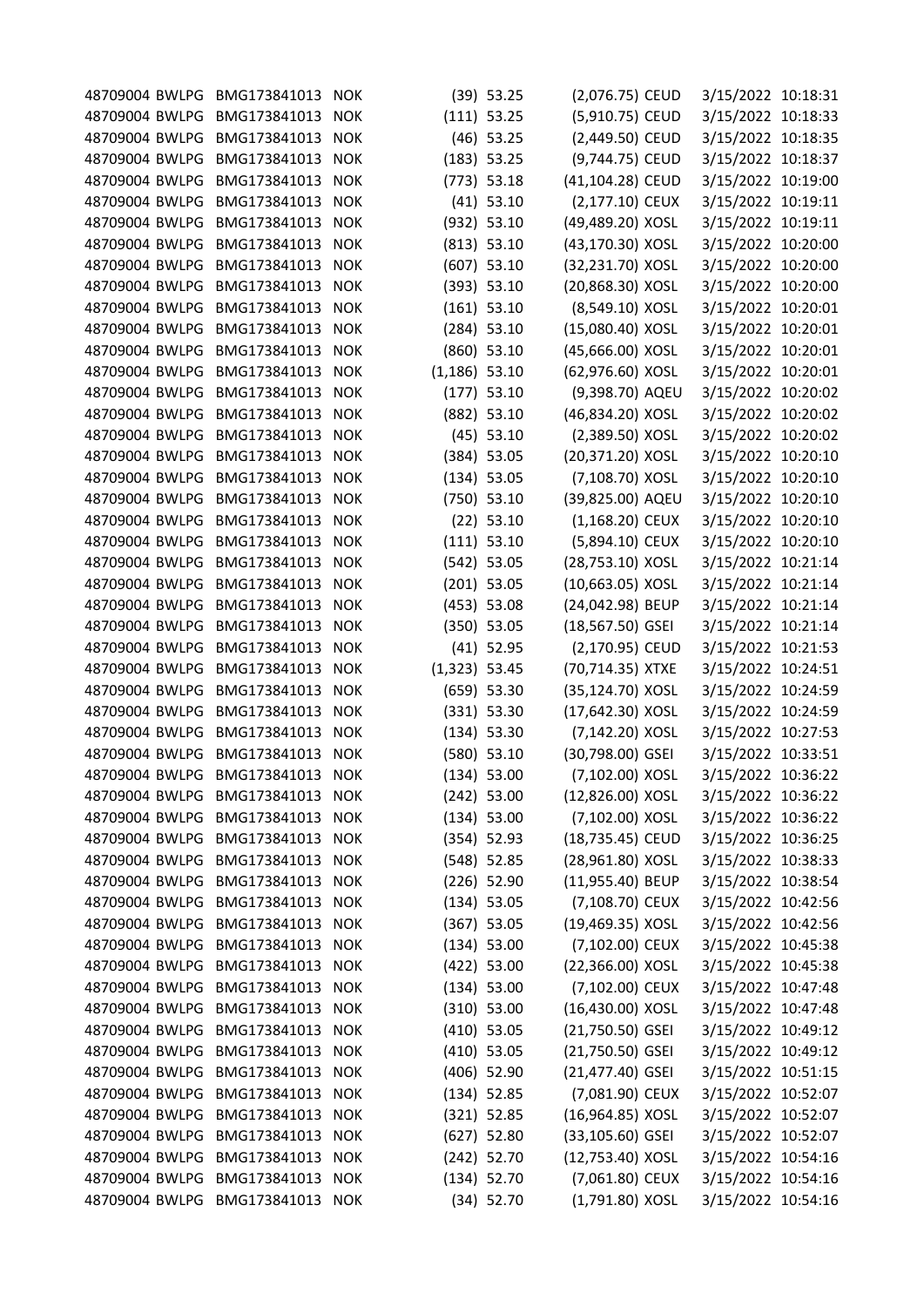| | | | | | | | | | |
|---|---|---|---|---|---|---|---|---|---|
| 48709004 | BWLPG | BMG173841013 | NOK | (39) | 53.25 | (2,076.75) | CEUD | 3/15/2022 | 10:18:31 |
| 48709004 | BWLPG | BMG173841013 | NOK | (111) | 53.25 | (5,910.75) | CEUD | 3/15/2022 | 10:18:33 |
| 48709004 | BWLPG | BMG173841013 | NOK | (46) | 53.25 | (2,449.50) | CEUD | 3/15/2022 | 10:18:35 |
| 48709004 | BWLPG | BMG173841013 | NOK | (183) | 53.25 | (9,744.75) | CEUD | 3/15/2022 | 10:18:37 |
| 48709004 | BWLPG | BMG173841013 | NOK | (773) | 53.18 | (41,104.28) | CEUD | 3/15/2022 | 10:19:00 |
| 48709004 | BWLPG | BMG173841013 | NOK | (41) | 53.10 | (2,177.10) | CEUX | 3/15/2022 | 10:19:11 |
| 48709004 | BWLPG | BMG173841013 | NOK | (932) | 53.10 | (49,489.20) | XOSL | 3/15/2022 | 10:19:11 |
| 48709004 | BWLPG | BMG173841013 | NOK | (813) | 53.10 | (43,170.30) | XOSL | 3/15/2022 | 10:20:00 |
| 48709004 | BWLPG | BMG173841013 | NOK | (607) | 53.10 | (32,231.70) | XOSL | 3/15/2022 | 10:20:00 |
| 48709004 | BWLPG | BMG173841013 | NOK | (393) | 53.10 | (20,868.30) | XOSL | 3/15/2022 | 10:20:00 |
| 48709004 | BWLPG | BMG173841013 | NOK | (161) | 53.10 | (8,549.10) | XOSL | 3/15/2022 | 10:20:01 |
| 48709004 | BWLPG | BMG173841013 | NOK | (284) | 53.10 | (15,080.40) | XOSL | 3/15/2022 | 10:20:01 |
| 48709004 | BWLPG | BMG173841013 | NOK | (860) | 53.10 | (45,666.00) | XOSL | 3/15/2022 | 10:20:01 |
| 48709004 | BWLPG | BMG173841013 | NOK | (1,186) | 53.10 | (62,976.60) | XOSL | 3/15/2022 | 10:20:01 |
| 48709004 | BWLPG | BMG173841013 | NOK | (177) | 53.10 | (9,398.70) | AQEU | 3/15/2022 | 10:20:02 |
| 48709004 | BWLPG | BMG173841013 | NOK | (882) | 53.10 | (46,834.20) | XOSL | 3/15/2022 | 10:20:02 |
| 48709004 | BWLPG | BMG173841013 | NOK | (45) | 53.10 | (2,389.50) | XOSL | 3/15/2022 | 10:20:02 |
| 48709004 | BWLPG | BMG173841013 | NOK | (384) | 53.05 | (20,371.20) | XOSL | 3/15/2022 | 10:20:10 |
| 48709004 | BWLPG | BMG173841013 | NOK | (134) | 53.05 | (7,108.70) | XOSL | 3/15/2022 | 10:20:10 |
| 48709004 | BWLPG | BMG173841013 | NOK | (750) | 53.10 | (39,825.00) | AQEU | 3/15/2022 | 10:20:10 |
| 48709004 | BWLPG | BMG173841013 | NOK | (22) | 53.10 | (1,168.20) | CEUX | 3/15/2022 | 10:20:10 |
| 48709004 | BWLPG | BMG173841013 | NOK | (111) | 53.10 | (5,894.10) | CEUX | 3/15/2022 | 10:20:10 |
| 48709004 | BWLPG | BMG173841013 | NOK | (542) | 53.05 | (28,753.10) | XOSL | 3/15/2022 | 10:21:14 |
| 48709004 | BWLPG | BMG173841013 | NOK | (201) | 53.05 | (10,663.05) | XOSL | 3/15/2022 | 10:21:14 |
| 48709004 | BWLPG | BMG173841013 | NOK | (453) | 53.08 | (24,042.98) | BEUP | 3/15/2022 | 10:21:14 |
| 48709004 | BWLPG | BMG173841013 | NOK | (350) | 53.05 | (18,567.50) | GSEI | 3/15/2022 | 10:21:14 |
| 48709004 | BWLPG | BMG173841013 | NOK | (41) | 52.95 | (2,170.95) | CEUD | 3/15/2022 | 10:21:53 |
| 48709004 | BWLPG | BMG173841013 | NOK | (1,323) | 53.45 | (70,714.35) | XTXE | 3/15/2022 | 10:24:51 |
| 48709004 | BWLPG | BMG173841013 | NOK | (659) | 53.30 | (35,124.70) | XOSL | 3/15/2022 | 10:24:59 |
| 48709004 | BWLPG | BMG173841013 | NOK | (331) | 53.30 | (17,642.30) | XOSL | 3/15/2022 | 10:24:59 |
| 48709004 | BWLPG | BMG173841013 | NOK | (134) | 53.30 | (7,142.20) | XOSL | 3/15/2022 | 10:27:53 |
| 48709004 | BWLPG | BMG173841013 | NOK | (580) | 53.10 | (30,798.00) | GSEI | 3/15/2022 | 10:33:51 |
| 48709004 | BWLPG | BMG173841013 | NOK | (134) | 53.00 | (7,102.00) | XOSL | 3/15/2022 | 10:36:22 |
| 48709004 | BWLPG | BMG173841013 | NOK | (242) | 53.00 | (12,826.00) | XOSL | 3/15/2022 | 10:36:22 |
| 48709004 | BWLPG | BMG173841013 | NOK | (134) | 53.00 | (7,102.00) | XOSL | 3/15/2022 | 10:36:22 |
| 48709004 | BWLPG | BMG173841013 | NOK | (354) | 52.93 | (18,735.45) | CEUD | 3/15/2022 | 10:36:25 |
| 48709004 | BWLPG | BMG173841013 | NOK | (548) | 52.85 | (28,961.80) | XOSL | 3/15/2022 | 10:38:33 |
| 48709004 | BWLPG | BMG173841013 | NOK | (226) | 52.90 | (11,955.40) | BEUP | 3/15/2022 | 10:38:54 |
| 48709004 | BWLPG | BMG173841013 | NOK | (134) | 53.05 | (7,108.70) | CEUX | 3/15/2022 | 10:42:56 |
| 48709004 | BWLPG | BMG173841013 | NOK | (367) | 53.05 | (19,469.35) | XOSL | 3/15/2022 | 10:42:56 |
| 48709004 | BWLPG | BMG173841013 | NOK | (134) | 53.00 | (7,102.00) | CEUX | 3/15/2022 | 10:45:38 |
| 48709004 | BWLPG | BMG173841013 | NOK | (422) | 53.00 | (22,366.00) | XOSL | 3/15/2022 | 10:45:38 |
| 48709004 | BWLPG | BMG173841013 | NOK | (134) | 53.00 | (7,102.00) | CEUX | 3/15/2022 | 10:47:48 |
| 48709004 | BWLPG | BMG173841013 | NOK | (310) | 53.00 | (16,430.00) | XOSL | 3/15/2022 | 10:47:48 |
| 48709004 | BWLPG | BMG173841013 | NOK | (410) | 53.05 | (21,750.50) | GSEI | 3/15/2022 | 10:49:12 |
| 48709004 | BWLPG | BMG173841013 | NOK | (410) | 53.05 | (21,750.50) | GSEI | 3/15/2022 | 10:49:12 |
| 48709004 | BWLPG | BMG173841013 | NOK | (406) | 52.90 | (21,477.40) | GSEI | 3/15/2022 | 10:51:15 |
| 48709004 | BWLPG | BMG173841013 | NOK | (134) | 52.85 | (7,081.90) | CEUX | 3/15/2022 | 10:52:07 |
| 48709004 | BWLPG | BMG173841013 | NOK | (321) | 52.85 | (16,964.85) | XOSL | 3/15/2022 | 10:52:07 |
| 48709004 | BWLPG | BMG173841013 | NOK | (627) | 52.80 | (33,105.60) | GSEI | 3/15/2022 | 10:52:07 |
| 48709004 | BWLPG | BMG173841013 | NOK | (242) | 52.70 | (12,753.40) | XOSL | 3/15/2022 | 10:54:16 |
| 48709004 | BWLPG | BMG173841013 | NOK | (134) | 52.70 | (7,061.80) | CEUX | 3/15/2022 | 10:54:16 |
| 48709004 | BWLPG | BMG173841013 | NOK | (34) | 52.70 | (1,791.80) | XOSL | 3/15/2022 | 10:54:16 |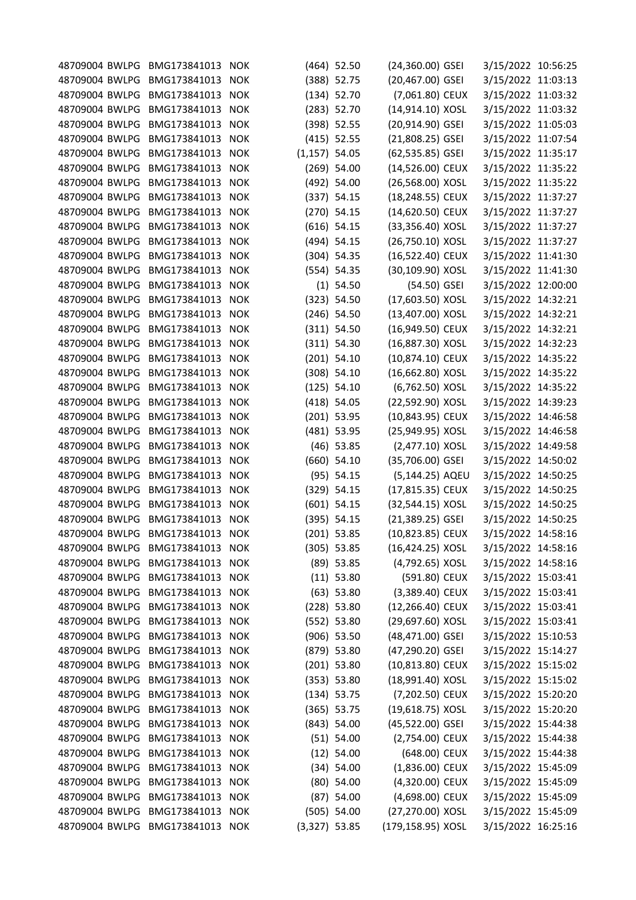| | | | | | | | | | |
|---|---|---|---|---|---|---|---|---|---|
| 48709004 | BWLPG | BMG173841013 | NOK | (464) | 52.50 | (24,360.00) | GSEI | 3/15/2022 | 10:56:25 |
| 48709004 | BWLPG | BMG173841013 | NOK | (388) | 52.75 | (20,467.00) | GSEI | 3/15/2022 | 11:03:13 |
| 48709004 | BWLPG | BMG173841013 | NOK | (134) | 52.70 | (7,061.80) | CEUX | 3/15/2022 | 11:03:32 |
| 48709004 | BWLPG | BMG173841013 | NOK | (283) | 52.70 | (14,914.10) | XOSL | 3/15/2022 | 11:03:32 |
| 48709004 | BWLPG | BMG173841013 | NOK | (398) | 52.55 | (20,914.90) | GSEI | 3/15/2022 | 11:05:03 |
| 48709004 | BWLPG | BMG173841013 | NOK | (415) | 52.55 | (21,808.25) | GSEI | 3/15/2022 | 11:07:54 |
| 48709004 | BWLPG | BMG173841013 | NOK | (1,157) | 54.05 | (62,535.85) | GSEI | 3/15/2022 | 11:35:17 |
| 48709004 | BWLPG | BMG173841013 | NOK | (269) | 54.00 | (14,526.00) | CEUX | 3/15/2022 | 11:35:22 |
| 48709004 | BWLPG | BMG173841013 | NOK | (492) | 54.00 | (26,568.00) | XOSL | 3/15/2022 | 11:35:22 |
| 48709004 | BWLPG | BMG173841013 | NOK | (337) | 54.15 | (18,248.55) | CEUX | 3/15/2022 | 11:37:27 |
| 48709004 | BWLPG | BMG173841013 | NOK | (270) | 54.15 | (14,620.50) | CEUX | 3/15/2022 | 11:37:27 |
| 48709004 | BWLPG | BMG173841013 | NOK | (616) | 54.15 | (33,356.40) | XOSL | 3/15/2022 | 11:37:27 |
| 48709004 | BWLPG | BMG173841013 | NOK | (494) | 54.15 | (26,750.10) | XOSL | 3/15/2022 | 11:37:27 |
| 48709004 | BWLPG | BMG173841013 | NOK | (304) | 54.35 | (16,522.40) | CEUX | 3/15/2022 | 11:41:30 |
| 48709004 | BWLPG | BMG173841013 | NOK | (554) | 54.35 | (30,109.90) | XOSL | 3/15/2022 | 11:41:30 |
| 48709004 | BWLPG | BMG173841013 | NOK | (1) | 54.50 | (54.50) | GSEI | 3/15/2022 | 12:00:00 |
| 48709004 | BWLPG | BMG173841013 | NOK | (323) | 54.50 | (17,603.50) | XOSL | 3/15/2022 | 14:32:21 |
| 48709004 | BWLPG | BMG173841013 | NOK | (246) | 54.50 | (13,407.00) | XOSL | 3/15/2022 | 14:32:21 |
| 48709004 | BWLPG | BMG173841013 | NOK | (311) | 54.50 | (16,949.50) | CEUX | 3/15/2022 | 14:32:21 |
| 48709004 | BWLPG | BMG173841013 | NOK | (311) | 54.30 | (16,887.30) | XOSL | 3/15/2022 | 14:32:23 |
| 48709004 | BWLPG | BMG173841013 | NOK | (201) | 54.10 | (10,874.10) | CEUX | 3/15/2022 | 14:35:22 |
| 48709004 | BWLPG | BMG173841013 | NOK | (308) | 54.10 | (16,662.80) | XOSL | 3/15/2022 | 14:35:22 |
| 48709004 | BWLPG | BMG173841013 | NOK | (125) | 54.10 | (6,762.50) | XOSL | 3/15/2022 | 14:35:22 |
| 48709004 | BWLPG | BMG173841013 | NOK | (418) | 54.05 | (22,592.90) | XOSL | 3/15/2022 | 14:39:23 |
| 48709004 | BWLPG | BMG173841013 | NOK | (201) | 53.95 | (10,843.95) | CEUX | 3/15/2022 | 14:46:58 |
| 48709004 | BWLPG | BMG173841013 | NOK | (481) | 53.95 | (25,949.95) | XOSL | 3/15/2022 | 14:46:58 |
| 48709004 | BWLPG | BMG173841013 | NOK | (46) | 53.85 | (2,477.10) | XOSL | 3/15/2022 | 14:49:58 |
| 48709004 | BWLPG | BMG173841013 | NOK | (660) | 54.10 | (35,706.00) | GSEI | 3/15/2022 | 14:50:02 |
| 48709004 | BWLPG | BMG173841013 | NOK | (95) | 54.15 | (5,144.25) | AQEU | 3/15/2022 | 14:50:25 |
| 48709004 | BWLPG | BMG173841013 | NOK | (329) | 54.15 | (17,815.35) | CEUX | 3/15/2022 | 14:50:25 |
| 48709004 | BWLPG | BMG173841013 | NOK | (601) | 54.15 | (32,544.15) | XOSL | 3/15/2022 | 14:50:25 |
| 48709004 | BWLPG | BMG173841013 | NOK | (395) | 54.15 | (21,389.25) | GSEI | 3/15/2022 | 14:50:25 |
| 48709004 | BWLPG | BMG173841013 | NOK | (201) | 53.85 | (10,823.85) | CEUX | 3/15/2022 | 14:58:16 |
| 48709004 | BWLPG | BMG173841013 | NOK | (305) | 53.85 | (16,424.25) | XOSL | 3/15/2022 | 14:58:16 |
| 48709004 | BWLPG | BMG173841013 | NOK | (89) | 53.85 | (4,792.65) | XOSL | 3/15/2022 | 14:58:16 |
| 48709004 | BWLPG | BMG173841013 | NOK | (11) | 53.80 | (591.80) | CEUX | 3/15/2022 | 15:03:41 |
| 48709004 | BWLPG | BMG173841013 | NOK | (63) | 53.80 | (3,389.40) | CEUX | 3/15/2022 | 15:03:41 |
| 48709004 | BWLPG | BMG173841013 | NOK | (228) | 53.80 | (12,266.40) | CEUX | 3/15/2022 | 15:03:41 |
| 48709004 | BWLPG | BMG173841013 | NOK | (552) | 53.80 | (29,697.60) | XOSL | 3/15/2022 | 15:03:41 |
| 48709004 | BWLPG | BMG173841013 | NOK | (906) | 53.50 | (48,471.00) | GSEI | 3/15/2022 | 15:10:53 |
| 48709004 | BWLPG | BMG173841013 | NOK | (879) | 53.80 | (47,290.20) | GSEI | 3/15/2022 | 15:14:27 |
| 48709004 | BWLPG | BMG173841013 | NOK | (201) | 53.80 | (10,813.80) | CEUX | 3/15/2022 | 15:15:02 |
| 48709004 | BWLPG | BMG173841013 | NOK | (353) | 53.80 | (18,991.40) | XOSL | 3/15/2022 | 15:15:02 |
| 48709004 | BWLPG | BMG173841013 | NOK | (134) | 53.75 | (7,202.50) | CEUX | 3/15/2022 | 15:20:20 |
| 48709004 | BWLPG | BMG173841013 | NOK | (365) | 53.75 | (19,618.75) | XOSL | 3/15/2022 | 15:20:20 |
| 48709004 | BWLPG | BMG173841013 | NOK | (843) | 54.00 | (45,522.00) | GSEI | 3/15/2022 | 15:44:38 |
| 48709004 | BWLPG | BMG173841013 | NOK | (51) | 54.00 | (2,754.00) | CEUX | 3/15/2022 | 15:44:38 |
| 48709004 | BWLPG | BMG173841013 | NOK | (12) | 54.00 | (648.00) | CEUX | 3/15/2022 | 15:44:38 |
| 48709004 | BWLPG | BMG173841013 | NOK | (34) | 54.00 | (1,836.00) | CEUX | 3/15/2022 | 15:45:09 |
| 48709004 | BWLPG | BMG173841013 | NOK | (80) | 54.00 | (4,320.00) | CEUX | 3/15/2022 | 15:45:09 |
| 48709004 | BWLPG | BMG173841013 | NOK | (87) | 54.00 | (4,698.00) | CEUX | 3/15/2022 | 15:45:09 |
| 48709004 | BWLPG | BMG173841013 | NOK | (505) | 54.00 | (27,270.00) | XOSL | 3/15/2022 | 15:45:09 |
| 48709004 | BWLPG | BMG173841013 | NOK | (3,327) | 53.85 | (179,158.95) | XOSL | 3/15/2022 | 16:25:16 |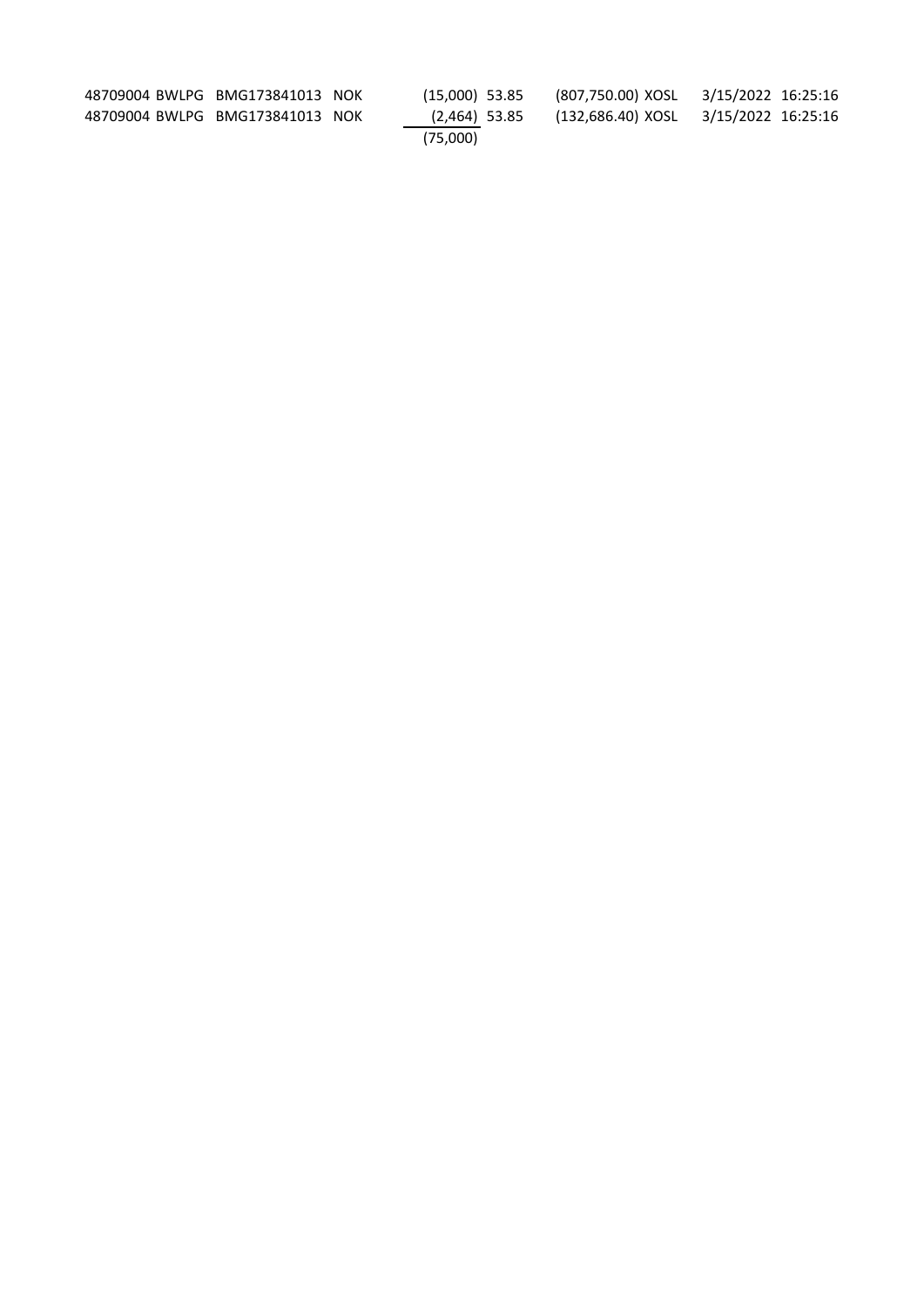| | | | | | | | | | |
|---|---|---|---|---|---|---|---|---|---|
| 48709004 | BWLPG | BMG173841013 | NOK | (15,000) | 53.85 | (807,750.00) | XOSL | 3/15/2022 | 16:25:16 |
| 48709004 | BWLPG | BMG173841013 | NOK | (2,464) | 53.85 | (132,686.40) | XOSL | 3/15/2022 | 16:25:16 |
| | | | | (75,000) | | | | | |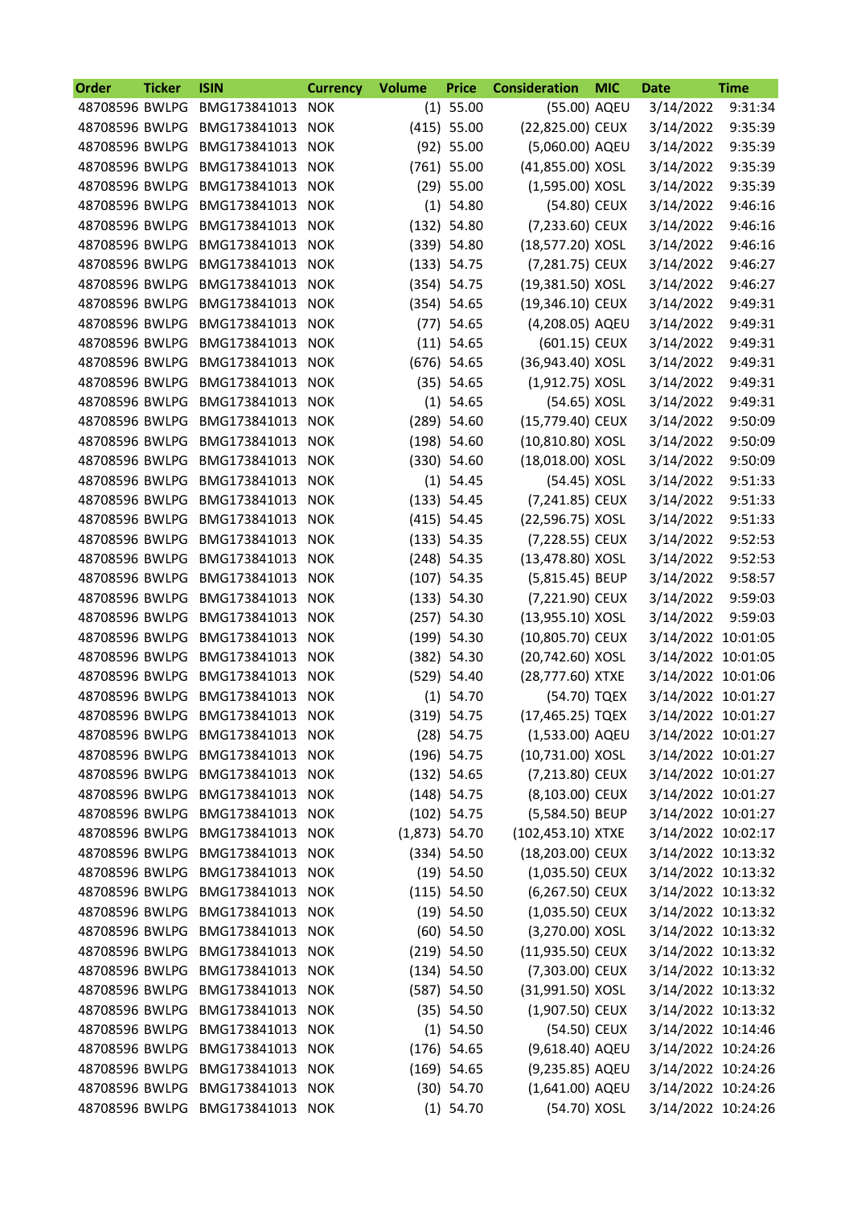| Order | Ticker | ISIN | Currency | Volume | Price | Consideration | MIC | Date | Time |
|---|---|---|---|---|---|---|---|---|---|
| 48708596 | BWLPG | BMG173841013 | NOK | (1) | 55.00 | (55.00) | AQEU | 3/14/2022 | 9:31:34 |
| 48708596 | BWLPG | BMG173841013 | NOK | (415) | 55.00 | (22,825.00) | CEUX | 3/14/2022 | 9:35:39 |
| 48708596 | BWLPG | BMG173841013 | NOK | (92) | 55.00 | (5,060.00) | AQEU | 3/14/2022 | 9:35:39 |
| 48708596 | BWLPG | BMG173841013 | NOK | (761) | 55.00 | (41,855.00) | XOSL | 3/14/2022 | 9:35:39 |
| 48708596 | BWLPG | BMG173841013 | NOK | (29) | 55.00 | (1,595.00) | XOSL | 3/14/2022 | 9:35:39 |
| 48708596 | BWLPG | BMG173841013 | NOK | (1) | 54.80 | (54.80) | CEUX | 3/14/2022 | 9:46:16 |
| 48708596 | BWLPG | BMG173841013 | NOK | (132) | 54.80 | (7,233.60) | CEUX | 3/14/2022 | 9:46:16 |
| 48708596 | BWLPG | BMG173841013 | NOK | (339) | 54.80 | (18,577.20) | XOSL | 3/14/2022 | 9:46:16 |
| 48708596 | BWLPG | BMG173841013 | NOK | (133) | 54.75 | (7,281.75) | CEUX | 3/14/2022 | 9:46:27 |
| 48708596 | BWLPG | BMG173841013 | NOK | (354) | 54.75 | (19,381.50) | XOSL | 3/14/2022 | 9:46:27 |
| 48708596 | BWLPG | BMG173841013 | NOK | (354) | 54.65 | (19,346.10) | CEUX | 3/14/2022 | 9:49:31 |
| 48708596 | BWLPG | BMG173841013 | NOK | (77) | 54.65 | (4,208.05) | AQEU | 3/14/2022 | 9:49:31 |
| 48708596 | BWLPG | BMG173841013 | NOK | (11) | 54.65 | (601.15) | CEUX | 3/14/2022 | 9:49:31 |
| 48708596 | BWLPG | BMG173841013 | NOK | (676) | 54.65 | (36,943.40) | XOSL | 3/14/2022 | 9:49:31 |
| 48708596 | BWLPG | BMG173841013 | NOK | (35) | 54.65 | (1,912.75) | XOSL | 3/14/2022 | 9:49:31 |
| 48708596 | BWLPG | BMG173841013 | NOK | (1) | 54.65 | (54.65) | XOSL | 3/14/2022 | 9:49:31 |
| 48708596 | BWLPG | BMG173841013 | NOK | (289) | 54.60 | (15,779.40) | CEUX | 3/14/2022 | 9:50:09 |
| 48708596 | BWLPG | BMG173841013 | NOK | (198) | 54.60 | (10,810.80) | XOSL | 3/14/2022 | 9:50:09 |
| 48708596 | BWLPG | BMG173841013 | NOK | (330) | 54.60 | (18,018.00) | XOSL | 3/14/2022 | 9:50:09 |
| 48708596 | BWLPG | BMG173841013 | NOK | (1) | 54.45 | (54.45) | XOSL | 3/14/2022 | 9:51:33 |
| 48708596 | BWLPG | BMG173841013 | NOK | (133) | 54.45 | (7,241.85) | CEUX | 3/14/2022 | 9:51:33 |
| 48708596 | BWLPG | BMG173841013 | NOK | (415) | 54.45 | (22,596.75) | XOSL | 3/14/2022 | 9:51:33 |
| 48708596 | BWLPG | BMG173841013 | NOK | (133) | 54.35 | (7,228.55) | CEUX | 3/14/2022 | 9:52:53 |
| 48708596 | BWLPG | BMG173841013 | NOK | (248) | 54.35 | (13,478.80) | XOSL | 3/14/2022 | 9:52:53 |
| 48708596 | BWLPG | BMG173841013 | NOK | (107) | 54.35 | (5,815.45) | BEUP | 3/14/2022 | 9:58:57 |
| 48708596 | BWLPG | BMG173841013 | NOK | (133) | 54.30 | (7,221.90) | CEUX | 3/14/2022 | 9:59:03 |
| 48708596 | BWLPG | BMG173841013 | NOK | (257) | 54.30 | (13,955.10) | XOSL | 3/14/2022 | 9:59:03 |
| 48708596 | BWLPG | BMG173841013 | NOK | (199) | 54.30 | (10,805.70) | CEUX | 3/14/2022 | 10:01:05 |
| 48708596 | BWLPG | BMG173841013 | NOK | (382) | 54.30 | (20,742.60) | XOSL | 3/14/2022 | 10:01:05 |
| 48708596 | BWLPG | BMG173841013 | NOK | (529) | 54.40 | (28,777.60) | XTXE | 3/14/2022 | 10:01:06 |
| 48708596 | BWLPG | BMG173841013 | NOK | (1) | 54.70 | (54.70) | TQEX | 3/14/2022 | 10:01:27 |
| 48708596 | BWLPG | BMG173841013 | NOK | (319) | 54.75 | (17,465.25) | TQEX | 3/14/2022 | 10:01:27 |
| 48708596 | BWLPG | BMG173841013 | NOK | (28) | 54.75 | (1,533.00) | AQEU | 3/14/2022 | 10:01:27 |
| 48708596 | BWLPG | BMG173841013 | NOK | (196) | 54.75 | (10,731.00) | XOSL | 3/14/2022 | 10:01:27 |
| 48708596 | BWLPG | BMG173841013 | NOK | (132) | 54.65 | (7,213.80) | CEUX | 3/14/2022 | 10:01:27 |
| 48708596 | BWLPG | BMG173841013 | NOK | (148) | 54.75 | (8,103.00) | CEUX | 3/14/2022 | 10:01:27 |
| 48708596 | BWLPG | BMG173841013 | NOK | (102) | 54.75 | (5,584.50) | BEUP | 3/14/2022 | 10:01:27 |
| 48708596 | BWLPG | BMG173841013 | NOK | (1,873) | 54.70 | (102,453.10) | XTXE | 3/14/2022 | 10:02:17 |
| 48708596 | BWLPG | BMG173841013 | NOK | (334) | 54.50 | (18,203.00) | CEUX | 3/14/2022 | 10:13:32 |
| 48708596 | BWLPG | BMG173841013 | NOK | (19) | 54.50 | (1,035.50) | CEUX | 3/14/2022 | 10:13:32 |
| 48708596 | BWLPG | BMG173841013 | NOK | (115) | 54.50 | (6,267.50) | CEUX | 3/14/2022 | 10:13:32 |
| 48708596 | BWLPG | BMG173841013 | NOK | (19) | 54.50 | (1,035.50) | CEUX | 3/14/2022 | 10:13:32 |
| 48708596 | BWLPG | BMG173841013 | NOK | (60) | 54.50 | (3,270.00) | XOSL | 3/14/2022 | 10:13:32 |
| 48708596 | BWLPG | BMG173841013 | NOK | (219) | 54.50 | (11,935.50) | CEUX | 3/14/2022 | 10:13:32 |
| 48708596 | BWLPG | BMG173841013 | NOK | (134) | 54.50 | (7,303.00) | CEUX | 3/14/2022 | 10:13:32 |
| 48708596 | BWLPG | BMG173841013 | NOK | (587) | 54.50 | (31,991.50) | XOSL | 3/14/2022 | 10:13:32 |
| 48708596 | BWLPG | BMG173841013 | NOK | (35) | 54.50 | (1,907.50) | CEUX | 3/14/2022 | 10:13:32 |
| 48708596 | BWLPG | BMG173841013 | NOK | (1) | 54.50 | (54.50) | CEUX | 3/14/2022 | 10:14:46 |
| 48708596 | BWLPG | BMG173841013 | NOK | (176) | 54.65 | (9,618.40) | AQEU | 3/14/2022 | 10:24:26 |
| 48708596 | BWLPG | BMG173841013 | NOK | (169) | 54.65 | (9,235.85) | AQEU | 3/14/2022 | 10:24:26 |
| 48708596 | BWLPG | BMG173841013 | NOK | (30) | 54.70 | (1,641.00) | AQEU | 3/14/2022 | 10:24:26 |
| 48708596 | BWLPG | BMG173841013 | NOK | (1) | 54.70 | (54.70) | XOSL | 3/14/2022 | 10:24:26 |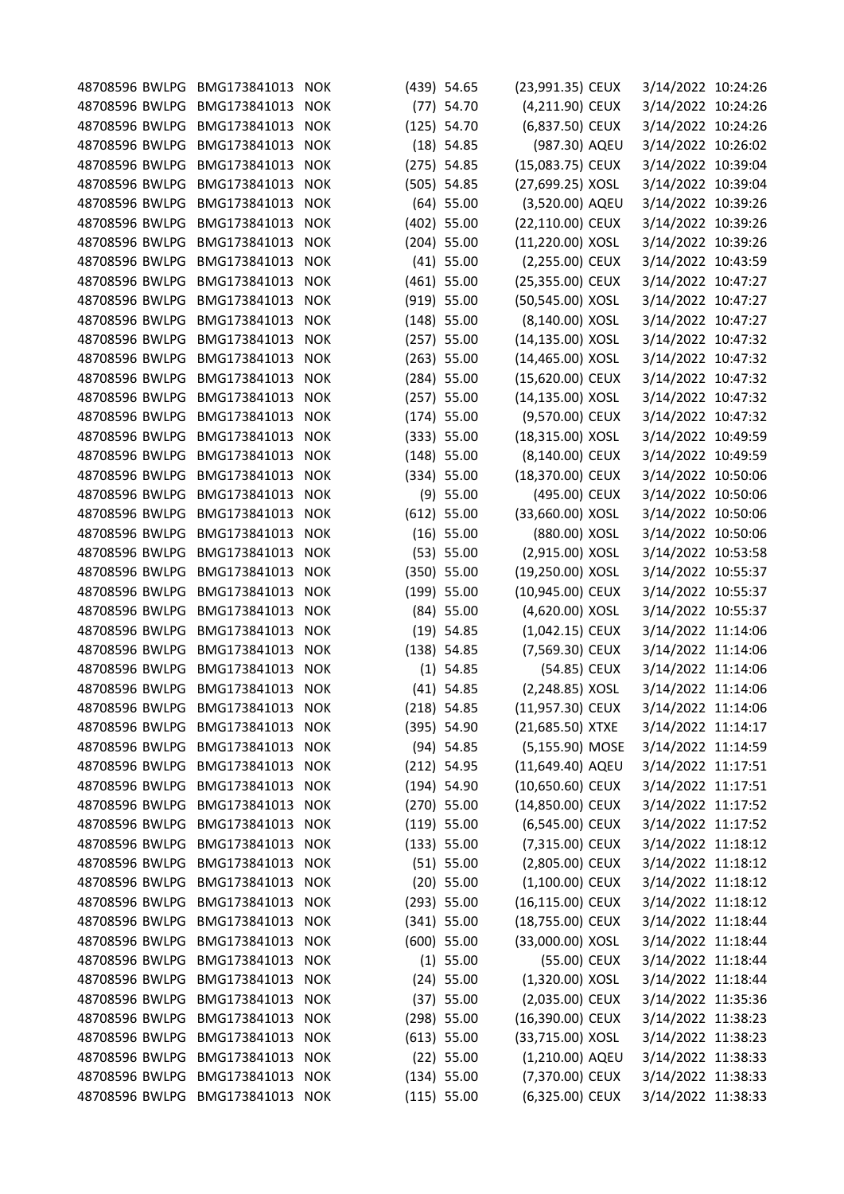| | | | | | | | | | |
|---|---|---|---|---|---|---|---|---|---|
| 48708596 | BWLPG | BMG173841013 | NOK | (439) | 54.65 | (23,991.35) | CEUX | 3/14/2022 | 10:24:26 |
| 48708596 | BWLPG | BMG173841013 | NOK | (77) | 54.70 | (4,211.90) | CEUX | 3/14/2022 | 10:24:26 |
| 48708596 | BWLPG | BMG173841013 | NOK | (125) | 54.70 | (6,837.50) | CEUX | 3/14/2022 | 10:24:26 |
| 48708596 | BWLPG | BMG173841013 | NOK | (18) | 54.85 | (987.30) | AQEU | 3/14/2022 | 10:26:02 |
| 48708596 | BWLPG | BMG173841013 | NOK | (275) | 54.85 | (15,083.75) | CEUX | 3/14/2022 | 10:39:04 |
| 48708596 | BWLPG | BMG173841013 | NOK | (505) | 54.85 | (27,699.25) | XOSL | 3/14/2022 | 10:39:04 |
| 48708596 | BWLPG | BMG173841013 | NOK | (64) | 55.00 | (3,520.00) | AQEU | 3/14/2022 | 10:39:26 |
| 48708596 | BWLPG | BMG173841013 | NOK | (402) | 55.00 | (22,110.00) | CEUX | 3/14/2022 | 10:39:26 |
| 48708596 | BWLPG | BMG173841013 | NOK | (204) | 55.00 | (11,220.00) | XOSL | 3/14/2022 | 10:39:26 |
| 48708596 | BWLPG | BMG173841013 | NOK | (41) | 55.00 | (2,255.00) | CEUX | 3/14/2022 | 10:43:59 |
| 48708596 | BWLPG | BMG173841013 | NOK | (461) | 55.00 | (25,355.00) | CEUX | 3/14/2022 | 10:47:27 |
| 48708596 | BWLPG | BMG173841013 | NOK | (919) | 55.00 | (50,545.00) | XOSL | 3/14/2022 | 10:47:27 |
| 48708596 | BWLPG | BMG173841013 | NOK | (148) | 55.00 | (8,140.00) | XOSL | 3/14/2022 | 10:47:27 |
| 48708596 | BWLPG | BMG173841013 | NOK | (257) | 55.00 | (14,135.00) | XOSL | 3/14/2022 | 10:47:32 |
| 48708596 | BWLPG | BMG173841013 | NOK | (263) | 55.00 | (14,465.00) | XOSL | 3/14/2022 | 10:47:32 |
| 48708596 | BWLPG | BMG173841013 | NOK | (284) | 55.00 | (15,620.00) | CEUX | 3/14/2022 | 10:47:32 |
| 48708596 | BWLPG | BMG173841013 | NOK | (257) | 55.00 | (14,135.00) | XOSL | 3/14/2022 | 10:47:32 |
| 48708596 | BWLPG | BMG173841013 | NOK | (174) | 55.00 | (9,570.00) | CEUX | 3/14/2022 | 10:47:32 |
| 48708596 | BWLPG | BMG173841013 | NOK | (333) | 55.00 | (18,315.00) | XOSL | 3/14/2022 | 10:49:59 |
| 48708596 | BWLPG | BMG173841013 | NOK | (148) | 55.00 | (8,140.00) | CEUX | 3/14/2022 | 10:49:59 |
| 48708596 | BWLPG | BMG173841013 | NOK | (334) | 55.00 | (18,370.00) | CEUX | 3/14/2022 | 10:50:06 |
| 48708596 | BWLPG | BMG173841013 | NOK | (9) | 55.00 | (495.00) | CEUX | 3/14/2022 | 10:50:06 |
| 48708596 | BWLPG | BMG173841013 | NOK | (612) | 55.00 | (33,660.00) | XOSL | 3/14/2022 | 10:50:06 |
| 48708596 | BWLPG | BMG173841013 | NOK | (16) | 55.00 | (880.00) | XOSL | 3/14/2022 | 10:50:06 |
| 48708596 | BWLPG | BMG173841013 | NOK | (53) | 55.00 | (2,915.00) | XOSL | 3/14/2022 | 10:53:58 |
| 48708596 | BWLPG | BMG173841013 | NOK | (350) | 55.00 | (19,250.00) | XOSL | 3/14/2022 | 10:55:37 |
| 48708596 | BWLPG | BMG173841013 | NOK | (199) | 55.00 | (10,945.00) | CEUX | 3/14/2022 | 10:55:37 |
| 48708596 | BWLPG | BMG173841013 | NOK | (84) | 55.00 | (4,620.00) | XOSL | 3/14/2022 | 10:55:37 |
| 48708596 | BWLPG | BMG173841013 | NOK | (19) | 54.85 | (1,042.15) | CEUX | 3/14/2022 | 11:14:06 |
| 48708596 | BWLPG | BMG173841013 | NOK | (138) | 54.85 | (7,569.30) | CEUX | 3/14/2022 | 11:14:06 |
| 48708596 | BWLPG | BMG173841013 | NOK | (1) | 54.85 | (54.85) | CEUX | 3/14/2022 | 11:14:06 |
| 48708596 | BWLPG | BMG173841013 | NOK | (41) | 54.85 | (2,248.85) | XOSL | 3/14/2022 | 11:14:06 |
| 48708596 | BWLPG | BMG173841013 | NOK | (218) | 54.85 | (11,957.30) | CEUX | 3/14/2022 | 11:14:06 |
| 48708596 | BWLPG | BMG173841013 | NOK | (395) | 54.90 | (21,685.50) | XTXE | 3/14/2022 | 11:14:17 |
| 48708596 | BWLPG | BMG173841013 | NOK | (94) | 54.85 | (5,155.90) | MOSE | 3/14/2022 | 11:14:59 |
| 48708596 | BWLPG | BMG173841013 | NOK | (212) | 54.95 | (11,649.40) | AQEU | 3/14/2022 | 11:17:51 |
| 48708596 | BWLPG | BMG173841013 | NOK | (194) | 54.90 | (10,650.60) | CEUX | 3/14/2022 | 11:17:51 |
| 48708596 | BWLPG | BMG173841013 | NOK | (270) | 55.00 | (14,850.00) | CEUX | 3/14/2022 | 11:17:52 |
| 48708596 | BWLPG | BMG173841013 | NOK | (119) | 55.00 | (6,545.00) | CEUX | 3/14/2022 | 11:17:52 |
| 48708596 | BWLPG | BMG173841013 | NOK | (133) | 55.00 | (7,315.00) | CEUX | 3/14/2022 | 11:18:12 |
| 48708596 | BWLPG | BMG173841013 | NOK | (51) | 55.00 | (2,805.00) | CEUX | 3/14/2022 | 11:18:12 |
| 48708596 | BWLPG | BMG173841013 | NOK | (20) | 55.00 | (1,100.00) | CEUX | 3/14/2022 | 11:18:12 |
| 48708596 | BWLPG | BMG173841013 | NOK | (293) | 55.00 | (16,115.00) | CEUX | 3/14/2022 | 11:18:12 |
| 48708596 | BWLPG | BMG173841013 | NOK | (341) | 55.00 | (18,755.00) | CEUX | 3/14/2022 | 11:18:44 |
| 48708596 | BWLPG | BMG173841013 | NOK | (600) | 55.00 | (33,000.00) | XOSL | 3/14/2022 | 11:18:44 |
| 48708596 | BWLPG | BMG173841013 | NOK | (1) | 55.00 | (55.00) | CEUX | 3/14/2022 | 11:18:44 |
| 48708596 | BWLPG | BMG173841013 | NOK | (24) | 55.00 | (1,320.00) | XOSL | 3/14/2022 | 11:18:44 |
| 48708596 | BWLPG | BMG173841013 | NOK | (37) | 55.00 | (2,035.00) | CEUX | 3/14/2022 | 11:35:36 |
| 48708596 | BWLPG | BMG173841013 | NOK | (298) | 55.00 | (16,390.00) | CEUX | 3/14/2022 | 11:38:23 |
| 48708596 | BWLPG | BMG173841013 | NOK | (613) | 55.00 | (33,715.00) | XOSL | 3/14/2022 | 11:38:23 |
| 48708596 | BWLPG | BMG173841013 | NOK | (22) | 55.00 | (1,210.00) | AQEU | 3/14/2022 | 11:38:33 |
| 48708596 | BWLPG | BMG173841013 | NOK | (134) | 55.00 | (7,370.00) | CEUX | 3/14/2022 | 11:38:33 |
| 48708596 | BWLPG | BMG173841013 | NOK | (115) | 55.00 | (6,325.00) | CEUX | 3/14/2022 | 11:38:33 |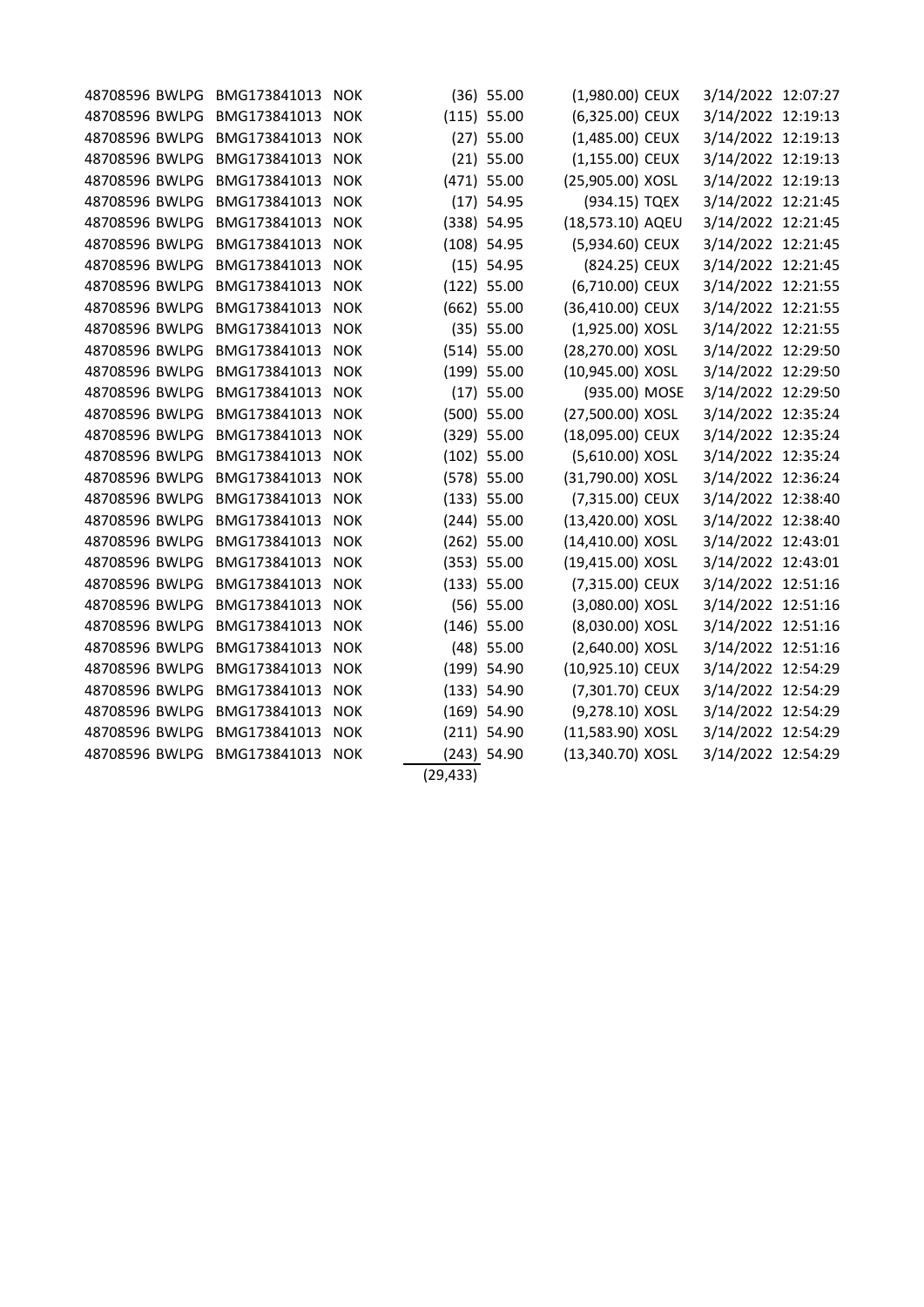| | | | | | | | | |
|---|---|---|---|---|---|---|---|---|
| 48708596 | BWLPG | BMG173841013 | NOK | (36) | 55.00 | (1,980.00) | CEUX | 3/14/2022 12:07:27 |
| 48708596 | BWLPG | BMG173841013 | NOK | (115) | 55.00 | (6,325.00) | CEUX | 3/14/2022 12:19:13 |
| 48708596 | BWLPG | BMG173841013 | NOK | (27) | 55.00 | (1,485.00) | CEUX | 3/14/2022 12:19:13 |
| 48708596 | BWLPG | BMG173841013 | NOK | (21) | 55.00 | (1,155.00) | CEUX | 3/14/2022 12:19:13 |
| 48708596 | BWLPG | BMG173841013 | NOK | (471) | 55.00 | (25,905.00) | XOSL | 3/14/2022 12:19:13 |
| 48708596 | BWLPG | BMG173841013 | NOK | (17) | 54.95 | (934.15) | TQEX | 3/14/2022 12:21:45 |
| 48708596 | BWLPG | BMG173841013 | NOK | (338) | 54.95 | (18,573.10) | AQEU | 3/14/2022 12:21:45 |
| 48708596 | BWLPG | BMG173841013 | NOK | (108) | 54.95 | (5,934.60) | CEUX | 3/14/2022 12:21:45 |
| 48708596 | BWLPG | BMG173841013 | NOK | (15) | 54.95 | (824.25) | CEUX | 3/14/2022 12:21:45 |
| 48708596 | BWLPG | BMG173841013 | NOK | (122) | 55.00 | (6,710.00) | CEUX | 3/14/2022 12:21:55 |
| 48708596 | BWLPG | BMG173841013 | NOK | (662) | 55.00 | (36,410.00) | CEUX | 3/14/2022 12:21:55 |
| 48708596 | BWLPG | BMG173841013 | NOK | (35) | 55.00 | (1,925.00) | XOSL | 3/14/2022 12:21:55 |
| 48708596 | BWLPG | BMG173841013 | NOK | (514) | 55.00 | (28,270.00) | XOSL | 3/14/2022 12:29:50 |
| 48708596 | BWLPG | BMG173841013 | NOK | (199) | 55.00 | (10,945.00) | XOSL | 3/14/2022 12:29:50 |
| 48708596 | BWLPG | BMG173841013 | NOK | (17) | 55.00 | (935.00) | MOSE | 3/14/2022 12:29:50 |
| 48708596 | BWLPG | BMG173841013 | NOK | (500) | 55.00 | (27,500.00) | XOSL | 3/14/2022 12:35:24 |
| 48708596 | BWLPG | BMG173841013 | NOK | (329) | 55.00 | (18,095.00) | CEUX | 3/14/2022 12:35:24 |
| 48708596 | BWLPG | BMG173841013 | NOK | (102) | 55.00 | (5,610.00) | XOSL | 3/14/2022 12:35:24 |
| 48708596 | BWLPG | BMG173841013 | NOK | (578) | 55.00 | (31,790.00) | XOSL | 3/14/2022 12:36:24 |
| 48708596 | BWLPG | BMG173841013 | NOK | (133) | 55.00 | (7,315.00) | CEUX | 3/14/2022 12:38:40 |
| 48708596 | BWLPG | BMG173841013 | NOK | (244) | 55.00 | (13,420.00) | XOSL | 3/14/2022 12:38:40 |
| 48708596 | BWLPG | BMG173841013 | NOK | (262) | 55.00 | (14,410.00) | XOSL | 3/14/2022 12:43:01 |
| 48708596 | BWLPG | BMG173841013 | NOK | (353) | 55.00 | (19,415.00) | XOSL | 3/14/2022 12:43:01 |
| 48708596 | BWLPG | BMG173841013 | NOK | (133) | 55.00 | (7,315.00) | CEUX | 3/14/2022 12:51:16 |
| 48708596 | BWLPG | BMG173841013 | NOK | (56) | 55.00 | (3,080.00) | XOSL | 3/14/2022 12:51:16 |
| 48708596 | BWLPG | BMG173841013 | NOK | (146) | 55.00 | (8,030.00) | XOSL | 3/14/2022 12:51:16 |
| 48708596 | BWLPG | BMG173841013 | NOK | (48) | 55.00 | (2,640.00) | XOSL | 3/14/2022 12:51:16 |
| 48708596 | BWLPG | BMG173841013 | NOK | (199) | 54.90 | (10,925.10) | CEUX | 3/14/2022 12:54:29 |
| 48708596 | BWLPG | BMG173841013 | NOK | (133) | 54.90 | (7,301.70) | CEUX | 3/14/2022 12:54:29 |
| 48708596 | BWLPG | BMG173841013 | NOK | (169) | 54.90 | (9,278.10) | XOSL | 3/14/2022 12:54:29 |
| 48708596 | BWLPG | BMG173841013 | NOK | (211) | 54.90 | (11,583.90) | XOSL | 3/14/2022 12:54:29 |
| 48708596 | BWLPG | BMG173841013 | NOK | (243) | 54.90 | (13,340.70) | XOSL | 3/14/2022 12:54:29 |
| | | | | (29,433) | | | | |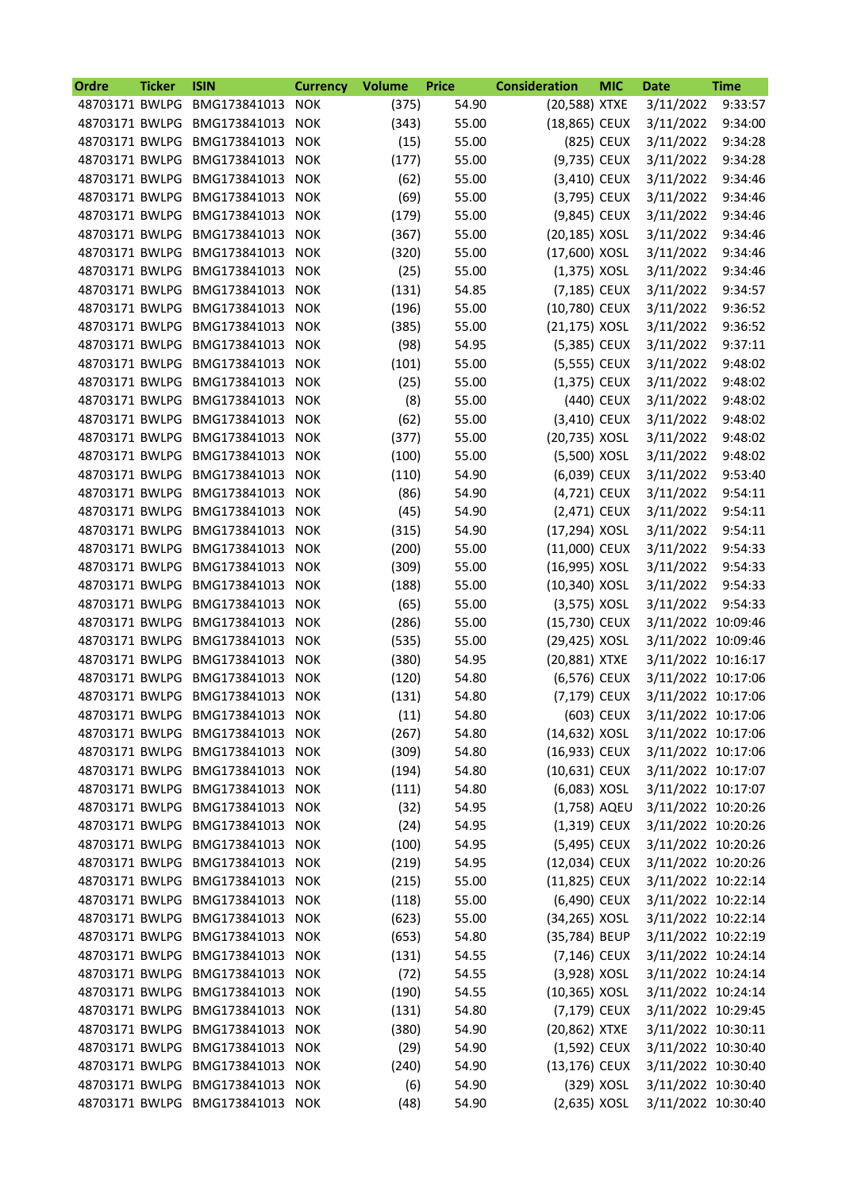| Ordre | Ticker | ISIN | Currency | Volume | Price | Consideration | MIC | Date | Time |
|---|---|---|---|---|---|---|---|---|---|
| 48703171 | BWLPG | BMG173841013 | NOK | (375) | 54.90 | (20,588) | XTXE | 3/11/2022 | 9:33:57 |
| 48703171 | BWLPG | BMG173841013 | NOK | (343) | 55.00 | (18,865) | CEUX | 3/11/2022 | 9:34:00 |
| 48703171 | BWLPG | BMG173841013 | NOK | (15) | 55.00 | (825) | CEUX | 3/11/2022 | 9:34:28 |
| 48703171 | BWLPG | BMG173841013 | NOK | (177) | 55.00 | (9,735) | CEUX | 3/11/2022 | 9:34:28 |
| 48703171 | BWLPG | BMG173841013 | NOK | (62) | 55.00 | (3,410) | CEUX | 3/11/2022 | 9:34:46 |
| 48703171 | BWLPG | BMG173841013 | NOK | (69) | 55.00 | (3,795) | CEUX | 3/11/2022 | 9:34:46 |
| 48703171 | BWLPG | BMG173841013 | NOK | (179) | 55.00 | (9,845) | CEUX | 3/11/2022 | 9:34:46 |
| 48703171 | BWLPG | BMG173841013 | NOK | (367) | 55.00 | (20,185) | XOSL | 3/11/2022 | 9:34:46 |
| 48703171 | BWLPG | BMG173841013 | NOK | (320) | 55.00 | (17,600) | XOSL | 3/11/2022 | 9:34:46 |
| 48703171 | BWLPG | BMG173841013 | NOK | (25) | 55.00 | (1,375) | XOSL | 3/11/2022 | 9:34:46 |
| 48703171 | BWLPG | BMG173841013 | NOK | (131) | 54.85 | (7,185) | CEUX | 3/11/2022 | 9:34:57 |
| 48703171 | BWLPG | BMG173841013 | NOK | (196) | 55.00 | (10,780) | CEUX | 3/11/2022 | 9:36:52 |
| 48703171 | BWLPG | BMG173841013 | NOK | (385) | 55.00 | (21,175) | XOSL | 3/11/2022 | 9:36:52 |
| 48703171 | BWLPG | BMG173841013 | NOK | (98) | 54.95 | (5,385) | CEUX | 3/11/2022 | 9:37:11 |
| 48703171 | BWLPG | BMG173841013 | NOK | (101) | 55.00 | (5,555) | CEUX | 3/11/2022 | 9:48:02 |
| 48703171 | BWLPG | BMG173841013 | NOK | (25) | 55.00 | (1,375) | CEUX | 3/11/2022 | 9:48:02 |
| 48703171 | BWLPG | BMG173841013 | NOK | (8) | 55.00 | (440) | CEUX | 3/11/2022 | 9:48:02 |
| 48703171 | BWLPG | BMG173841013 | NOK | (62) | 55.00 | (3,410) | CEUX | 3/11/2022 | 9:48:02 |
| 48703171 | BWLPG | BMG173841013 | NOK | (377) | 55.00 | (20,735) | XOSL | 3/11/2022 | 9:48:02 |
| 48703171 | BWLPG | BMG173841013 | NOK | (100) | 55.00 | (5,500) | XOSL | 3/11/2022 | 9:48:02 |
| 48703171 | BWLPG | BMG173841013 | NOK | (110) | 54.90 | (6,039) | CEUX | 3/11/2022 | 9:53:40 |
| 48703171 | BWLPG | BMG173841013 | NOK | (86) | 54.90 | (4,721) | CEUX | 3/11/2022 | 9:54:11 |
| 48703171 | BWLPG | BMG173841013 | NOK | (45) | 54.90 | (2,471) | CEUX | 3/11/2022 | 9:54:11 |
| 48703171 | BWLPG | BMG173841013 | NOK | (315) | 54.90 | (17,294) | XOSL | 3/11/2022 | 9:54:11 |
| 48703171 | BWLPG | BMG173841013 | NOK | (200) | 55.00 | (11,000) | CEUX | 3/11/2022 | 9:54:33 |
| 48703171 | BWLPG | BMG173841013 | NOK | (309) | 55.00 | (16,995) | XOSL | 3/11/2022 | 9:54:33 |
| 48703171 | BWLPG | BMG173841013 | NOK | (188) | 55.00 | (10,340) | XOSL | 3/11/2022 | 9:54:33 |
| 48703171 | BWLPG | BMG173841013 | NOK | (65) | 55.00 | (3,575) | XOSL | 3/11/2022 | 9:54:33 |
| 48703171 | BWLPG | BMG173841013 | NOK | (286) | 55.00 | (15,730) | CEUX | 3/11/2022 | 10:09:46 |
| 48703171 | BWLPG | BMG173841013 | NOK | (535) | 55.00 | (29,425) | XOSL | 3/11/2022 | 10:09:46 |
| 48703171 | BWLPG | BMG173841013 | NOK | (380) | 54.95 | (20,881) | XTXE | 3/11/2022 | 10:16:17 |
| 48703171 | BWLPG | BMG173841013 | NOK | (120) | 54.80 | (6,576) | CEUX | 3/11/2022 | 10:17:06 |
| 48703171 | BWLPG | BMG173841013 | NOK | (131) | 54.80 | (7,179) | CEUX | 3/11/2022 | 10:17:06 |
| 48703171 | BWLPG | BMG173841013 | NOK | (11) | 54.80 | (603) | CEUX | 3/11/2022 | 10:17:06 |
| 48703171 | BWLPG | BMG173841013 | NOK | (267) | 54.80 | (14,632) | XOSL | 3/11/2022 | 10:17:06 |
| 48703171 | BWLPG | BMG173841013 | NOK | (309) | 54.80 | (16,933) | CEUX | 3/11/2022 | 10:17:06 |
| 48703171 | BWLPG | BMG173841013 | NOK | (194) | 54.80 | (10,631) | CEUX | 3/11/2022 | 10:17:07 |
| 48703171 | BWLPG | BMG173841013 | NOK | (111) | 54.80 | (6,083) | XOSL | 3/11/2022 | 10:17:07 |
| 48703171 | BWLPG | BMG173841013 | NOK | (32) | 54.95 | (1,758) | AQEU | 3/11/2022 | 10:20:26 |
| 48703171 | BWLPG | BMG173841013 | NOK | (24) | 54.95 | (1,319) | CEUX | 3/11/2022 | 10:20:26 |
| 48703171 | BWLPG | BMG173841013 | NOK | (100) | 54.95 | (5,495) | CEUX | 3/11/2022 | 10:20:26 |
| 48703171 | BWLPG | BMG173841013 | NOK | (219) | 54.95 | (12,034) | CEUX | 3/11/2022 | 10:20:26 |
| 48703171 | BWLPG | BMG173841013 | NOK | (215) | 55.00 | (11,825) | CEUX | 3/11/2022 | 10:22:14 |
| 48703171 | BWLPG | BMG173841013 | NOK | (118) | 55.00 | (6,490) | CEUX | 3/11/2022 | 10:22:14 |
| 48703171 | BWLPG | BMG173841013 | NOK | (623) | 55.00 | (34,265) | XOSL | 3/11/2022 | 10:22:14 |
| 48703171 | BWLPG | BMG173841013 | NOK | (653) | 54.80 | (35,784) | BEUP | 3/11/2022 | 10:22:19 |
| 48703171 | BWLPG | BMG173841013 | NOK | (131) | 54.55 | (7,146) | CEUX | 3/11/2022 | 10:24:14 |
| 48703171 | BWLPG | BMG173841013 | NOK | (72) | 54.55 | (3,928) | XOSL | 3/11/2022 | 10:24:14 |
| 48703171 | BWLPG | BMG173841013 | NOK | (190) | 54.55 | (10,365) | XOSL | 3/11/2022 | 10:24:14 |
| 48703171 | BWLPG | BMG173841013 | NOK | (131) | 54.80 | (7,179) | CEUX | 3/11/2022 | 10:29:45 |
| 48703171 | BWLPG | BMG173841013 | NOK | (380) | 54.90 | (20,862) | XTXE | 3/11/2022 | 10:30:11 |
| 48703171 | BWLPG | BMG173841013 | NOK | (29) | 54.90 | (1,592) | CEUX | 3/11/2022 | 10:30:40 |
| 48703171 | BWLPG | BMG173841013 | NOK | (240) | 54.90 | (13,176) | CEUX | 3/11/2022 | 10:30:40 |
| 48703171 | BWLPG | BMG173841013 | NOK | (6) | 54.90 | (329) | XOSL | 3/11/2022 | 10:30:40 |
| 48703171 | BWLPG | BMG173841013 | NOK | (48) | 54.90 | (2,635) | XOSL | 3/11/2022 | 10:30:40 |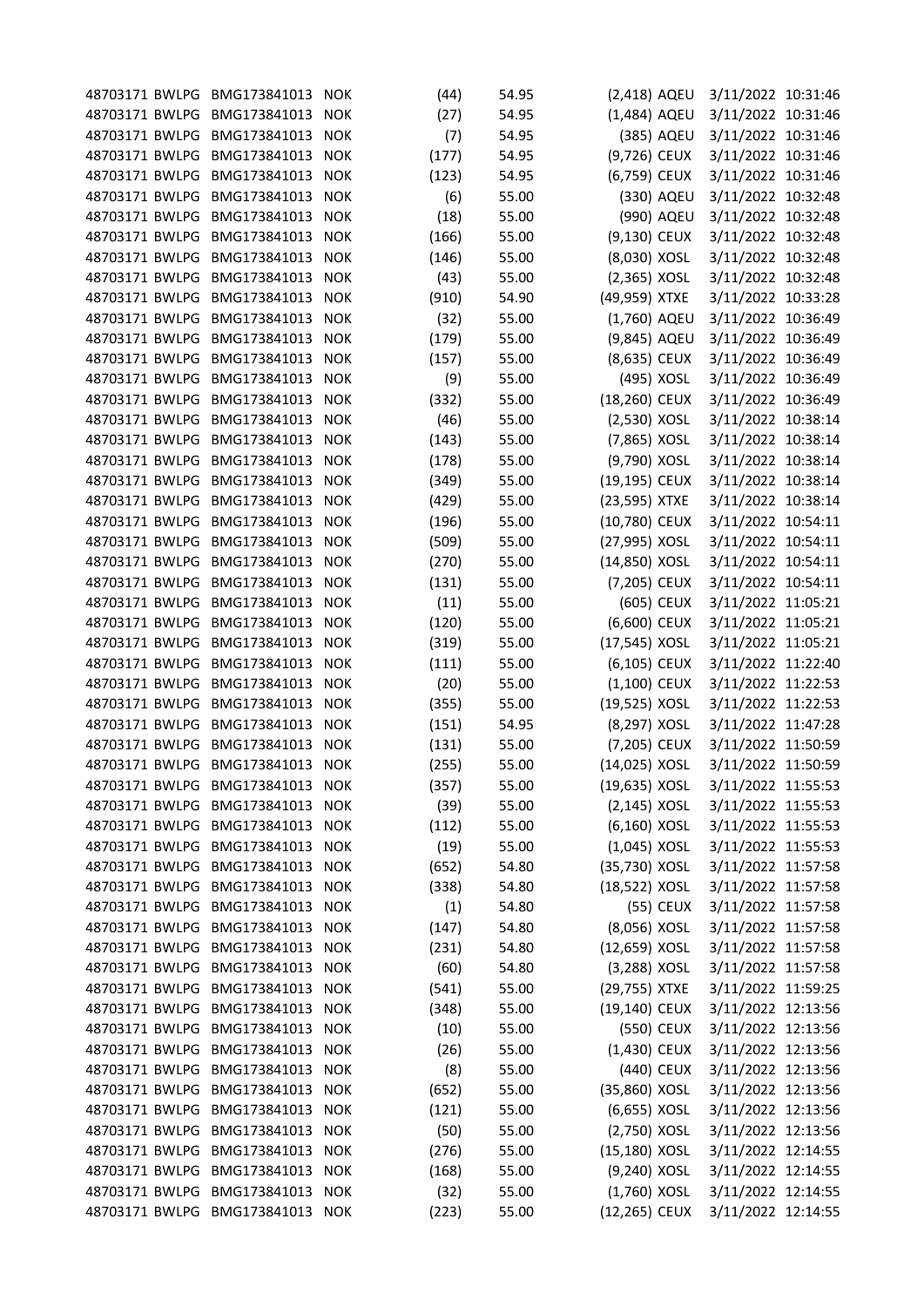| | | | | | | | | | |
|---|---|---|---|---|---|---|---|---|---|
| 48703171 | BWLPG | BMG173841013 | NOK | (44) | 54.95 | (2,418) | AQEU | 3/11/2022 | 10:31:46 |
| 48703171 | BWLPG | BMG173841013 | NOK | (27) | 54.95 | (1,484) | AQEU | 3/11/2022 | 10:31:46 |
| 48703171 | BWLPG | BMG173841013 | NOK | (7) | 54.95 | (385) | AQEU | 3/11/2022 | 10:31:46 |
| 48703171 | BWLPG | BMG173841013 | NOK | (177) | 54.95 | (9,726) | CEUX | 3/11/2022 | 10:31:46 |
| 48703171 | BWLPG | BMG173841013 | NOK | (123) | 54.95 | (6,759) | CEUX | 3/11/2022 | 10:31:46 |
| 48703171 | BWLPG | BMG173841013 | NOK | (6) | 55.00 | (330) | AQEU | 3/11/2022 | 10:32:48 |
| 48703171 | BWLPG | BMG173841013 | NOK | (18) | 55.00 | (990) | AQEU | 3/11/2022 | 10:32:48 |
| 48703171 | BWLPG | BMG173841013 | NOK | (166) | 55.00 | (9,130) | CEUX | 3/11/2022 | 10:32:48 |
| 48703171 | BWLPG | BMG173841013 | NOK | (146) | 55.00 | (8,030) | XOSL | 3/11/2022 | 10:32:48 |
| 48703171 | BWLPG | BMG173841013 | NOK | (43) | 55.00 | (2,365) | XOSL | 3/11/2022 | 10:32:48 |
| 48703171 | BWLPG | BMG173841013 | NOK | (910) | 54.90 | (49,959) | XTXE | 3/11/2022 | 10:33:28 |
| 48703171 | BWLPG | BMG173841013 | NOK | (32) | 55.00 | (1,760) | AQEU | 3/11/2022 | 10:36:49 |
| 48703171 | BWLPG | BMG173841013 | NOK | (179) | 55.00 | (9,845) | AQEU | 3/11/2022 | 10:36:49 |
| 48703171 | BWLPG | BMG173841013 | NOK | (157) | 55.00 | (8,635) | CEUX | 3/11/2022 | 10:36:49 |
| 48703171 | BWLPG | BMG173841013 | NOK | (9) | 55.00 | (495) | XOSL | 3/11/2022 | 10:36:49 |
| 48703171 | BWLPG | BMG173841013 | NOK | (332) | 55.00 | (18,260) | CEUX | 3/11/2022 | 10:36:49 |
| 48703171 | BWLPG | BMG173841013 | NOK | (46) | 55.00 | (2,530) | XOSL | 3/11/2022 | 10:38:14 |
| 48703171 | BWLPG | BMG173841013 | NOK | (143) | 55.00 | (7,865) | XOSL | 3/11/2022 | 10:38:14 |
| 48703171 | BWLPG | BMG173841013 | NOK | (178) | 55.00 | (9,790) | XOSL | 3/11/2022 | 10:38:14 |
| 48703171 | BWLPG | BMG173841013 | NOK | (349) | 55.00 | (19,195) | CEUX | 3/11/2022 | 10:38:14 |
| 48703171 | BWLPG | BMG173841013 | NOK | (429) | 55.00 | (23,595) | XTXE | 3/11/2022 | 10:38:14 |
| 48703171 | BWLPG | BMG173841013 | NOK | (196) | 55.00 | (10,780) | CEUX | 3/11/2022 | 10:54:11 |
| 48703171 | BWLPG | BMG173841013 | NOK | (509) | 55.00 | (27,995) | XOSL | 3/11/2022 | 10:54:11 |
| 48703171 | BWLPG | BMG173841013 | NOK | (270) | 55.00 | (14,850) | XOSL | 3/11/2022 | 10:54:11 |
| 48703171 | BWLPG | BMG173841013 | NOK | (131) | 55.00 | (7,205) | CEUX | 3/11/2022 | 10:54:11 |
| 48703171 | BWLPG | BMG173841013 | NOK | (11) | 55.00 | (605) | CEUX | 3/11/2022 | 11:05:21 |
| 48703171 | BWLPG | BMG173841013 | NOK | (120) | 55.00 | (6,600) | CEUX | 3/11/2022 | 11:05:21 |
| 48703171 | BWLPG | BMG173841013 | NOK | (319) | 55.00 | (17,545) | XOSL | 3/11/2022 | 11:05:21 |
| 48703171 | BWLPG | BMG173841013 | NOK | (111) | 55.00 | (6,105) | CEUX | 3/11/2022 | 11:22:40 |
| 48703171 | BWLPG | BMG173841013 | NOK | (20) | 55.00 | (1,100) | CEUX | 3/11/2022 | 11:22:53 |
| 48703171 | BWLPG | BMG173841013 | NOK | (355) | 55.00 | (19,525) | XOSL | 3/11/2022 | 11:22:53 |
| 48703171 | BWLPG | BMG173841013 | NOK | (151) | 54.95 | (8,297) | XOSL | 3/11/2022 | 11:47:28 |
| 48703171 | BWLPG | BMG173841013 | NOK | (131) | 55.00 | (7,205) | CEUX | 3/11/2022 | 11:50:59 |
| 48703171 | BWLPG | BMG173841013 | NOK | (255) | 55.00 | (14,025) | XOSL | 3/11/2022 | 11:50:59 |
| 48703171 | BWLPG | BMG173841013 | NOK | (357) | 55.00 | (19,635) | XOSL | 3/11/2022 | 11:55:53 |
| 48703171 | BWLPG | BMG173841013 | NOK | (39) | 55.00 | (2,145) | XOSL | 3/11/2022 | 11:55:53 |
| 48703171 | BWLPG | BMG173841013 | NOK | (112) | 55.00 | (6,160) | XOSL | 3/11/2022 | 11:55:53 |
| 48703171 | BWLPG | BMG173841013 | NOK | (19) | 55.00 | (1,045) | XOSL | 3/11/2022 | 11:55:53 |
| 48703171 | BWLPG | BMG173841013 | NOK | (652) | 54.80 | (35,730) | XOSL | 3/11/2022 | 11:57:58 |
| 48703171 | BWLPG | BMG173841013 | NOK | (338) | 54.80 | (18,522) | XOSL | 3/11/2022 | 11:57:58 |
| 48703171 | BWLPG | BMG173841013 | NOK | (1) | 54.80 | (55) | CEUX | 3/11/2022 | 11:57:58 |
| 48703171 | BWLPG | BMG173841013 | NOK | (147) | 54.80 | (8,056) | XOSL | 3/11/2022 | 11:57:58 |
| 48703171 | BWLPG | BMG173841013 | NOK | (231) | 54.80 | (12,659) | XOSL | 3/11/2022 | 11:57:58 |
| 48703171 | BWLPG | BMG173841013 | NOK | (60) | 54.80 | (3,288) | XOSL | 3/11/2022 | 11:57:58 |
| 48703171 | BWLPG | BMG173841013 | NOK | (541) | 55.00 | (29,755) | XTXE | 3/11/2022 | 11:59:25 |
| 48703171 | BWLPG | BMG173841013 | NOK | (348) | 55.00 | (19,140) | CEUX | 3/11/2022 | 12:13:56 |
| 48703171 | BWLPG | BMG173841013 | NOK | (10) | 55.00 | (550) | CEUX | 3/11/2022 | 12:13:56 |
| 48703171 | BWLPG | BMG173841013 | NOK | (26) | 55.00 | (1,430) | CEUX | 3/11/2022 | 12:13:56 |
| 48703171 | BWLPG | BMG173841013 | NOK | (8) | 55.00 | (440) | CEUX | 3/11/2022 | 12:13:56 |
| 48703171 | BWLPG | BMG173841013 | NOK | (652) | 55.00 | (35,860) | XOSL | 3/11/2022 | 12:13:56 |
| 48703171 | BWLPG | BMG173841013 | NOK | (121) | 55.00 | (6,655) | XOSL | 3/11/2022 | 12:13:56 |
| 48703171 | BWLPG | BMG173841013 | NOK | (50) | 55.00 | (2,750) | XOSL | 3/11/2022 | 12:13:56 |
| 48703171 | BWLPG | BMG173841013 | NOK | (276) | 55.00 | (15,180) | XOSL | 3/11/2022 | 12:14:55 |
| 48703171 | BWLPG | BMG173841013 | NOK | (168) | 55.00 | (9,240) | XOSL | 3/11/2022 | 12:14:55 |
| 48703171 | BWLPG | BMG173841013 | NOK | (32) | 55.00 | (1,760) | XOSL | 3/11/2022 | 12:14:55 |
| 48703171 | BWLPG | BMG173841013 | NOK | (223) | 55.00 | (12,265) | CEUX | 3/11/2022 | 12:14:55 |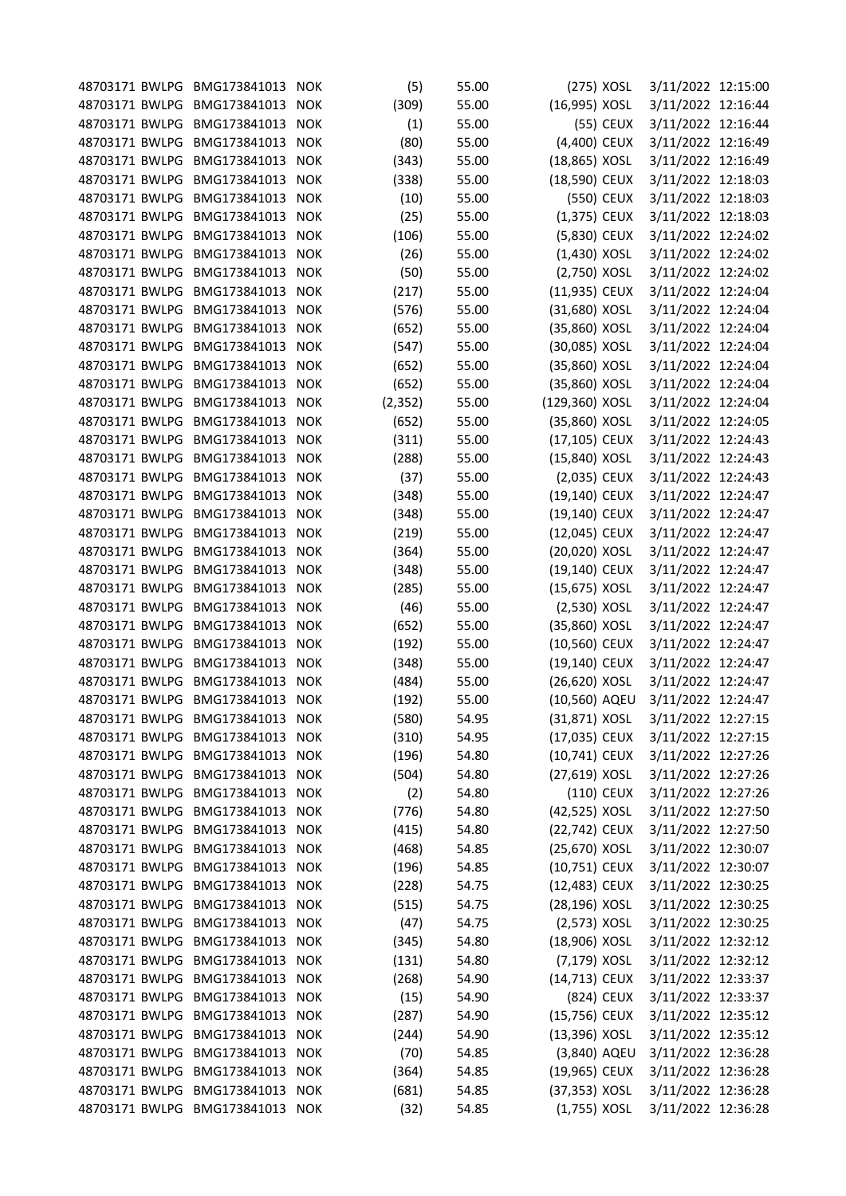| | | | | | | | | | |
|---|---|---|---|---|---|---|---|---|---|
| 48703171 | BWLPG | BMG173841013 | NOK | (5) | 55.00 | (275) | XOSL | 3/11/2022 | 12:15:00 |
| 48703171 | BWLPG | BMG173841013 | NOK | (309) | 55.00 | (16,995) | XOSL | 3/11/2022 | 12:16:44 |
| 48703171 | BWLPG | BMG173841013 | NOK | (1) | 55.00 | (55) | CEUX | 3/11/2022 | 12:16:44 |
| 48703171 | BWLPG | BMG173841013 | NOK | (80) | 55.00 | (4,400) | CEUX | 3/11/2022 | 12:16:49 |
| 48703171 | BWLPG | BMG173841013 | NOK | (343) | 55.00 | (18,865) | XOSL | 3/11/2022 | 12:16:49 |
| 48703171 | BWLPG | BMG173841013 | NOK | (338) | 55.00 | (18,590) | CEUX | 3/11/2022 | 12:18:03 |
| 48703171 | BWLPG | BMG173841013 | NOK | (10) | 55.00 | (550) | CEUX | 3/11/2022 | 12:18:03 |
| 48703171 | BWLPG | BMG173841013 | NOK | (25) | 55.00 | (1,375) | CEUX | 3/11/2022 | 12:18:03 |
| 48703171 | BWLPG | BMG173841013 | NOK | (106) | 55.00 | (5,830) | CEUX | 3/11/2022 | 12:24:02 |
| 48703171 | BWLPG | BMG173841013 | NOK | (26) | 55.00 | (1,430) | XOSL | 3/11/2022 | 12:24:02 |
| 48703171 | BWLPG | BMG173841013 | NOK | (50) | 55.00 | (2,750) | XOSL | 3/11/2022 | 12:24:02 |
| 48703171 | BWLPG | BMG173841013 | NOK | (217) | 55.00 | (11,935) | CEUX | 3/11/2022 | 12:24:04 |
| 48703171 | BWLPG | BMG173841013 | NOK | (576) | 55.00 | (31,680) | XOSL | 3/11/2022 | 12:24:04 |
| 48703171 | BWLPG | BMG173841013 | NOK | (652) | 55.00 | (35,860) | XOSL | 3/11/2022 | 12:24:04 |
| 48703171 | BWLPG | BMG173841013 | NOK | (547) | 55.00 | (30,085) | XOSL | 3/11/2022 | 12:24:04 |
| 48703171 | BWLPG | BMG173841013 | NOK | (652) | 55.00 | (35,860) | XOSL | 3/11/2022 | 12:24:04 |
| 48703171 | BWLPG | BMG173841013 | NOK | (652) | 55.00 | (35,860) | XOSL | 3/11/2022 | 12:24:04 |
| 48703171 | BWLPG | BMG173841013 | NOK | (2,352) | 55.00 | (129,360) | XOSL | 3/11/2022 | 12:24:04 |
| 48703171 | BWLPG | BMG173841013 | NOK | (652) | 55.00 | (35,860) | XOSL | 3/11/2022 | 12:24:05 |
| 48703171 | BWLPG | BMG173841013 | NOK | (311) | 55.00 | (17,105) | CEUX | 3/11/2022 | 12:24:43 |
| 48703171 | BWLPG | BMG173841013 | NOK | (288) | 55.00 | (15,840) | XOSL | 3/11/2022 | 12:24:43 |
| 48703171 | BWLPG | BMG173841013 | NOK | (37) | 55.00 | (2,035) | CEUX | 3/11/2022 | 12:24:43 |
| 48703171 | BWLPG | BMG173841013 | NOK | (348) | 55.00 | (19,140) | CEUX | 3/11/2022 | 12:24:47 |
| 48703171 | BWLPG | BMG173841013 | NOK | (348) | 55.00 | (19,140) | CEUX | 3/11/2022 | 12:24:47 |
| 48703171 | BWLPG | BMG173841013 | NOK | (219) | 55.00 | (12,045) | CEUX | 3/11/2022 | 12:24:47 |
| 48703171 | BWLPG | BMG173841013 | NOK | (364) | 55.00 | (20,020) | XOSL | 3/11/2022 | 12:24:47 |
| 48703171 | BWLPG | BMG173841013 | NOK | (348) | 55.00 | (19,140) | CEUX | 3/11/2022 | 12:24:47 |
| 48703171 | BWLPG | BMG173841013 | NOK | (285) | 55.00 | (15,675) | XOSL | 3/11/2022 | 12:24:47 |
| 48703171 | BWLPG | BMG173841013 | NOK | (46) | 55.00 | (2,530) | XOSL | 3/11/2022 | 12:24:47 |
| 48703171 | BWLPG | BMG173841013 | NOK | (652) | 55.00 | (35,860) | XOSL | 3/11/2022 | 12:24:47 |
| 48703171 | BWLPG | BMG173841013 | NOK | (192) | 55.00 | (10,560) | CEUX | 3/11/2022 | 12:24:47 |
| 48703171 | BWLPG | BMG173841013 | NOK | (348) | 55.00 | (19,140) | CEUX | 3/11/2022 | 12:24:47 |
| 48703171 | BWLPG | BMG173841013 | NOK | (484) | 55.00 | (26,620) | XOSL | 3/11/2022 | 12:24:47 |
| 48703171 | BWLPG | BMG173841013 | NOK | (192) | 55.00 | (10,560) | AQEU | 3/11/2022 | 12:24:47 |
| 48703171 | BWLPG | BMG173841013 | NOK | (580) | 54.95 | (31,871) | XOSL | 3/11/2022 | 12:27:15 |
| 48703171 | BWLPG | BMG173841013 | NOK | (310) | 54.95 | (17,035) | CEUX | 3/11/2022 | 12:27:15 |
| 48703171 | BWLPG | BMG173841013 | NOK | (196) | 54.80 | (10,741) | CEUX | 3/11/2022 | 12:27:26 |
| 48703171 | BWLPG | BMG173841013 | NOK | (504) | 54.80 | (27,619) | XOSL | 3/11/2022 | 12:27:26 |
| 48703171 | BWLPG | BMG173841013 | NOK | (2) | 54.80 | (110) | CEUX | 3/11/2022 | 12:27:26 |
| 48703171 | BWLPG | BMG173841013 | NOK | (776) | 54.80 | (42,525) | XOSL | 3/11/2022 | 12:27:50 |
| 48703171 | BWLPG | BMG173841013 | NOK | (415) | 54.80 | (22,742) | CEUX | 3/11/2022 | 12:27:50 |
| 48703171 | BWLPG | BMG173841013 | NOK | (468) | 54.85 | (25,670) | XOSL | 3/11/2022 | 12:30:07 |
| 48703171 | BWLPG | BMG173841013 | NOK | (196) | 54.85 | (10,751) | CEUX | 3/11/2022 | 12:30:07 |
| 48703171 | BWLPG | BMG173841013 | NOK | (228) | 54.75 | (12,483) | CEUX | 3/11/2022 | 12:30:25 |
| 48703171 | BWLPG | BMG173841013 | NOK | (515) | 54.75 | (28,196) | XOSL | 3/11/2022 | 12:30:25 |
| 48703171 | BWLPG | BMG173841013 | NOK | (47) | 54.75 | (2,573) | XOSL | 3/11/2022 | 12:30:25 |
| 48703171 | BWLPG | BMG173841013 | NOK | (345) | 54.80 | (18,906) | XOSL | 3/11/2022 | 12:32:12 |
| 48703171 | BWLPG | BMG173841013 | NOK | (131) | 54.80 | (7,179) | XOSL | 3/11/2022 | 12:32:12 |
| 48703171 | BWLPG | BMG173841013 | NOK | (268) | 54.90 | (14,713) | CEUX | 3/11/2022 | 12:33:37 |
| 48703171 | BWLPG | BMG173841013 | NOK | (15) | 54.90 | (824) | CEUX | 3/11/2022 | 12:33:37 |
| 48703171 | BWLPG | BMG173841013 | NOK | (287) | 54.90 | (15,756) | CEUX | 3/11/2022 | 12:35:12 |
| 48703171 | BWLPG | BMG173841013 | NOK | (244) | 54.90 | (13,396) | XOSL | 3/11/2022 | 12:35:12 |
| 48703171 | BWLPG | BMG173841013 | NOK | (70) | 54.85 | (3,840) | AQEU | 3/11/2022 | 12:36:28 |
| 48703171 | BWLPG | BMG173841013 | NOK | (364) | 54.85 | (19,965) | CEUX | 3/11/2022 | 12:36:28 |
| 48703171 | BWLPG | BMG173841013 | NOK | (681) | 54.85 | (37,353) | XOSL | 3/11/2022 | 12:36:28 |
| 48703171 | BWLPG | BMG173841013 | NOK | (32) | 54.85 | (1,755) | XOSL | 3/11/2022 | 12:36:28 |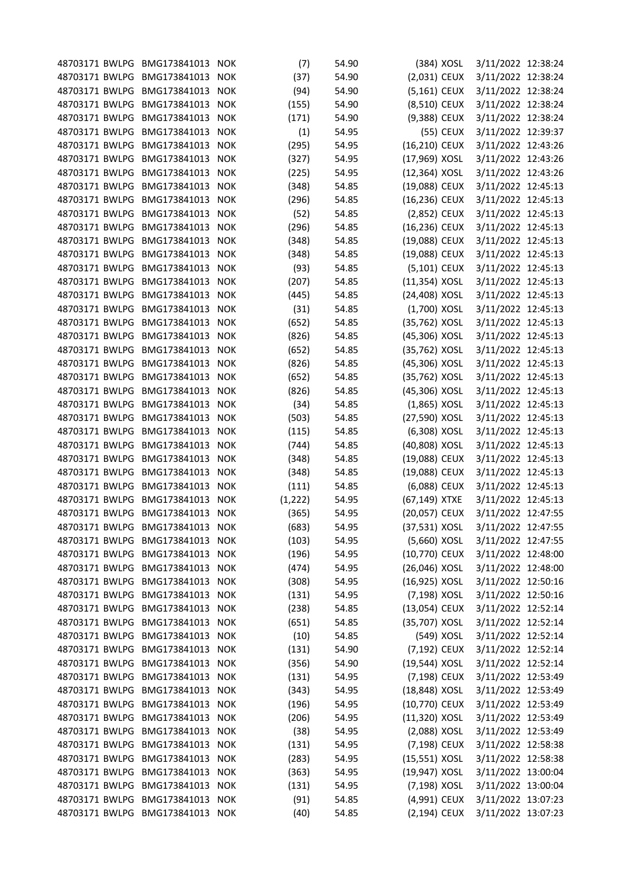| | | | | | | | | | |
|---|---|---|---|---|---|---|---|---|---|
| 48703171 | BWLPG | BMG173841013 | NOK | (7) | 54.90 | (384) | XOSL | 3/11/2022 | 12:38:24 |
| 48703171 | BWLPG | BMG173841013 | NOK | (37) | 54.90 | (2,031) | CEUX | 3/11/2022 | 12:38:24 |
| 48703171 | BWLPG | BMG173841013 | NOK | (94) | 54.90 | (5,161) | CEUX | 3/11/2022 | 12:38:24 |
| 48703171 | BWLPG | BMG173841013 | NOK | (155) | 54.90 | (8,510) | CEUX | 3/11/2022 | 12:38:24 |
| 48703171 | BWLPG | BMG173841013 | NOK | (171) | 54.90 | (9,388) | CEUX | 3/11/2022 | 12:38:24 |
| 48703171 | BWLPG | BMG173841013 | NOK | (1) | 54.95 | (55) | CEUX | 3/11/2022 | 12:39:37 |
| 48703171 | BWLPG | BMG173841013 | NOK | (295) | 54.95 | (16,210) | CEUX | 3/11/2022 | 12:43:26 |
| 48703171 | BWLPG | BMG173841013 | NOK | (327) | 54.95 | (17,969) | XOSL | 3/11/2022 | 12:43:26 |
| 48703171 | BWLPG | BMG173841013 | NOK | (225) | 54.95 | (12,364) | XOSL | 3/11/2022 | 12:43:26 |
| 48703171 | BWLPG | BMG173841013 | NOK | (348) | 54.85 | (19,088) | CEUX | 3/11/2022 | 12:45:13 |
| 48703171 | BWLPG | BMG173841013 | NOK | (296) | 54.85 | (16,236) | CEUX | 3/11/2022 | 12:45:13 |
| 48703171 | BWLPG | BMG173841013 | NOK | (52) | 54.85 | (2,852) | CEUX | 3/11/2022 | 12:45:13 |
| 48703171 | BWLPG | BMG173841013 | NOK | (296) | 54.85 | (16,236) | CEUX | 3/11/2022 | 12:45:13 |
| 48703171 | BWLPG | BMG173841013 | NOK | (348) | 54.85 | (19,088) | CEUX | 3/11/2022 | 12:45:13 |
| 48703171 | BWLPG | BMG173841013 | NOK | (348) | 54.85 | (19,088) | CEUX | 3/11/2022 | 12:45:13 |
| 48703171 | BWLPG | BMG173841013 | NOK | (93) | 54.85 | (5,101) | CEUX | 3/11/2022 | 12:45:13 |
| 48703171 | BWLPG | BMG173841013 | NOK | (207) | 54.85 | (11,354) | XOSL | 3/11/2022 | 12:45:13 |
| 48703171 | BWLPG | BMG173841013 | NOK | (445) | 54.85 | (24,408) | XOSL | 3/11/2022 | 12:45:13 |
| 48703171 | BWLPG | BMG173841013 | NOK | (31) | 54.85 | (1,700) | XOSL | 3/11/2022 | 12:45:13 |
| 48703171 | BWLPG | BMG173841013 | NOK | (652) | 54.85 | (35,762) | XOSL | 3/11/2022 | 12:45:13 |
| 48703171 | BWLPG | BMG173841013 | NOK | (826) | 54.85 | (45,306) | XOSL | 3/11/2022 | 12:45:13 |
| 48703171 | BWLPG | BMG173841013 | NOK | (652) | 54.85 | (35,762) | XOSL | 3/11/2022 | 12:45:13 |
| 48703171 | BWLPG | BMG173841013 | NOK | (826) | 54.85 | (45,306) | XOSL | 3/11/2022 | 12:45:13 |
| 48703171 | BWLPG | BMG173841013 | NOK | (652) | 54.85 | (35,762) | XOSL | 3/11/2022 | 12:45:13 |
| 48703171 | BWLPG | BMG173841013 | NOK | (826) | 54.85 | (45,306) | XOSL | 3/11/2022 | 12:45:13 |
| 48703171 | BWLPG | BMG173841013 | NOK | (34) | 54.85 | (1,865) | XOSL | 3/11/2022 | 12:45:13 |
| 48703171 | BWLPG | BMG173841013 | NOK | (503) | 54.85 | (27,590) | XOSL | 3/11/2022 | 12:45:13 |
| 48703171 | BWLPG | BMG173841013 | NOK | (115) | 54.85 | (6,308) | XOSL | 3/11/2022 | 12:45:13 |
| 48703171 | BWLPG | BMG173841013 | NOK | (744) | 54.85 | (40,808) | XOSL | 3/11/2022 | 12:45:13 |
| 48703171 | BWLPG | BMG173841013 | NOK | (348) | 54.85 | (19,088) | CEUX | 3/11/2022 | 12:45:13 |
| 48703171 | BWLPG | BMG173841013 | NOK | (348) | 54.85 | (19,088) | CEUX | 3/11/2022 | 12:45:13 |
| 48703171 | BWLPG | BMG173841013 | NOK | (111) | 54.85 | (6,088) | CEUX | 3/11/2022 | 12:45:13 |
| 48703171 | BWLPG | BMG173841013 | NOK | (1,222) | 54.95 | (67,149) | XTXE | 3/11/2022 | 12:45:13 |
| 48703171 | BWLPG | BMG173841013 | NOK | (365) | 54.95 | (20,057) | CEUX | 3/11/2022 | 12:47:55 |
| 48703171 | BWLPG | BMG173841013 | NOK | (683) | 54.95 | (37,531) | XOSL | 3/11/2022 | 12:47:55 |
| 48703171 | BWLPG | BMG173841013 | NOK | (103) | 54.95 | (5,660) | XOSL | 3/11/2022 | 12:47:55 |
| 48703171 | BWLPG | BMG173841013 | NOK | (196) | 54.95 | (10,770) | CEUX | 3/11/2022 | 12:48:00 |
| 48703171 | BWLPG | BMG173841013 | NOK | (474) | 54.95 | (26,046) | XOSL | 3/11/2022 | 12:48:00 |
| 48703171 | BWLPG | BMG173841013 | NOK | (308) | 54.95 | (16,925) | XOSL | 3/11/2022 | 12:50:16 |
| 48703171 | BWLPG | BMG173841013 | NOK | (131) | 54.95 | (7,198) | XOSL | 3/11/2022 | 12:50:16 |
| 48703171 | BWLPG | BMG173841013 | NOK | (238) | 54.85 | (13,054) | CEUX | 3/11/2022 | 12:52:14 |
| 48703171 | BWLPG | BMG173841013 | NOK | (651) | 54.85 | (35,707) | XOSL | 3/11/2022 | 12:52:14 |
| 48703171 | BWLPG | BMG173841013 | NOK | (10) | 54.85 | (549) | XOSL | 3/11/2022 | 12:52:14 |
| 48703171 | BWLPG | BMG173841013 | NOK | (131) | 54.90 | (7,192) | CEUX | 3/11/2022 | 12:52:14 |
| 48703171 | BWLPG | BMG173841013 | NOK | (356) | 54.90 | (19,544) | XOSL | 3/11/2022 | 12:52:14 |
| 48703171 | BWLPG | BMG173841013 | NOK | (131) | 54.95 | (7,198) | CEUX | 3/11/2022 | 12:53:49 |
| 48703171 | BWLPG | BMG173841013 | NOK | (343) | 54.95 | (18,848) | XOSL | 3/11/2022 | 12:53:49 |
| 48703171 | BWLPG | BMG173841013 | NOK | (196) | 54.95 | (10,770) | CEUX | 3/11/2022 | 12:53:49 |
| 48703171 | BWLPG | BMG173841013 | NOK | (206) | 54.95 | (11,320) | XOSL | 3/11/2022 | 12:53:49 |
| 48703171 | BWLPG | BMG173841013 | NOK | (38) | 54.95 | (2,088) | XOSL | 3/11/2022 | 12:53:49 |
| 48703171 | BWLPG | BMG173841013 | NOK | (131) | 54.95 | (7,198) | CEUX | 3/11/2022 | 12:58:38 |
| 48703171 | BWLPG | BMG173841013 | NOK | (283) | 54.95 | (15,551) | XOSL | 3/11/2022 | 12:58:38 |
| 48703171 | BWLPG | BMG173841013 | NOK | (363) | 54.95 | (19,947) | XOSL | 3/11/2022 | 13:00:04 |
| 48703171 | BWLPG | BMG173841013 | NOK | (131) | 54.95 | (7,198) | XOSL | 3/11/2022 | 13:00:04 |
| 48703171 | BWLPG | BMG173841013 | NOK | (91) | 54.85 | (4,991) | CEUX | 3/11/2022 | 13:07:23 |
| 48703171 | BWLPG | BMG173841013 | NOK | (40) | 54.85 | (2,194) | CEUX | 3/11/2022 | 13:07:23 |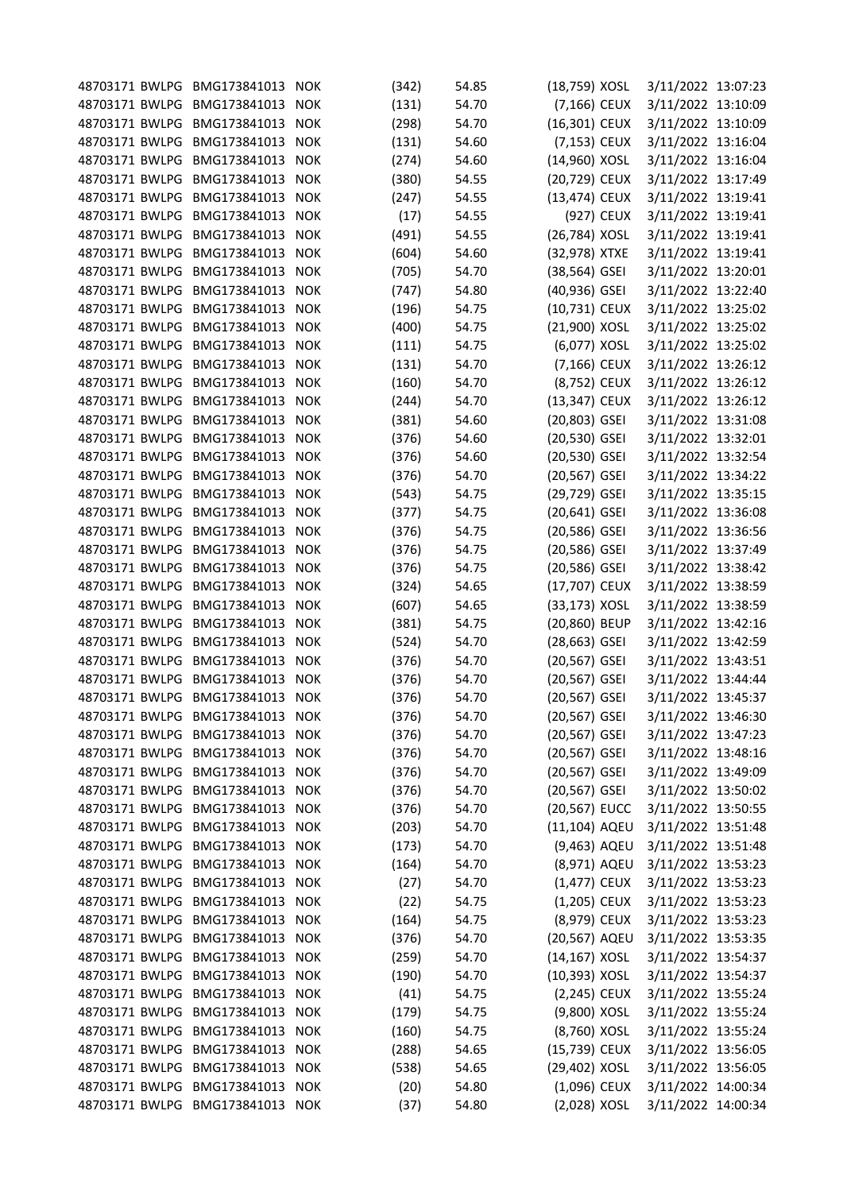| | | | | | | | | | |
|---|---|---|---|---|---|---|---|---|---|
| 48703171 | BWLPG | BMG173841013 | NOK | (342) | 54.85 | (18,759) | XOSL | 3/11/2022 | 13:07:23 |
| 48703171 | BWLPG | BMG173841013 | NOK | (131) | 54.70 | (7,166) | CEUX | 3/11/2022 | 13:10:09 |
| 48703171 | BWLPG | BMG173841013 | NOK | (298) | 54.70 | (16,301) | CEUX | 3/11/2022 | 13:10:09 |
| 48703171 | BWLPG | BMG173841013 | NOK | (131) | 54.60 | (7,153) | CEUX | 3/11/2022 | 13:16:04 |
| 48703171 | BWLPG | BMG173841013 | NOK | (274) | 54.60 | (14,960) | XOSL | 3/11/2022 | 13:16:04 |
| 48703171 | BWLPG | BMG173841013 | NOK | (380) | 54.55 | (20,729) | CEUX | 3/11/2022 | 13:17:49 |
| 48703171 | BWLPG | BMG173841013 | NOK | (247) | 54.55 | (13,474) | CEUX | 3/11/2022 | 13:19:41 |
| 48703171 | BWLPG | BMG173841013 | NOK | (17) | 54.55 | (927) | CEUX | 3/11/2022 | 13:19:41 |
| 48703171 | BWLPG | BMG173841013 | NOK | (491) | 54.55 | (26,784) | XOSL | 3/11/2022 | 13:19:41 |
| 48703171 | BWLPG | BMG173841013 | NOK | (604) | 54.60 | (32,978) | XTXE | 3/11/2022 | 13:19:41 |
| 48703171 | BWLPG | BMG173841013 | NOK | (705) | 54.70 | (38,564) | GSEI | 3/11/2022 | 13:20:01 |
| 48703171 | BWLPG | BMG173841013 | NOK | (747) | 54.80 | (40,936) | GSEI | 3/11/2022 | 13:22:40 |
| 48703171 | BWLPG | BMG173841013 | NOK | (196) | 54.75 | (10,731) | CEUX | 3/11/2022 | 13:25:02 |
| 48703171 | BWLPG | BMG173841013 | NOK | (400) | 54.75 | (21,900) | XOSL | 3/11/2022 | 13:25:02 |
| 48703171 | BWLPG | BMG173841013 | NOK | (111) | 54.75 | (6,077) | XOSL | 3/11/2022 | 13:25:02 |
| 48703171 | BWLPG | BMG173841013 | NOK | (131) | 54.70 | (7,166) | CEUX | 3/11/2022 | 13:26:12 |
| 48703171 | BWLPG | BMG173841013 | NOK | (160) | 54.70 | (8,752) | CEUX | 3/11/2022 | 13:26:12 |
| 48703171 | BWLPG | BMG173841013 | NOK | (244) | 54.70 | (13,347) | CEUX | 3/11/2022 | 13:26:12 |
| 48703171 | BWLPG | BMG173841013 | NOK | (381) | 54.60 | (20,803) | GSEI | 3/11/2022 | 13:31:08 |
| 48703171 | BWLPG | BMG173841013 | NOK | (376) | 54.60 | (20,530) | GSEI | 3/11/2022 | 13:32:01 |
| 48703171 | BWLPG | BMG173841013 | NOK | (376) | 54.60 | (20,530) | GSEI | 3/11/2022 | 13:32:54 |
| 48703171 | BWLPG | BMG173841013 | NOK | (376) | 54.70 | (20,567) | GSEI | 3/11/2022 | 13:34:22 |
| 48703171 | BWLPG | BMG173841013 | NOK | (543) | 54.75 | (29,729) | GSEI | 3/11/2022 | 13:35:15 |
| 48703171 | BWLPG | BMG173841013 | NOK | (377) | 54.75 | (20,641) | GSEI | 3/11/2022 | 13:36:08 |
| 48703171 | BWLPG | BMG173841013 | NOK | (376) | 54.75 | (20,586) | GSEI | 3/11/2022 | 13:36:56 |
| 48703171 | BWLPG | BMG173841013 | NOK | (376) | 54.75 | (20,586) | GSEI | 3/11/2022 | 13:37:49 |
| 48703171 | BWLPG | BMG173841013 | NOK | (376) | 54.75 | (20,586) | GSEI | 3/11/2022 | 13:38:42 |
| 48703171 | BWLPG | BMG173841013 | NOK | (324) | 54.65 | (17,707) | CEUX | 3/11/2022 | 13:38:59 |
| 48703171 | BWLPG | BMG173841013 | NOK | (607) | 54.65 | (33,173) | XOSL | 3/11/2022 | 13:38:59 |
| 48703171 | BWLPG | BMG173841013 | NOK | (381) | 54.75 | (20,860) | BEUP | 3/11/2022 | 13:42:16 |
| 48703171 | BWLPG | BMG173841013 | NOK | (524) | 54.70 | (28,663) | GSEI | 3/11/2022 | 13:42:59 |
| 48703171 | BWLPG | BMG173841013 | NOK | (376) | 54.70 | (20,567) | GSEI | 3/11/2022 | 13:43:51 |
| 48703171 | BWLPG | BMG173841013 | NOK | (376) | 54.70 | (20,567) | GSEI | 3/11/2022 | 13:44:44 |
| 48703171 | BWLPG | BMG173841013 | NOK | (376) | 54.70 | (20,567) | GSEI | 3/11/2022 | 13:45:37 |
| 48703171 | BWLPG | BMG173841013 | NOK | (376) | 54.70 | (20,567) | GSEI | 3/11/2022 | 13:46:30 |
| 48703171 | BWLPG | BMG173841013 | NOK | (376) | 54.70 | (20,567) | GSEI | 3/11/2022 | 13:47:23 |
| 48703171 | BWLPG | BMG173841013 | NOK | (376) | 54.70 | (20,567) | GSEI | 3/11/2022 | 13:48:16 |
| 48703171 | BWLPG | BMG173841013 | NOK | (376) | 54.70 | (20,567) | GSEI | 3/11/2022 | 13:49:09 |
| 48703171 | BWLPG | BMG173841013 | NOK | (376) | 54.70 | (20,567) | GSEI | 3/11/2022 | 13:50:02 |
| 48703171 | BWLPG | BMG173841013 | NOK | (376) | 54.70 | (20,567) | EUCC | 3/11/2022 | 13:50:55 |
| 48703171 | BWLPG | BMG173841013 | NOK | (203) | 54.70 | (11,104) | AQEU | 3/11/2022 | 13:51:48 |
| 48703171 | BWLPG | BMG173841013 | NOK | (173) | 54.70 | (9,463) | AQEU | 3/11/2022 | 13:51:48 |
| 48703171 | BWLPG | BMG173841013 | NOK | (164) | 54.70 | (8,971) | AQEU | 3/11/2022 | 13:53:23 |
| 48703171 | BWLPG | BMG173841013 | NOK | (27) | 54.70 | (1,477) | CEUX | 3/11/2022 | 13:53:23 |
| 48703171 | BWLPG | BMG173841013 | NOK | (22) | 54.75 | (1,205) | CEUX | 3/11/2022 | 13:53:23 |
| 48703171 | BWLPG | BMG173841013 | NOK | (164) | 54.75 | (8,979) | CEUX | 3/11/2022 | 13:53:23 |
| 48703171 | BWLPG | BMG173841013 | NOK | (376) | 54.70 | (20,567) | AQEU | 3/11/2022 | 13:53:35 |
| 48703171 | BWLPG | BMG173841013 | NOK | (259) | 54.70 | (14,167) | XOSL | 3/11/2022 | 13:54:37 |
| 48703171 | BWLPG | BMG173841013 | NOK | (190) | 54.70 | (10,393) | XOSL | 3/11/2022 | 13:54:37 |
| 48703171 | BWLPG | BMG173841013 | NOK | (41) | 54.75 | (2,245) | CEUX | 3/11/2022 | 13:55:24 |
| 48703171 | BWLPG | BMG173841013 | NOK | (179) | 54.75 | (9,800) | XOSL | 3/11/2022 | 13:55:24 |
| 48703171 | BWLPG | BMG173841013 | NOK | (160) | 54.75 | (8,760) | XOSL | 3/11/2022 | 13:55:24 |
| 48703171 | BWLPG | BMG173841013 | NOK | (288) | 54.65 | (15,739) | CEUX | 3/11/2022 | 13:56:05 |
| 48703171 | BWLPG | BMG173841013 | NOK | (538) | 54.65 | (29,402) | XOSL | 3/11/2022 | 13:56:05 |
| 48703171 | BWLPG | BMG173841013 | NOK | (20) | 54.80 | (1,096) | CEUX | 3/11/2022 | 14:00:34 |
| 48703171 | BWLPG | BMG173841013 | NOK | (37) | 54.80 | (2,028) | XOSL | 3/11/2022 | 14:00:34 |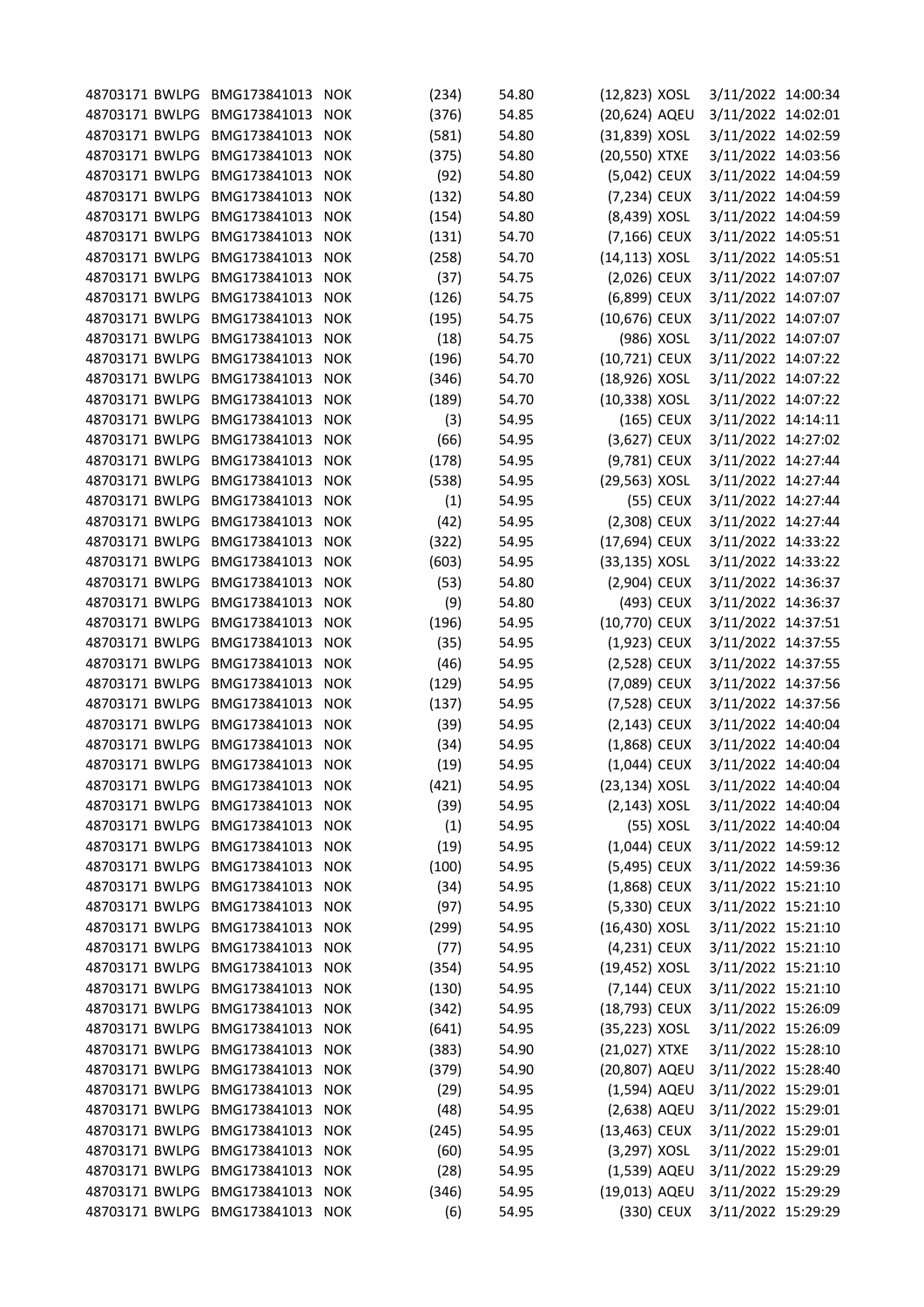| | | | | | | | | | |
|---|---|---|---|---|---|---|---|---|---|
| 48703171 | BWLPG | BMG173841013 | NOK | (234) | 54.80 | (12,823) | XOSL | 3/11/2022 | 14:00:34 |
| 48703171 | BWLPG | BMG173841013 | NOK | (376) | 54.85 | (20,624) | AQEU | 3/11/2022 | 14:02:01 |
| 48703171 | BWLPG | BMG173841013 | NOK | (581) | 54.80 | (31,839) | XOSL | 3/11/2022 | 14:02:59 |
| 48703171 | BWLPG | BMG173841013 | NOK | (375) | 54.80 | (20,550) | XTXE | 3/11/2022 | 14:03:56 |
| 48703171 | BWLPG | BMG173841013 | NOK | (92) | 54.80 | (5,042) | CEUX | 3/11/2022 | 14:04:59 |
| 48703171 | BWLPG | BMG173841013 | NOK | (132) | 54.80 | (7,234) | CEUX | 3/11/2022 | 14:04:59 |
| 48703171 | BWLPG | BMG173841013 | NOK | (154) | 54.80 | (8,439) | XOSL | 3/11/2022 | 14:04:59 |
| 48703171 | BWLPG | BMG173841013 | NOK | (131) | 54.70 | (7,166) | CEUX | 3/11/2022 | 14:05:51 |
| 48703171 | BWLPG | BMG173841013 | NOK | (258) | 54.70 | (14,113) | XOSL | 3/11/2022 | 14:05:51 |
| 48703171 | BWLPG | BMG173841013 | NOK | (37) | 54.75 | (2,026) | CEUX | 3/11/2022 | 14:07:07 |
| 48703171 | BWLPG | BMG173841013 | NOK | (126) | 54.75 | (6,899) | CEUX | 3/11/2022 | 14:07:07 |
| 48703171 | BWLPG | BMG173841013 | NOK | (195) | 54.75 | (10,676) | CEUX | 3/11/2022 | 14:07:07 |
| 48703171 | BWLPG | BMG173841013 | NOK | (18) | 54.75 | (986) | XOSL | 3/11/2022 | 14:07:07 |
| 48703171 | BWLPG | BMG173841013 | NOK | (196) | 54.70 | (10,721) | CEUX | 3/11/2022 | 14:07:22 |
| 48703171 | BWLPG | BMG173841013 | NOK | (346) | 54.70 | (18,926) | XOSL | 3/11/2022 | 14:07:22 |
| 48703171 | BWLPG | BMG173841013 | NOK | (189) | 54.70 | (10,338) | XOSL | 3/11/2022 | 14:07:22 |
| 48703171 | BWLPG | BMG173841013 | NOK | (3) | 54.95 | (165) | CEUX | 3/11/2022 | 14:14:11 |
| 48703171 | BWLPG | BMG173841013 | NOK | (66) | 54.95 | (3,627) | CEUX | 3/11/2022 | 14:27:02 |
| 48703171 | BWLPG | BMG173841013 | NOK | (178) | 54.95 | (9,781) | CEUX | 3/11/2022 | 14:27:44 |
| 48703171 | BWLPG | BMG173841013 | NOK | (538) | 54.95 | (29,563) | XOSL | 3/11/2022 | 14:27:44 |
| 48703171 | BWLPG | BMG173841013 | NOK | (1) | 54.95 | (55) | CEUX | 3/11/2022 | 14:27:44 |
| 48703171 | BWLPG | BMG173841013 | NOK | (42) | 54.95 | (2,308) | CEUX | 3/11/2022 | 14:27:44 |
| 48703171 | BWLPG | BMG173841013 | NOK | (322) | 54.95 | (17,694) | CEUX | 3/11/2022 | 14:33:22 |
| 48703171 | BWLPG | BMG173841013 | NOK | (603) | 54.95 | (33,135) | XOSL | 3/11/2022 | 14:33:22 |
| 48703171 | BWLPG | BMG173841013 | NOK | (53) | 54.80 | (2,904) | CEUX | 3/11/2022 | 14:36:37 |
| 48703171 | BWLPG | BMG173841013 | NOK | (9) | 54.80 | (493) | CEUX | 3/11/2022 | 14:36:37 |
| 48703171 | BWLPG | BMG173841013 | NOK | (196) | 54.95 | (10,770) | CEUX | 3/11/2022 | 14:37:51 |
| 48703171 | BWLPG | BMG173841013 | NOK | (35) | 54.95 | (1,923) | CEUX | 3/11/2022 | 14:37:55 |
| 48703171 | BWLPG | BMG173841013 | NOK | (46) | 54.95 | (2,528) | CEUX | 3/11/2022 | 14:37:55 |
| 48703171 | BWLPG | BMG173841013 | NOK | (129) | 54.95 | (7,089) | CEUX | 3/11/2022 | 14:37:56 |
| 48703171 | BWLPG | BMG173841013 | NOK | (137) | 54.95 | (7,528) | CEUX | 3/11/2022 | 14:37:56 |
| 48703171 | BWLPG | BMG173841013 | NOK | (39) | 54.95 | (2,143) | CEUX | 3/11/2022 | 14:40:04 |
| 48703171 | BWLPG | BMG173841013 | NOK | (34) | 54.95 | (1,868) | CEUX | 3/11/2022 | 14:40:04 |
| 48703171 | BWLPG | BMG173841013 | NOK | (19) | 54.95 | (1,044) | CEUX | 3/11/2022 | 14:40:04 |
| 48703171 | BWLPG | BMG173841013 | NOK | (421) | 54.95 | (23,134) | XOSL | 3/11/2022 | 14:40:04 |
| 48703171 | BWLPG | BMG173841013 | NOK | (39) | 54.95 | (2,143) | XOSL | 3/11/2022 | 14:40:04 |
| 48703171 | BWLPG | BMG173841013 | NOK | (1) | 54.95 | (55) | XOSL | 3/11/2022 | 14:40:04 |
| 48703171 | BWLPG | BMG173841013 | NOK | (19) | 54.95 | (1,044) | CEUX | 3/11/2022 | 14:59:12 |
| 48703171 | BWLPG | BMG173841013 | NOK | (100) | 54.95 | (5,495) | CEUX | 3/11/2022 | 14:59:36 |
| 48703171 | BWLPG | BMG173841013 | NOK | (34) | 54.95 | (1,868) | CEUX | 3/11/2022 | 15:21:10 |
| 48703171 | BWLPG | BMG173841013 | NOK | (97) | 54.95 | (5,330) | CEUX | 3/11/2022 | 15:21:10 |
| 48703171 | BWLPG | BMG173841013 | NOK | (299) | 54.95 | (16,430) | XOSL | 3/11/2022 | 15:21:10 |
| 48703171 | BWLPG | BMG173841013 | NOK | (77) | 54.95 | (4,231) | CEUX | 3/11/2022 | 15:21:10 |
| 48703171 | BWLPG | BMG173841013 | NOK | (354) | 54.95 | (19,452) | XOSL | 3/11/2022 | 15:21:10 |
| 48703171 | BWLPG | BMG173841013 | NOK | (130) | 54.95 | (7,144) | CEUX | 3/11/2022 | 15:21:10 |
| 48703171 | BWLPG | BMG173841013 | NOK | (342) | 54.95 | (18,793) | CEUX | 3/11/2022 | 15:26:09 |
| 48703171 | BWLPG | BMG173841013 | NOK | (641) | 54.95 | (35,223) | XOSL | 3/11/2022 | 15:26:09 |
| 48703171 | BWLPG | BMG173841013 | NOK | (383) | 54.90 | (21,027) | XTXE | 3/11/2022 | 15:28:10 |
| 48703171 | BWLPG | BMG173841013 | NOK | (379) | 54.90 | (20,807) | AQEU | 3/11/2022 | 15:28:40 |
| 48703171 | BWLPG | BMG173841013 | NOK | (29) | 54.95 | (1,594) | AQEU | 3/11/2022 | 15:29:01 |
| 48703171 | BWLPG | BMG173841013 | NOK | (48) | 54.95 | (2,638) | AQEU | 3/11/2022 | 15:29:01 |
| 48703171 | BWLPG | BMG173841013 | NOK | (245) | 54.95 | (13,463) | CEUX | 3/11/2022 | 15:29:01 |
| 48703171 | BWLPG | BMG173841013 | NOK | (60) | 54.95 | (3,297) | XOSL | 3/11/2022 | 15:29:01 |
| 48703171 | BWLPG | BMG173841013 | NOK | (28) | 54.95 | (1,539) | AQEU | 3/11/2022 | 15:29:29 |
| 48703171 | BWLPG | BMG173841013 | NOK | (346) | 54.95 | (19,013) | AQEU | 3/11/2022 | 15:29:29 |
| 48703171 | BWLPG | BMG173841013 | NOK | (6) | 54.95 | (330) | CEUX | 3/11/2022 | 15:29:29 |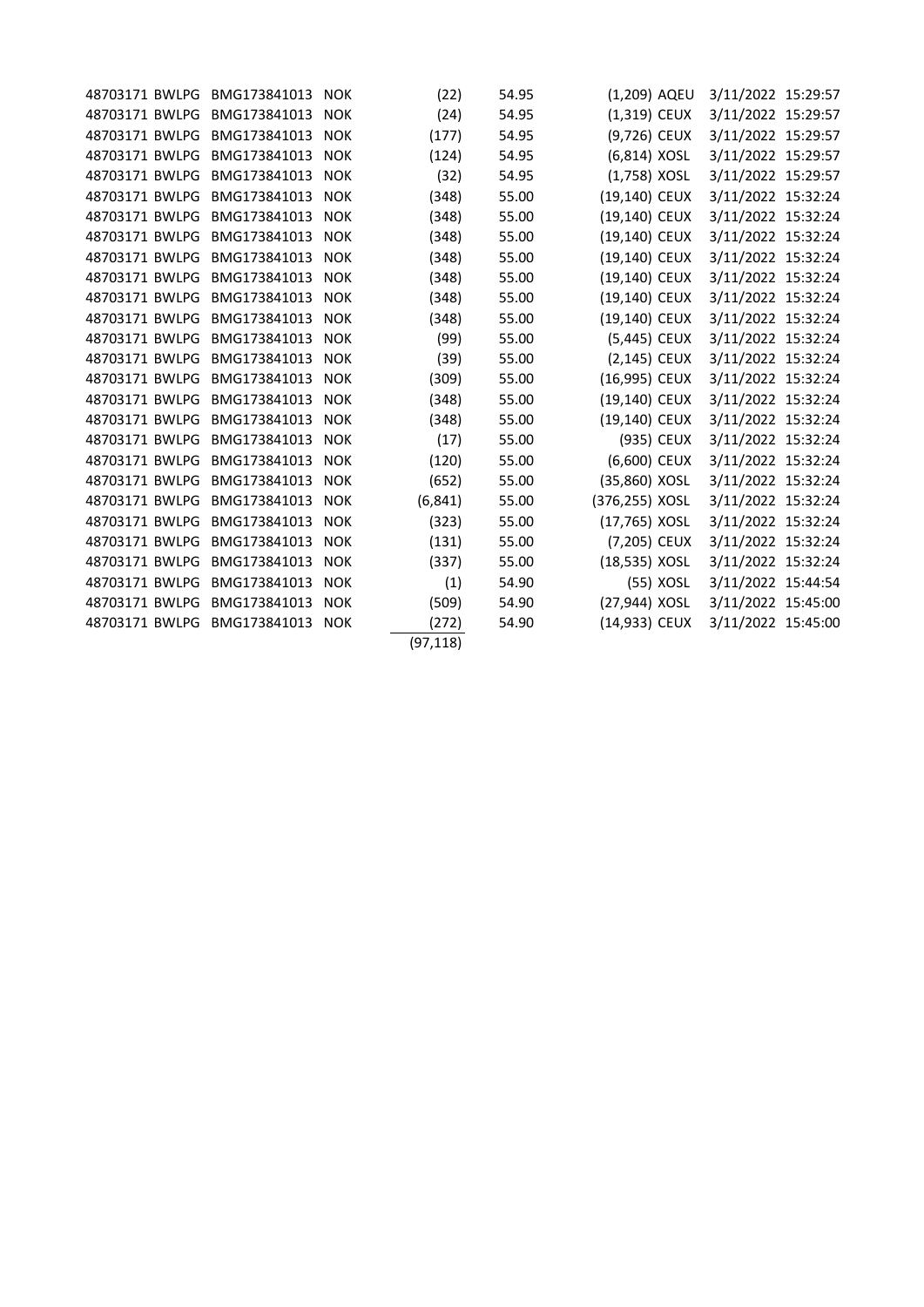| | | | | | | | | | |
|---|---|---|---|---|---|---|---|---|---|
| 48703171 | BWLPG | BMG173841013 | NOK | (22) | 54.95 | (1,209) | AQEU | 3/11/2022 | 15:29:57 |
| 48703171 | BWLPG | BMG173841013 | NOK | (24) | 54.95 | (1,319) | CEUX | 3/11/2022 | 15:29:57 |
| 48703171 | BWLPG | BMG173841013 | NOK | (177) | 54.95 | (9,726) | CEUX | 3/11/2022 | 15:29:57 |
| 48703171 | BWLPG | BMG173841013 | NOK | (124) | 54.95 | (6,814) | XOSL | 3/11/2022 | 15:29:57 |
| 48703171 | BWLPG | BMG173841013 | NOK | (32) | 54.95 | (1,758) | XOSL | 3/11/2022 | 15:29:57 |
| 48703171 | BWLPG | BMG173841013 | NOK | (348) | 55.00 | (19,140) | CEUX | 3/11/2022 | 15:32:24 |
| 48703171 | BWLPG | BMG173841013 | NOK | (348) | 55.00 | (19,140) | CEUX | 3/11/2022 | 15:32:24 |
| 48703171 | BWLPG | BMG173841013 | NOK | (348) | 55.00 | (19,140) | CEUX | 3/11/2022 | 15:32:24 |
| 48703171 | BWLPG | BMG173841013 | NOK | (348) | 55.00 | (19,140) | CEUX | 3/11/2022 | 15:32:24 |
| 48703171 | BWLPG | BMG173841013 | NOK | (348) | 55.00 | (19,140) | CEUX | 3/11/2022 | 15:32:24 |
| 48703171 | BWLPG | BMG173841013 | NOK | (348) | 55.00 | (19,140) | CEUX | 3/11/2022 | 15:32:24 |
| 48703171 | BWLPG | BMG173841013 | NOK | (348) | 55.00 | (19,140) | CEUX | 3/11/2022 | 15:32:24 |
| 48703171 | BWLPG | BMG173841013 | NOK | (99) | 55.00 | (5,445) | CEUX | 3/11/2022 | 15:32:24 |
| 48703171 | BWLPG | BMG173841013 | NOK | (39) | 55.00 | (2,145) | CEUX | 3/11/2022 | 15:32:24 |
| 48703171 | BWLPG | BMG173841013 | NOK | (309) | 55.00 | (16,995) | CEUX | 3/11/2022 | 15:32:24 |
| 48703171 | BWLPG | BMG173841013 | NOK | (348) | 55.00 | (19,140) | CEUX | 3/11/2022 | 15:32:24 |
| 48703171 | BWLPG | BMG173841013 | NOK | (348) | 55.00 | (19,140) | CEUX | 3/11/2022 | 15:32:24 |
| 48703171 | BWLPG | BMG173841013 | NOK | (17) | 55.00 | (935) | CEUX | 3/11/2022 | 15:32:24 |
| 48703171 | BWLPG | BMG173841013 | NOK | (120) | 55.00 | (6,600) | CEUX | 3/11/2022 | 15:32:24 |
| 48703171 | BWLPG | BMG173841013 | NOK | (652) | 55.00 | (35,860) | XOSL | 3/11/2022 | 15:32:24 |
| 48703171 | BWLPG | BMG173841013 | NOK | (6,841) | 55.00 | (376,255) | XOSL | 3/11/2022 | 15:32:24 |
| 48703171 | BWLPG | BMG173841013 | NOK | (323) | 55.00 | (17,765) | XOSL | 3/11/2022 | 15:32:24 |
| 48703171 | BWLPG | BMG173841013 | NOK | (131) | 55.00 | (7,205) | CEUX | 3/11/2022 | 15:32:24 |
| 48703171 | BWLPG | BMG173841013 | NOK | (337) | 55.00 | (18,535) | XOSL | 3/11/2022 | 15:32:24 |
| 48703171 | BWLPG | BMG173841013 | NOK | (1) | 54.90 | (55) | XOSL | 3/11/2022 | 15:44:54 |
| 48703171 | BWLPG | BMG173841013 | NOK | (509) | 54.90 | (27,944) | XOSL | 3/11/2022 | 15:45:00 |
| 48703171 | BWLPG | BMG173841013 | NOK | (272) | 54.90 | (14,933) | CEUX | 3/11/2022 | 15:45:00 |
| | | | | (97,118) | | | | | |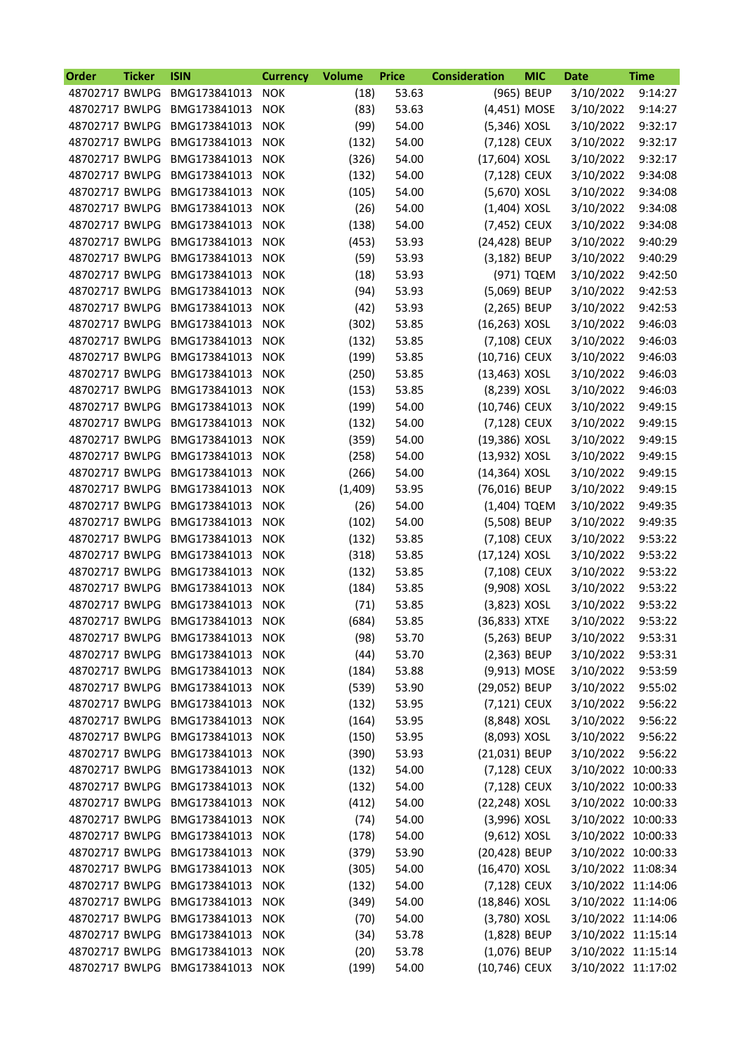| Order | Ticker | ISIN | Currency | Volume | Price | Consideration | MIC | Date | Time |
|---|---|---|---|---|---|---|---|---|---|
| 48702717 | BWLPG | BMG173841013 | NOK | (18) | 53.63 | (965) | BEUP | 3/10/2022 | 9:14:27 |
| 48702717 | BWLPG | BMG173841013 | NOK | (83) | 53.63 | (4,451) | MOSE | 3/10/2022 | 9:14:27 |
| 48702717 | BWLPG | BMG173841013 | NOK | (99) | 54.00 | (5,346) | XOSL | 3/10/2022 | 9:32:17 |
| 48702717 | BWLPG | BMG173841013 | NOK | (132) | 54.00 | (7,128) | CEUX | 3/10/2022 | 9:32:17 |
| 48702717 | BWLPG | BMG173841013 | NOK | (326) | 54.00 | (17,604) | XOSL | 3/10/2022 | 9:32:17 |
| 48702717 | BWLPG | BMG173841013 | NOK | (132) | 54.00 | (7,128) | CEUX | 3/10/2022 | 9:34:08 |
| 48702717 | BWLPG | BMG173841013 | NOK | (105) | 54.00 | (5,670) | XOSL | 3/10/2022 | 9:34:08 |
| 48702717 | BWLPG | BMG173841013 | NOK | (26) | 54.00 | (1,404) | XOSL | 3/10/2022 | 9:34:08 |
| 48702717 | BWLPG | BMG173841013 | NOK | (138) | 54.00 | (7,452) | CEUX | 3/10/2022 | 9:34:08 |
| 48702717 | BWLPG | BMG173841013 | NOK | (453) | 53.93 | (24,428) | BEUP | 3/10/2022 | 9:40:29 |
| 48702717 | BWLPG | BMG173841013 | NOK | (59) | 53.93 | (3,182) | BEUP | 3/10/2022 | 9:40:29 |
| 48702717 | BWLPG | BMG173841013 | NOK | (18) | 53.93 | (971) | TQEM | 3/10/2022 | 9:42:50 |
| 48702717 | BWLPG | BMG173841013 | NOK | (94) | 53.93 | (5,069) | BEUP | 3/10/2022 | 9:42:53 |
| 48702717 | BWLPG | BMG173841013 | NOK | (42) | 53.93 | (2,265) | BEUP | 3/10/2022 | 9:42:53 |
| 48702717 | BWLPG | BMG173841013 | NOK | (302) | 53.85 | (16,263) | XOSL | 3/10/2022 | 9:46:03 |
| 48702717 | BWLPG | BMG173841013 | NOK | (132) | 53.85 | (7,108) | CEUX | 3/10/2022 | 9:46:03 |
| 48702717 | BWLPG | BMG173841013 | NOK | (199) | 53.85 | (10,716) | CEUX | 3/10/2022 | 9:46:03 |
| 48702717 | BWLPG | BMG173841013 | NOK | (250) | 53.85 | (13,463) | XOSL | 3/10/2022 | 9:46:03 |
| 48702717 | BWLPG | BMG173841013 | NOK | (153) | 53.85 | (8,239) | XOSL | 3/10/2022 | 9:46:03 |
| 48702717 | BWLPG | BMG173841013 | NOK | (199) | 54.00 | (10,746) | CEUX | 3/10/2022 | 9:49:15 |
| 48702717 | BWLPG | BMG173841013 | NOK | (132) | 54.00 | (7,128) | CEUX | 3/10/2022 | 9:49:15 |
| 48702717 | BWLPG | BMG173841013 | NOK | (359) | 54.00 | (19,386) | XOSL | 3/10/2022 | 9:49:15 |
| 48702717 | BWLPG | BMG173841013 | NOK | (258) | 54.00 | (13,932) | XOSL | 3/10/2022 | 9:49:15 |
| 48702717 | BWLPG | BMG173841013 | NOK | (266) | 54.00 | (14,364) | XOSL | 3/10/2022 | 9:49:15 |
| 48702717 | BWLPG | BMG173841013 | NOK | (1,409) | 53.95 | (76,016) | BEUP | 3/10/2022 | 9:49:15 |
| 48702717 | BWLPG | BMG173841013 | NOK | (26) | 54.00 | (1,404) | TQEM | 3/10/2022 | 9:49:35 |
| 48702717 | BWLPG | BMG173841013 | NOK | (102) | 54.00 | (5,508) | BEUP | 3/10/2022 | 9:49:35 |
| 48702717 | BWLPG | BMG173841013 | NOK | (132) | 53.85 | (7,108) | CEUX | 3/10/2022 | 9:53:22 |
| 48702717 | BWLPG | BMG173841013 | NOK | (318) | 53.85 | (17,124) | XOSL | 3/10/2022 | 9:53:22 |
| 48702717 | BWLPG | BMG173841013 | NOK | (132) | 53.85 | (7,108) | CEUX | 3/10/2022 | 9:53:22 |
| 48702717 | BWLPG | BMG173841013 | NOK | (184) | 53.85 | (9,908) | XOSL | 3/10/2022 | 9:53:22 |
| 48702717 | BWLPG | BMG173841013 | NOK | (71) | 53.85 | (3,823) | XOSL | 3/10/2022 | 9:53:22 |
| 48702717 | BWLPG | BMG173841013 | NOK | (684) | 53.85 | (36,833) | XTXE | 3/10/2022 | 9:53:22 |
| 48702717 | BWLPG | BMG173841013 | NOK | (98) | 53.70 | (5,263) | BEUP | 3/10/2022 | 9:53:31 |
| 48702717 | BWLPG | BMG173841013 | NOK | (44) | 53.70 | (2,363) | BEUP | 3/10/2022 | 9:53:31 |
| 48702717 | BWLPG | BMG173841013 | NOK | (184) | 53.88 | (9,913) | MOSE | 3/10/2022 | 9:53:59 |
| 48702717 | BWLPG | BMG173841013 | NOK | (539) | 53.90 | (29,052) | BEUP | 3/10/2022 | 9:55:02 |
| 48702717 | BWLPG | BMG173841013 | NOK | (132) | 53.95 | (7,121) | CEUX | 3/10/2022 | 9:56:22 |
| 48702717 | BWLPG | BMG173841013 | NOK | (164) | 53.95 | (8,848) | XOSL | 3/10/2022 | 9:56:22 |
| 48702717 | BWLPG | BMG173841013 | NOK | (150) | 53.95 | (8,093) | XOSL | 3/10/2022 | 9:56:22 |
| 48702717 | BWLPG | BMG173841013 | NOK | (390) | 53.93 | (21,031) | BEUP | 3/10/2022 | 9:56:22 |
| 48702717 | BWLPG | BMG173841013 | NOK | (132) | 54.00 | (7,128) | CEUX | 3/10/2022 | 10:00:33 |
| 48702717 | BWLPG | BMG173841013 | NOK | (132) | 54.00 | (7,128) | CEUX | 3/10/2022 | 10:00:33 |
| 48702717 | BWLPG | BMG173841013 | NOK | (412) | 54.00 | (22,248) | XOSL | 3/10/2022 | 10:00:33 |
| 48702717 | BWLPG | BMG173841013 | NOK | (74) | 54.00 | (3,996) | XOSL | 3/10/2022 | 10:00:33 |
| 48702717 | BWLPG | BMG173841013 | NOK | (178) | 54.00 | (9,612) | XOSL | 3/10/2022 | 10:00:33 |
| 48702717 | BWLPG | BMG173841013 | NOK | (379) | 53.90 | (20,428) | BEUP | 3/10/2022 | 10:00:33 |
| 48702717 | BWLPG | BMG173841013 | NOK | (305) | 54.00 | (16,470) | XOSL | 3/10/2022 | 11:08:34 |
| 48702717 | BWLPG | BMG173841013 | NOK | (132) | 54.00 | (7,128) | CEUX | 3/10/2022 | 11:14:06 |
| 48702717 | BWLPG | BMG173841013 | NOK | (349) | 54.00 | (18,846) | XOSL | 3/10/2022 | 11:14:06 |
| 48702717 | BWLPG | BMG173841013 | NOK | (70) | 54.00 | (3,780) | XOSL | 3/10/2022 | 11:14:06 |
| 48702717 | BWLPG | BMG173841013 | NOK | (34) | 53.78 | (1,828) | BEUP | 3/10/2022 | 11:15:14 |
| 48702717 | BWLPG | BMG173841013 | NOK | (20) | 53.78 | (1,076) | BEUP | 3/10/2022 | 11:15:14 |
| 48702717 | BWLPG | BMG173841013 | NOK | (199) | 54.00 | (10,746) | CEUX | 3/10/2022 | 11:17:02 |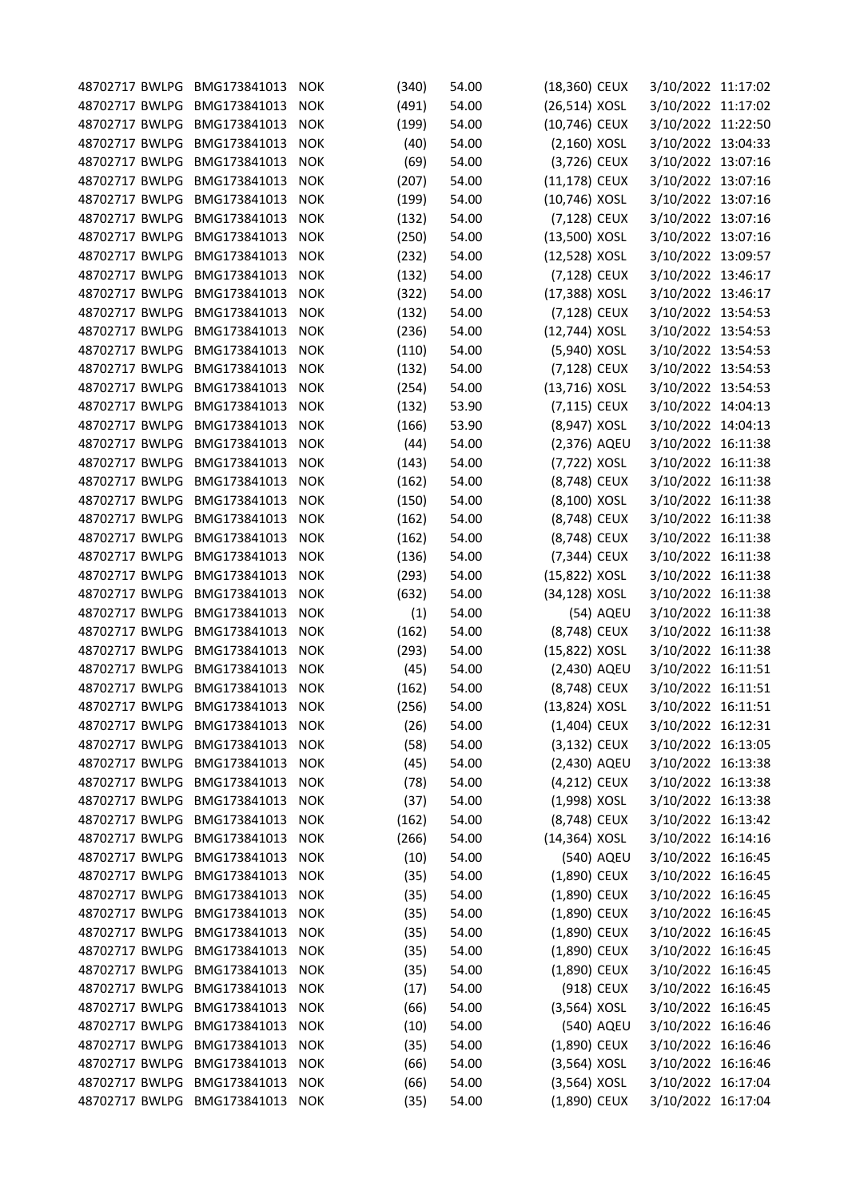| | | | | | | | | | |
|---|---|---|---|---|---|---|---|---|---|
| 48702717 | BWLPG | BMG173841013 | NOK | (340) | 54.00 | (18,360) | CEUX | 3/10/2022 | 11:17:02 |
| 48702717 | BWLPG | BMG173841013 | NOK | (491) | 54.00 | (26,514) | XOSL | 3/10/2022 | 11:17:02 |
| 48702717 | BWLPG | BMG173841013 | NOK | (199) | 54.00 | (10,746) | CEUX | 3/10/2022 | 11:22:50 |
| 48702717 | BWLPG | BMG173841013 | NOK | (40) | 54.00 | (2,160) | XOSL | 3/10/2022 | 13:04:33 |
| 48702717 | BWLPG | BMG173841013 | NOK | (69) | 54.00 | (3,726) | CEUX | 3/10/2022 | 13:07:16 |
| 48702717 | BWLPG | BMG173841013 | NOK | (207) | 54.00 | (11,178) | CEUX | 3/10/2022 | 13:07:16 |
| 48702717 | BWLPG | BMG173841013 | NOK | (199) | 54.00 | (10,746) | XOSL | 3/10/2022 | 13:07:16 |
| 48702717 | BWLPG | BMG173841013 | NOK | (132) | 54.00 | (7,128) | CEUX | 3/10/2022 | 13:07:16 |
| 48702717 | BWLPG | BMG173841013 | NOK | (250) | 54.00 | (13,500) | XOSL | 3/10/2022 | 13:07:16 |
| 48702717 | BWLPG | BMG173841013 | NOK | (232) | 54.00 | (12,528) | XOSL | 3/10/2022 | 13:09:57 |
| 48702717 | BWLPG | BMG173841013 | NOK | (132) | 54.00 | (7,128) | CEUX | 3/10/2022 | 13:46:17 |
| 48702717 | BWLPG | BMG173841013 | NOK | (322) | 54.00 | (17,388) | XOSL | 3/10/2022 | 13:46:17 |
| 48702717 | BWLPG | BMG173841013 | NOK | (132) | 54.00 | (7,128) | CEUX | 3/10/2022 | 13:54:53 |
| 48702717 | BWLPG | BMG173841013 | NOK | (236) | 54.00 | (12,744) | XOSL | 3/10/2022 | 13:54:53 |
| 48702717 | BWLPG | BMG173841013 | NOK | (110) | 54.00 | (5,940) | XOSL | 3/10/2022 | 13:54:53 |
| 48702717 | BWLPG | BMG173841013 | NOK | (132) | 54.00 | (7,128) | CEUX | 3/10/2022 | 13:54:53 |
| 48702717 | BWLPG | BMG173841013 | NOK | (254) | 54.00 | (13,716) | XOSL | 3/10/2022 | 13:54:53 |
| 48702717 | BWLPG | BMG173841013 | NOK | (132) | 53.90 | (7,115) | CEUX | 3/10/2022 | 14:04:13 |
| 48702717 | BWLPG | BMG173841013 | NOK | (166) | 53.90 | (8,947) | XOSL | 3/10/2022 | 14:04:13 |
| 48702717 | BWLPG | BMG173841013 | NOK | (44) | 54.00 | (2,376) | AQEU | 3/10/2022 | 16:11:38 |
| 48702717 | BWLPG | BMG173841013 | NOK | (143) | 54.00 | (7,722) | XOSL | 3/10/2022 | 16:11:38 |
| 48702717 | BWLPG | BMG173841013 | NOK | (162) | 54.00 | (8,748) | CEUX | 3/10/2022 | 16:11:38 |
| 48702717 | BWLPG | BMG173841013 | NOK | (150) | 54.00 | (8,100) | XOSL | 3/10/2022 | 16:11:38 |
| 48702717 | BWLPG | BMG173841013 | NOK | (162) | 54.00 | (8,748) | CEUX | 3/10/2022 | 16:11:38 |
| 48702717 | BWLPG | BMG173841013 | NOK | (162) | 54.00 | (8,748) | CEUX | 3/10/2022 | 16:11:38 |
| 48702717 | BWLPG | BMG173841013 | NOK | (136) | 54.00 | (7,344) | CEUX | 3/10/2022 | 16:11:38 |
| 48702717 | BWLPG | BMG173841013 | NOK | (293) | 54.00 | (15,822) | XOSL | 3/10/2022 | 16:11:38 |
| 48702717 | BWLPG | BMG173841013 | NOK | (632) | 54.00 | (34,128) | XOSL | 3/10/2022 | 16:11:38 |
| 48702717 | BWLPG | BMG173841013 | NOK | (1) | 54.00 | (54) | AQEU | 3/10/2022 | 16:11:38 |
| 48702717 | BWLPG | BMG173841013 | NOK | (162) | 54.00 | (8,748) | CEUX | 3/10/2022 | 16:11:38 |
| 48702717 | BWLPG | BMG173841013 | NOK | (293) | 54.00 | (15,822) | XOSL | 3/10/2022 | 16:11:38 |
| 48702717 | BWLPG | BMG173841013 | NOK | (45) | 54.00 | (2,430) | AQEU | 3/10/2022 | 16:11:51 |
| 48702717 | BWLPG | BMG173841013 | NOK | (162) | 54.00 | (8,748) | CEUX | 3/10/2022 | 16:11:51 |
| 48702717 | BWLPG | BMG173841013 | NOK | (256) | 54.00 | (13,824) | XOSL | 3/10/2022 | 16:11:51 |
| 48702717 | BWLPG | BMG173841013 | NOK | (26) | 54.00 | (1,404) | CEUX | 3/10/2022 | 16:12:31 |
| 48702717 | BWLPG | BMG173841013 | NOK | (58) | 54.00 | (3,132) | CEUX | 3/10/2022 | 16:13:05 |
| 48702717 | BWLPG | BMG173841013 | NOK | (45) | 54.00 | (2,430) | AQEU | 3/10/2022 | 16:13:38 |
| 48702717 | BWLPG | BMG173841013 | NOK | (78) | 54.00 | (4,212) | CEUX | 3/10/2022 | 16:13:38 |
| 48702717 | BWLPG | BMG173841013 | NOK | (37) | 54.00 | (1,998) | XOSL | 3/10/2022 | 16:13:38 |
| 48702717 | BWLPG | BMG173841013 | NOK | (162) | 54.00 | (8,748) | CEUX | 3/10/2022 | 16:13:42 |
| 48702717 | BWLPG | BMG173841013 | NOK | (266) | 54.00 | (14,364) | XOSL | 3/10/2022 | 16:14:16 |
| 48702717 | BWLPG | BMG173841013 | NOK | (10) | 54.00 | (540) | AQEU | 3/10/2022 | 16:16:45 |
| 48702717 | BWLPG | BMG173841013 | NOK | (35) | 54.00 | (1,890) | CEUX | 3/10/2022 | 16:16:45 |
| 48702717 | BWLPG | BMG173841013 | NOK | (35) | 54.00 | (1,890) | CEUX | 3/10/2022 | 16:16:45 |
| 48702717 | BWLPG | BMG173841013 | NOK | (35) | 54.00 | (1,890) | CEUX | 3/10/2022 | 16:16:45 |
| 48702717 | BWLPG | BMG173841013 | NOK | (35) | 54.00 | (1,890) | CEUX | 3/10/2022 | 16:16:45 |
| 48702717 | BWLPG | BMG173841013 | NOK | (35) | 54.00 | (1,890) | CEUX | 3/10/2022 | 16:16:45 |
| 48702717 | BWLPG | BMG173841013 | NOK | (35) | 54.00 | (1,890) | CEUX | 3/10/2022 | 16:16:45 |
| 48702717 | BWLPG | BMG173841013 | NOK | (17) | 54.00 | (918) | CEUX | 3/10/2022 | 16:16:45 |
| 48702717 | BWLPG | BMG173841013 | NOK | (66) | 54.00 | (3,564) | XOSL | 3/10/2022 | 16:16:45 |
| 48702717 | BWLPG | BMG173841013 | NOK | (10) | 54.00 | (540) | AQEU | 3/10/2022 | 16:16:46 |
| 48702717 | BWLPG | BMG173841013 | NOK | (35) | 54.00 | (1,890) | CEUX | 3/10/2022 | 16:16:46 |
| 48702717 | BWLPG | BMG173841013 | NOK | (66) | 54.00 | (3,564) | XOSL | 3/10/2022 | 16:16:46 |
| 48702717 | BWLPG | BMG173841013 | NOK | (66) | 54.00 | (3,564) | XOSL | 3/10/2022 | 16:17:04 |
| 48702717 | BWLPG | BMG173841013 | NOK | (35) | 54.00 | (1,890) | CEUX | 3/10/2022 | 16:17:04 |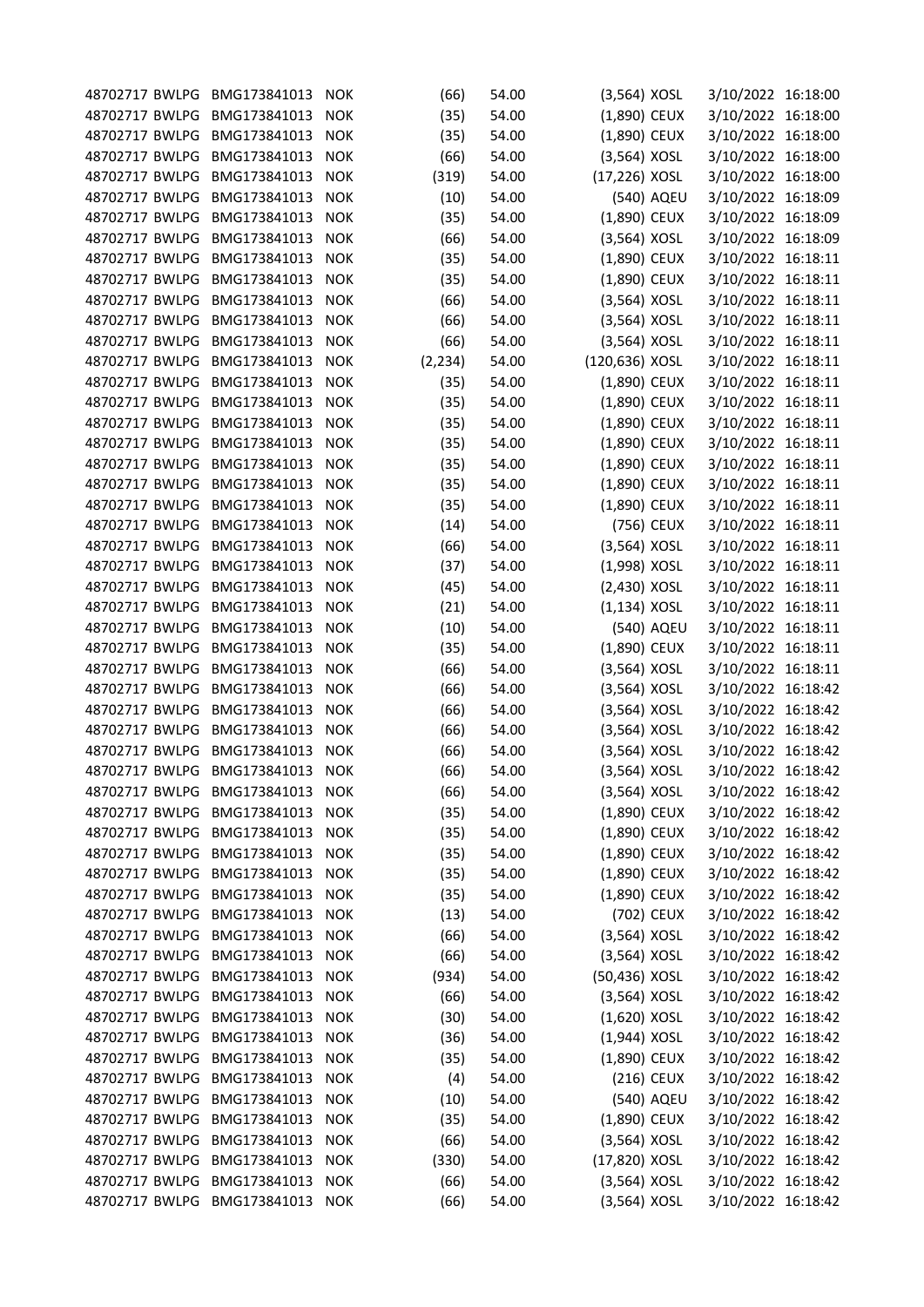| | | | | | | | | | |
|---|---|---|---|---|---|---|---|---|---|
| 48702717 | BWLPG | BMG173841013 | NOK | (66) | 54.00 | (3,564) | XOSL | 3/10/2022 | 16:18:00 |
| 48702717 | BWLPG | BMG173841013 | NOK | (35) | 54.00 | (1,890) | CEUX | 3/10/2022 | 16:18:00 |
| 48702717 | BWLPG | BMG173841013 | NOK | (35) | 54.00 | (1,890) | CEUX | 3/10/2022 | 16:18:00 |
| 48702717 | BWLPG | BMG173841013 | NOK | (66) | 54.00 | (3,564) | XOSL | 3/10/2022 | 16:18:00 |
| 48702717 | BWLPG | BMG173841013 | NOK | (319) | 54.00 | (17,226) | XOSL | 3/10/2022 | 16:18:00 |
| 48702717 | BWLPG | BMG173841013 | NOK | (10) | 54.00 | (540) | AQEU | 3/10/2022 | 16:18:09 |
| 48702717 | BWLPG | BMG173841013 | NOK | (35) | 54.00 | (1,890) | CEUX | 3/10/2022 | 16:18:09 |
| 48702717 | BWLPG | BMG173841013 | NOK | (66) | 54.00 | (3,564) | XOSL | 3/10/2022 | 16:18:09 |
| 48702717 | BWLPG | BMG173841013 | NOK | (35) | 54.00 | (1,890) | CEUX | 3/10/2022 | 16:18:11 |
| 48702717 | BWLPG | BMG173841013 | NOK | (35) | 54.00 | (1,890) | CEUX | 3/10/2022 | 16:18:11 |
| 48702717 | BWLPG | BMG173841013 | NOK | (66) | 54.00 | (3,564) | XOSL | 3/10/2022 | 16:18:11 |
| 48702717 | BWLPG | BMG173841013 | NOK | (66) | 54.00 | (3,564) | XOSL | 3/10/2022 | 16:18:11 |
| 48702717 | BWLPG | BMG173841013 | NOK | (66) | 54.00 | (3,564) | XOSL | 3/10/2022 | 16:18:11 |
| 48702717 | BWLPG | BMG173841013 | NOK | (2,234) | 54.00 | (120,636) | XOSL | 3/10/2022 | 16:18:11 |
| 48702717 | BWLPG | BMG173841013 | NOK | (35) | 54.00 | (1,890) | CEUX | 3/10/2022 | 16:18:11 |
| 48702717 | BWLPG | BMG173841013 | NOK | (35) | 54.00 | (1,890) | CEUX | 3/10/2022 | 16:18:11 |
| 48702717 | BWLPG | BMG173841013 | NOK | (35) | 54.00 | (1,890) | CEUX | 3/10/2022 | 16:18:11 |
| 48702717 | BWLPG | BMG173841013 | NOK | (35) | 54.00 | (1,890) | CEUX | 3/10/2022 | 16:18:11 |
| 48702717 | BWLPG | BMG173841013 | NOK | (35) | 54.00 | (1,890) | CEUX | 3/10/2022 | 16:18:11 |
| 48702717 | BWLPG | BMG173841013 | NOK | (35) | 54.00 | (1,890) | CEUX | 3/10/2022 | 16:18:11 |
| 48702717 | BWLPG | BMG173841013 | NOK | (35) | 54.00 | (1,890) | CEUX | 3/10/2022 | 16:18:11 |
| 48702717 | BWLPG | BMG173841013 | NOK | (14) | 54.00 | (756) | CEUX | 3/10/2022 | 16:18:11 |
| 48702717 | BWLPG | BMG173841013 | NOK | (66) | 54.00 | (3,564) | XOSL | 3/10/2022 | 16:18:11 |
| 48702717 | BWLPG | BMG173841013 | NOK | (37) | 54.00 | (1,998) | XOSL | 3/10/2022 | 16:18:11 |
| 48702717 | BWLPG | BMG173841013 | NOK | (45) | 54.00 | (2,430) | XOSL | 3/10/2022 | 16:18:11 |
| 48702717 | BWLPG | BMG173841013 | NOK | (21) | 54.00 | (1,134) | XOSL | 3/10/2022 | 16:18:11 |
| 48702717 | BWLPG | BMG173841013 | NOK | (10) | 54.00 | (540) | AQEU | 3/10/2022 | 16:18:11 |
| 48702717 | BWLPG | BMG173841013 | NOK | (35) | 54.00 | (1,890) | CEUX | 3/10/2022 | 16:18:11 |
| 48702717 | BWLPG | BMG173841013 | NOK | (66) | 54.00 | (3,564) | XOSL | 3/10/2022 | 16:18:11 |
| 48702717 | BWLPG | BMG173841013 | NOK | (66) | 54.00 | (3,564) | XOSL | 3/10/2022 | 16:18:42 |
| 48702717 | BWLPG | BMG173841013 | NOK | (66) | 54.00 | (3,564) | XOSL | 3/10/2022 | 16:18:42 |
| 48702717 | BWLPG | BMG173841013 | NOK | (66) | 54.00 | (3,564) | XOSL | 3/10/2022 | 16:18:42 |
| 48702717 | BWLPG | BMG173841013 | NOK | (66) | 54.00 | (3,564) | XOSL | 3/10/2022 | 16:18:42 |
| 48702717 | BWLPG | BMG173841013 | NOK | (66) | 54.00 | (3,564) | XOSL | 3/10/2022 | 16:18:42 |
| 48702717 | BWLPG | BMG173841013 | NOK | (66) | 54.00 | (3,564) | XOSL | 3/10/2022 | 16:18:42 |
| 48702717 | BWLPG | BMG173841013 | NOK | (35) | 54.00 | (1,890) | CEUX | 3/10/2022 | 16:18:42 |
| 48702717 | BWLPG | BMG173841013 | NOK | (35) | 54.00 | (1,890) | CEUX | 3/10/2022 | 16:18:42 |
| 48702717 | BWLPG | BMG173841013 | NOK | (35) | 54.00 | (1,890) | CEUX | 3/10/2022 | 16:18:42 |
| 48702717 | BWLPG | BMG173841013 | NOK | (35) | 54.00 | (1,890) | CEUX | 3/10/2022 | 16:18:42 |
| 48702717 | BWLPG | BMG173841013 | NOK | (35) | 54.00 | (1,890) | CEUX | 3/10/2022 | 16:18:42 |
| 48702717 | BWLPG | BMG173841013 | NOK | (13) | 54.00 | (702) | CEUX | 3/10/2022 | 16:18:42 |
| 48702717 | BWLPG | BMG173841013 | NOK | (66) | 54.00 | (3,564) | XOSL | 3/10/2022 | 16:18:42 |
| 48702717 | BWLPG | BMG173841013 | NOK | (66) | 54.00 | (3,564) | XOSL | 3/10/2022 | 16:18:42 |
| 48702717 | BWLPG | BMG173841013 | NOK | (934) | 54.00 | (50,436) | XOSL | 3/10/2022 | 16:18:42 |
| 48702717 | BWLPG | BMG173841013 | NOK | (66) | 54.00 | (3,564) | XOSL | 3/10/2022 | 16:18:42 |
| 48702717 | BWLPG | BMG173841013 | NOK | (30) | 54.00 | (1,620) | XOSL | 3/10/2022 | 16:18:42 |
| 48702717 | BWLPG | BMG173841013 | NOK | (36) | 54.00 | (1,944) | XOSL | 3/10/2022 | 16:18:42 |
| 48702717 | BWLPG | BMG173841013 | NOK | (35) | 54.00 | (1,890) | CEUX | 3/10/2022 | 16:18:42 |
| 48702717 | BWLPG | BMG173841013 | NOK | (4) | 54.00 | (216) | CEUX | 3/10/2022 | 16:18:42 |
| 48702717 | BWLPG | BMG173841013 | NOK | (10) | 54.00 | (540) | AQEU | 3/10/2022 | 16:18:42 |
| 48702717 | BWLPG | BMG173841013 | NOK | (35) | 54.00 | (1,890) | CEUX | 3/10/2022 | 16:18:42 |
| 48702717 | BWLPG | BMG173841013 | NOK | (66) | 54.00 | (3,564) | XOSL | 3/10/2022 | 16:18:42 |
| 48702717 | BWLPG | BMG173841013 | NOK | (330) | 54.00 | (17,820) | XOSL | 3/10/2022 | 16:18:42 |
| 48702717 | BWLPG | BMG173841013 | NOK | (66) | 54.00 | (3,564) | XOSL | 3/10/2022 | 16:18:42 |
| 48702717 | BWLPG | BMG173841013 | NOK | (66) | 54.00 | (3,564) | XOSL | 3/10/2022 | 16:18:42 |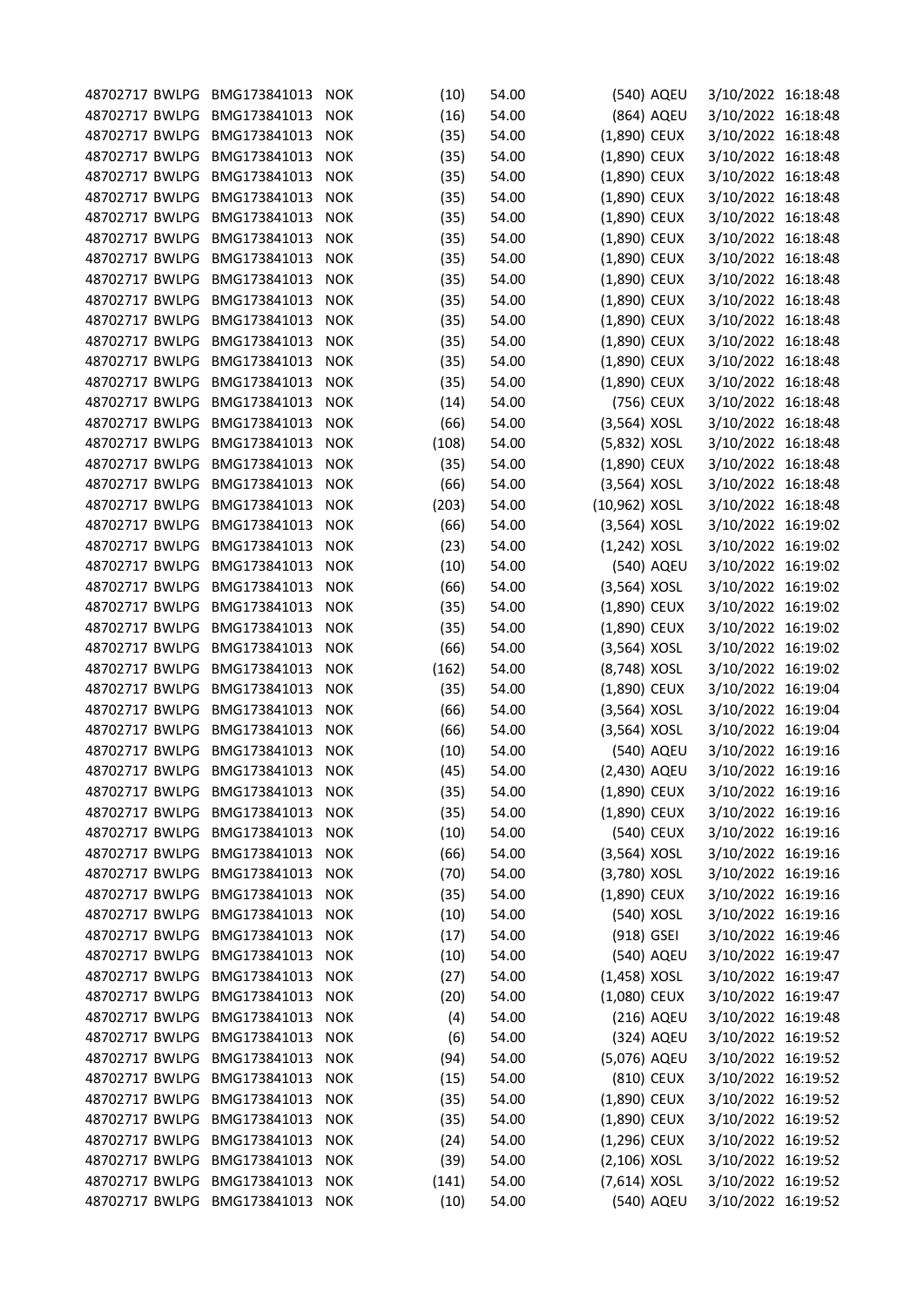| | | | | | | | | | |
|---|---|---|---|---|---|---|---|---|---|
| 48702717 | BWLPG | BMG173841013 | NOK | (10) | 54.00 | (540) | AQEU | 3/10/2022 | 16:18:48 |
| 48702717 | BWLPG | BMG173841013 | NOK | (16) | 54.00 | (864) | AQEU | 3/10/2022 | 16:18:48 |
| 48702717 | BWLPG | BMG173841013 | NOK | (35) | 54.00 | (1,890) | CEUX | 3/10/2022 | 16:18:48 |
| 48702717 | BWLPG | BMG173841013 | NOK | (35) | 54.00 | (1,890) | CEUX | 3/10/2022 | 16:18:48 |
| 48702717 | BWLPG | BMG173841013 | NOK | (35) | 54.00 | (1,890) | CEUX | 3/10/2022 | 16:18:48 |
| 48702717 | BWLPG | BMG173841013 | NOK | (35) | 54.00 | (1,890) | CEUX | 3/10/2022 | 16:18:48 |
| 48702717 | BWLPG | BMG173841013 | NOK | (35) | 54.00 | (1,890) | CEUX | 3/10/2022 | 16:18:48 |
| 48702717 | BWLPG | BMG173841013 | NOK | (35) | 54.00 | (1,890) | CEUX | 3/10/2022 | 16:18:48 |
| 48702717 | BWLPG | BMG173841013 | NOK | (35) | 54.00 | (1,890) | CEUX | 3/10/2022 | 16:18:48 |
| 48702717 | BWLPG | BMG173841013 | NOK | (35) | 54.00 | (1,890) | CEUX | 3/10/2022 | 16:18:48 |
| 48702717 | BWLPG | BMG173841013 | NOK | (35) | 54.00 | (1,890) | CEUX | 3/10/2022 | 16:18:48 |
| 48702717 | BWLPG | BMG173841013 | NOK | (35) | 54.00 | (1,890) | CEUX | 3/10/2022 | 16:18:48 |
| 48702717 | BWLPG | BMG173841013 | NOK | (35) | 54.00 | (1,890) | CEUX | 3/10/2022 | 16:18:48 |
| 48702717 | BWLPG | BMG173841013 | NOK | (35) | 54.00 | (1,890) | CEUX | 3/10/2022 | 16:18:48 |
| 48702717 | BWLPG | BMG173841013 | NOK | (35) | 54.00 | (1,890) | CEUX | 3/10/2022 | 16:18:48 |
| 48702717 | BWLPG | BMG173841013 | NOK | (14) | 54.00 | (756) | CEUX | 3/10/2022 | 16:18:48 |
| 48702717 | BWLPG | BMG173841013 | NOK | (66) | 54.00 | (3,564) | XOSL | 3/10/2022 | 16:18:48 |
| 48702717 | BWLPG | BMG173841013 | NOK | (108) | 54.00 | (5,832) | XOSL | 3/10/2022 | 16:18:48 |
| 48702717 | BWLPG | BMG173841013 | NOK | (35) | 54.00 | (1,890) | CEUX | 3/10/2022 | 16:18:48 |
| 48702717 | BWLPG | BMG173841013 | NOK | (66) | 54.00 | (3,564) | XOSL | 3/10/2022 | 16:18:48 |
| 48702717 | BWLPG | BMG173841013 | NOK | (203) | 54.00 | (10,962) | XOSL | 3/10/2022 | 16:18:48 |
| 48702717 | BWLPG | BMG173841013 | NOK | (66) | 54.00 | (3,564) | XOSL | 3/10/2022 | 16:19:02 |
| 48702717 | BWLPG | BMG173841013 | NOK | (23) | 54.00 | (1,242) | XOSL | 3/10/2022 | 16:19:02 |
| 48702717 | BWLPG | BMG173841013 | NOK | (10) | 54.00 | (540) | AQEU | 3/10/2022 | 16:19:02 |
| 48702717 | BWLPG | BMG173841013 | NOK | (66) | 54.00 | (3,564) | XOSL | 3/10/2022 | 16:19:02 |
| 48702717 | BWLPG | BMG173841013 | NOK | (35) | 54.00 | (1,890) | CEUX | 3/10/2022 | 16:19:02 |
| 48702717 | BWLPG | BMG173841013 | NOK | (35) | 54.00 | (1,890) | CEUX | 3/10/2022 | 16:19:02 |
| 48702717 | BWLPG | BMG173841013 | NOK | (66) | 54.00 | (3,564) | XOSL | 3/10/2022 | 16:19:02 |
| 48702717 | BWLPG | BMG173841013 | NOK | (162) | 54.00 | (8,748) | XOSL | 3/10/2022 | 16:19:02 |
| 48702717 | BWLPG | BMG173841013 | NOK | (35) | 54.00 | (1,890) | CEUX | 3/10/2022 | 16:19:04 |
| 48702717 | BWLPG | BMG173841013 | NOK | (66) | 54.00 | (3,564) | XOSL | 3/10/2022 | 16:19:04 |
| 48702717 | BWLPG | BMG173841013 | NOK | (66) | 54.00 | (3,564) | XOSL | 3/10/2022 | 16:19:04 |
| 48702717 | BWLPG | BMG173841013 | NOK | (10) | 54.00 | (540) | AQEU | 3/10/2022 | 16:19:16 |
| 48702717 | BWLPG | BMG173841013 | NOK | (45) | 54.00 | (2,430) | AQEU | 3/10/2022 | 16:19:16 |
| 48702717 | BWLPG | BMG173841013 | NOK | (35) | 54.00 | (1,890) | CEUX | 3/10/2022 | 16:19:16 |
| 48702717 | BWLPG | BMG173841013 | NOK | (35) | 54.00 | (1,890) | CEUX | 3/10/2022 | 16:19:16 |
| 48702717 | BWLPG | BMG173841013 | NOK | (10) | 54.00 | (540) | CEUX | 3/10/2022 | 16:19:16 |
| 48702717 | BWLPG | BMG173841013 | NOK | (66) | 54.00 | (3,564) | XOSL | 3/10/2022 | 16:19:16 |
| 48702717 | BWLPG | BMG173841013 | NOK | (70) | 54.00 | (3,780) | XOSL | 3/10/2022 | 16:19:16 |
| 48702717 | BWLPG | BMG173841013 | NOK | (35) | 54.00 | (1,890) | CEUX | 3/10/2022 | 16:19:16 |
| 48702717 | BWLPG | BMG173841013 | NOK | (10) | 54.00 | (540) | XOSL | 3/10/2022 | 16:19:16 |
| 48702717 | BWLPG | BMG173841013 | NOK | (17) | 54.00 | (918) | GSEI | 3/10/2022 | 16:19:46 |
| 48702717 | BWLPG | BMG173841013 | NOK | (10) | 54.00 | (540) | AQEU | 3/10/2022 | 16:19:47 |
| 48702717 | BWLPG | BMG173841013 | NOK | (27) | 54.00 | (1,458) | XOSL | 3/10/2022 | 16:19:47 |
| 48702717 | BWLPG | BMG173841013 | NOK | (20) | 54.00 | (1,080) | CEUX | 3/10/2022 | 16:19:47 |
| 48702717 | BWLPG | BMG173841013 | NOK | (4) | 54.00 | (216) | AQEU | 3/10/2022 | 16:19:48 |
| 48702717 | BWLPG | BMG173841013 | NOK | (6) | 54.00 | (324) | AQEU | 3/10/2022 | 16:19:52 |
| 48702717 | BWLPG | BMG173841013 | NOK | (94) | 54.00 | (5,076) | AQEU | 3/10/2022 | 16:19:52 |
| 48702717 | BWLPG | BMG173841013 | NOK | (15) | 54.00 | (810) | CEUX | 3/10/2022 | 16:19:52 |
| 48702717 | BWLPG | BMG173841013 | NOK | (35) | 54.00 | (1,890) | CEUX | 3/10/2022 | 16:19:52 |
| 48702717 | BWLPG | BMG173841013 | NOK | (35) | 54.00 | (1,890) | CEUX | 3/10/2022 | 16:19:52 |
| 48702717 | BWLPG | BMG173841013 | NOK | (24) | 54.00 | (1,296) | CEUX | 3/10/2022 | 16:19:52 |
| 48702717 | BWLPG | BMG173841013 | NOK | (39) | 54.00 | (2,106) | XOSL | 3/10/2022 | 16:19:52 |
| 48702717 | BWLPG | BMG173841013 | NOK | (141) | 54.00 | (7,614) | XOSL | 3/10/2022 | 16:19:52 |
| 48702717 | BWLPG | BMG173841013 | NOK | (10) | 54.00 | (540) | AQEU | 3/10/2022 | 16:19:52 |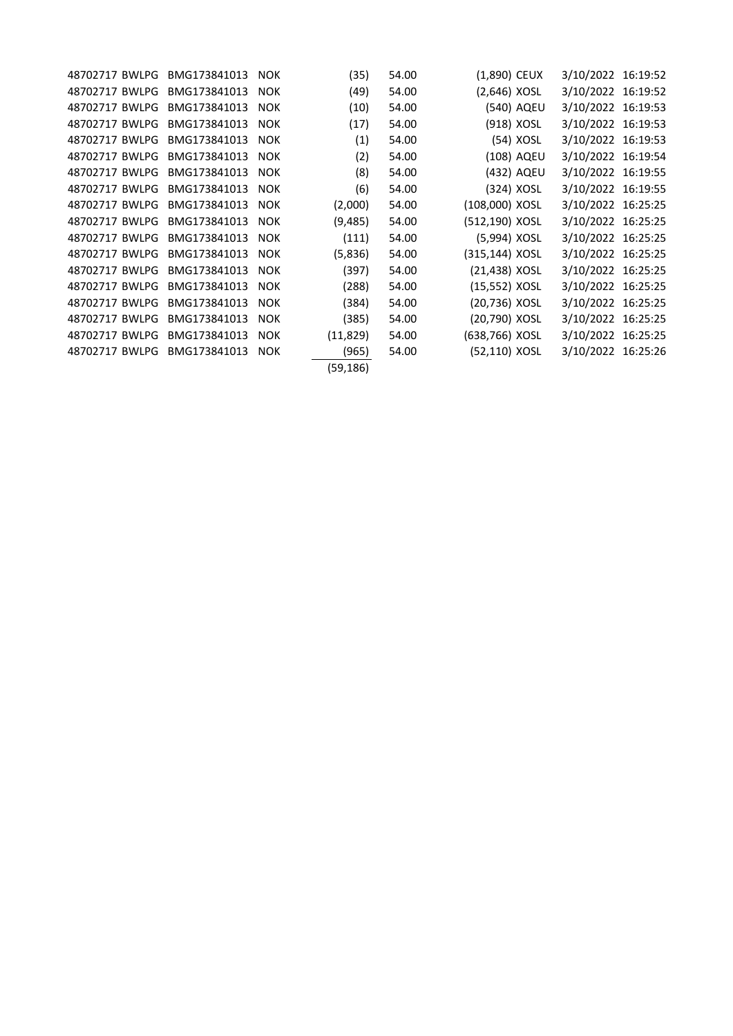| | | | | | | | | | |
|---|---|---|---|---|---|---|---|---|---|
| 48702717 | BWLPG | BMG173841013 | NOK | (35) | 54.00 | (1,890) | CEUX | 3/10/2022 | 16:19:52 |
| 48702717 | BWLPG | BMG173841013 | NOK | (49) | 54.00 | (2,646) | XOSL | 3/10/2022 | 16:19:52 |
| 48702717 | BWLPG | BMG173841013 | NOK | (10) | 54.00 | (540) | AQEU | 3/10/2022 | 16:19:53 |
| 48702717 | BWLPG | BMG173841013 | NOK | (17) | 54.00 | (918) | XOSL | 3/10/2022 | 16:19:53 |
| 48702717 | BWLPG | BMG173841013 | NOK | (1) | 54.00 | (54) | XOSL | 3/10/2022 | 16:19:53 |
| 48702717 | BWLPG | BMG173841013 | NOK | (2) | 54.00 | (108) | AQEU | 3/10/2022 | 16:19:54 |
| 48702717 | BWLPG | BMG173841013 | NOK | (8) | 54.00 | (432) | AQEU | 3/10/2022 | 16:19:55 |
| 48702717 | BWLPG | BMG173841013 | NOK | (6) | 54.00 | (324) | XOSL | 3/10/2022 | 16:19:55 |
| 48702717 | BWLPG | BMG173841013 | NOK | (2,000) | 54.00 | (108,000) | XOSL | 3/10/2022 | 16:25:25 |
| 48702717 | BWLPG | BMG173841013 | NOK | (9,485) | 54.00 | (512,190) | XOSL | 3/10/2022 | 16:25:25 |
| 48702717 | BWLPG | BMG173841013 | NOK | (111) | 54.00 | (5,994) | XOSL | 3/10/2022 | 16:25:25 |
| 48702717 | BWLPG | BMG173841013 | NOK | (5,836) | 54.00 | (315,144) | XOSL | 3/10/2022 | 16:25:25 |
| 48702717 | BWLPG | BMG173841013 | NOK | (397) | 54.00 | (21,438) | XOSL | 3/10/2022 | 16:25:25 |
| 48702717 | BWLPG | BMG173841013 | NOK | (288) | 54.00 | (15,552) | XOSL | 3/10/2022 | 16:25:25 |
| 48702717 | BWLPG | BMG173841013 | NOK | (384) | 54.00 | (20,736) | XOSL | 3/10/2022 | 16:25:25 |
| 48702717 | BWLPG | BMG173841013 | NOK | (385) | 54.00 | (20,790) | XOSL | 3/10/2022 | 16:25:25 |
| 48702717 | BWLPG | BMG173841013 | NOK | (11,829) | 54.00 | (638,766) | XOSL | 3/10/2022 | 16:25:25 |
| 48702717 | BWLPG | BMG173841013 | NOK | (965) | 54.00 | (52,110) | XOSL | 3/10/2022 | 16:25:26 |
| | | | | (59,186) | | | | | |